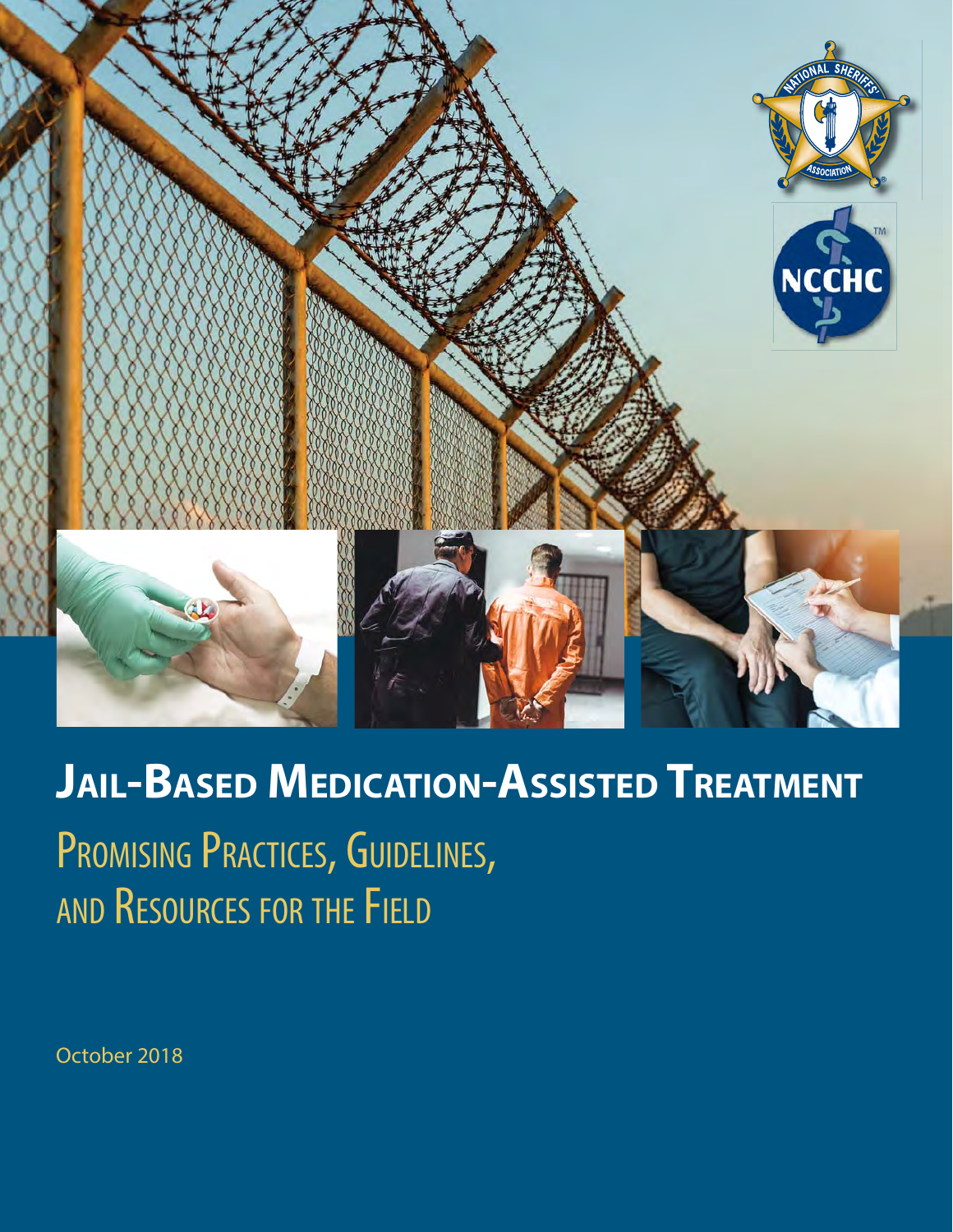# Jail-Based Medication-Assisted Treatment

## Promising Practices, Guidelines, and Resources for the Field

October 2018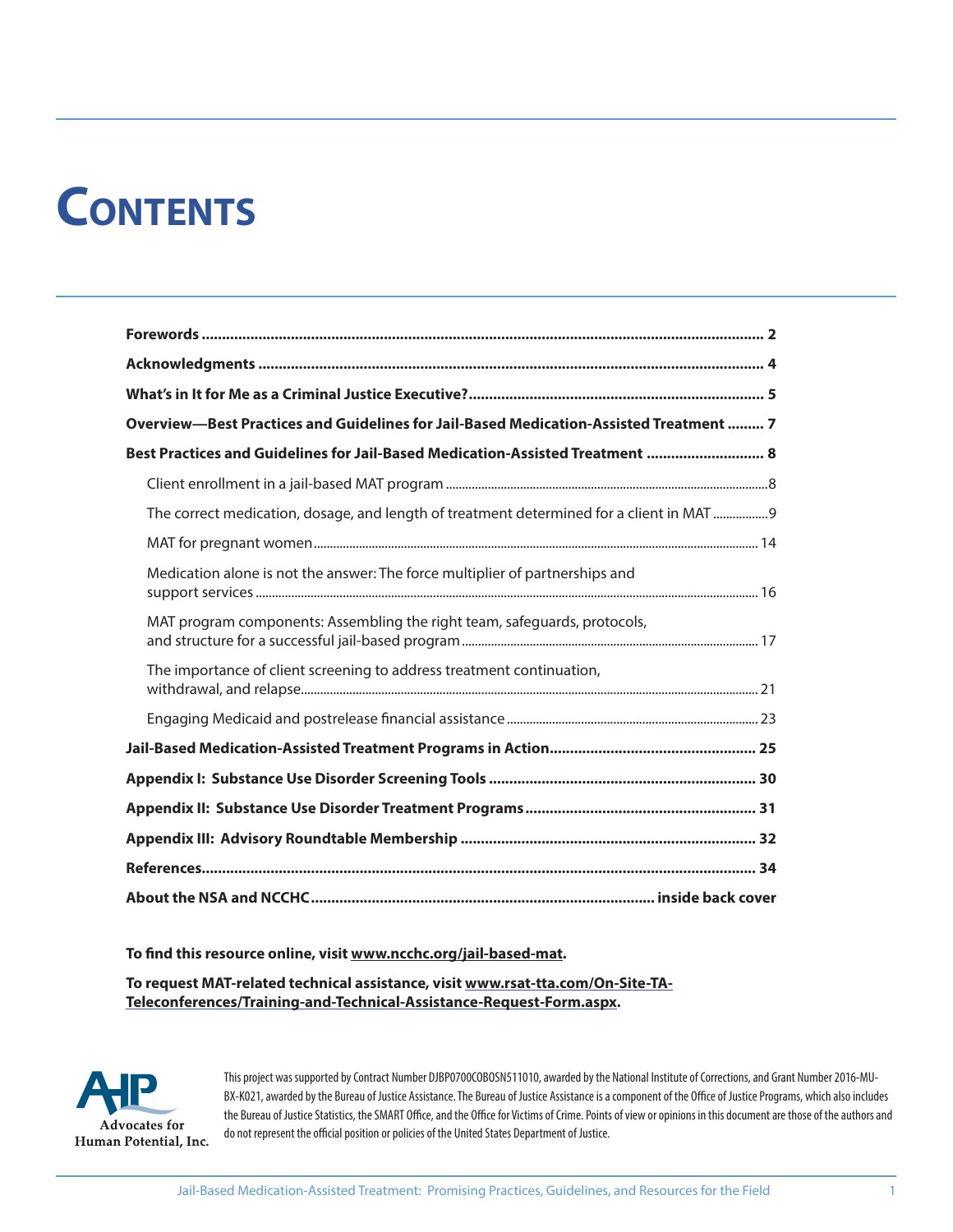# Contents

| | |
|---|---|
| **Forewords** | **2** |
| **Acknowledgments** | **4** |
| **What's in It for Me as a Criminal Justice Executive?** | **5** |
| **Overview—Best Practices and Guidelines for Jail-Based Medication-Assisted Treatment** | **7** |
| **Best Practices and Guidelines for Jail-Based Medication-Assisted Treatment** | **8** |
| Client enrollment in a jail-based MAT program | 8 |
| The correct medication, dosage, and length of treatment determined for a client in MAT | 9 |
| MAT for pregnant women | 14 |
| Medication alone is not the answer: The force multiplier of partnerships and support services | 16 |
| MAT program components: Assembling the right team, safeguards, protocols, and structure for a successful jail-based program | 17 |
| The importance of client screening to address treatment continuation, withdrawal, and relapse | 21 |
| Engaging Medicaid and postrelease financial assistance | 23 |
| **Jail-Based Medication-Assisted Treatment Programs in Action** | **25** |
| **Appendix I: Substance Use Disorder Screening Tools** | **30** |
| **Appendix II: Substance Use Disorder Treatment Programs** | **31** |
| **Appendix III: Advisory Roundtable Membership** | **32** |
| **References** | **34** |
| **About the NSA and NCCHC** | **inside back cover** |

**To find this resource online, visit www.ncchc.org/jail-based-mat.**

**To request MAT-related technical assistance, visit www.rsat-tta.com/On-Site-TA-Teleconferences/Training-and-Technical-Assistance-Request-Form.aspx.**

AHP Advocates for Human Potential, Inc.

This project was supported by Contract Number DJBP0700COBOSN511010, awarded by the National Institute of Corrections, and Grant Number 2016-MU-BX-K021, awarded by the Bureau of Justice Assistance. The Bureau of Justice Assistance is a component of the Office of Justice Programs, which also includes the Bureau of Justice Statistics, the SMART Office, and the Office for Victims of Crime. Points of view or opinions in this document are those of the authors and do not represent the official position or policies of the United States Department of Justice.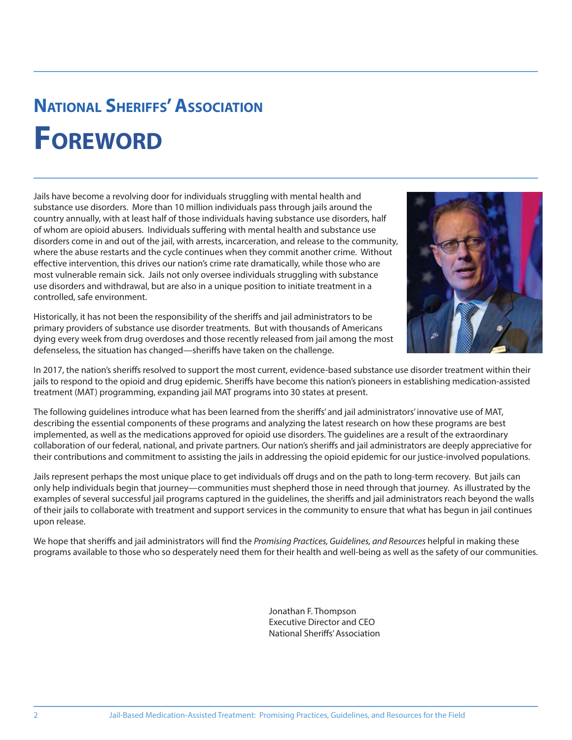## National Sheriffs' Association

# Foreword

Jails have become a revolving door for individuals struggling with mental health and substance use disorders. More than 10 million individuals pass through jails around the country annually, with at least half of those individuals having substance use disorders, half of whom are opioid abusers. Individuals suffering with mental health and substance use disorders come in and out of the jail, with arrests, incarceration, and release to the community, where the abuse restarts and the cycle continues when they commit another crime. Without effective intervention, this drives our nation's crime rate dramatically, while those who are most vulnerable remain sick. Jails not only oversee individuals struggling with substance use disorders and withdrawal, but are also in a unique position to initiate treatment in a controlled, safe environment.

Historically, it has not been the responsibility of the sheriffs and jail administrators to be primary providers of substance use disorder treatments. But with thousands of Americans dying every week from drug overdoses and those recently released from jail among the most defenseless, the situation has changed—sheriffs have taken on the challenge.

In 2017, the nation's sheriffs resolved to support the most current, evidence-based substance use disorder treatment within their jails to respond to the opioid and drug epidemic. Sheriffs have become this nation's pioneers in establishing medication-assisted treatment (MAT) programming, expanding jail MAT programs into 30 states at present.

The following guidelines introduce what has been learned from the sheriffs' and jail administrators' innovative use of MAT, describing the essential components of these programs and analyzing the latest research on how these programs are best implemented, as well as the medications approved for opioid use disorders. The guidelines are a result of the extraordinary collaboration of our federal, national, and private partners. Our nation's sheriffs and jail administrators are deeply appreciative for their contributions and commitment to assisting the jails in addressing the opioid epidemic for our justice-involved populations.

Jails represent perhaps the most unique place to get individuals off drugs and on the path to long-term recovery. But jails can only help individuals begin that journey—communities must shepherd those in need through that journey. As illustrated by the examples of several successful jail programs captured in the guidelines, the sheriffs and jail administrators reach beyond the walls of their jails to collaborate with treatment and support services in the community to ensure that what has begun in jail continues upon release.

We hope that sheriffs and jail administrators will find the *Promising Practices, Guidelines, and Resources* helpful in making these programs available to those who so desperately need them for their health and well-being as well as the safety of our communities.

Jonathan F. Thompson
Executive Director and CEO
National Sheriffs' Association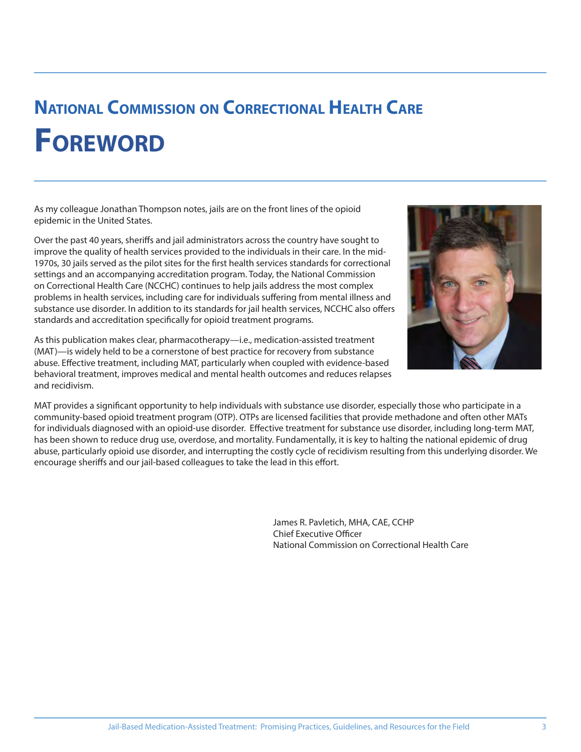## National Commission on Correctional Health Care

# Foreword

As my colleague Jonathan Thompson notes, jails are on the front lines of the opioid epidemic in the United States.

Over the past 40 years, sheriffs and jail administrators across the country have sought to improve the quality of health services provided to the individuals in their care. In the mid-1970s, 30 jails served as the pilot sites for the first health services standards for correctional settings and an accompanying accreditation program. Today, the National Commission on Correctional Health Care (NCCHC) continues to help jails address the most complex problems in health services, including care for individuals suffering from mental illness and substance use disorder. In addition to its standards for jail health services, NCCHC also offers standards and accreditation specifically for opioid treatment programs.

As this publication makes clear, pharmacotherapy—i.e., medication-assisted treatment (MAT)—is widely held to be a cornerstone of best practice for recovery from substance abuse. Effective treatment, including MAT, particularly when coupled with evidence-based behavioral treatment, improves medical and mental health outcomes and reduces relapses and recidivism.

MAT provides a significant opportunity to help individuals with substance use disorder, especially those who participate in a community-based opioid treatment program (OTP). OTPs are licensed facilities that provide methadone and often other MATs for individuals diagnosed with an opioid-use disorder. Effective treatment for substance use disorder, including long-term MAT, has been shown to reduce drug use, overdose, and mortality. Fundamentally, it is key to halting the national epidemic of drug abuse, particularly opioid use disorder, and interrupting the costly cycle of recidivism resulting from this underlying disorder. We encourage sheriffs and our jail-based colleagues to take the lead in this effort.

James R. Pavletich, MHA, CAE, CCHP
Chief Executive Officer
National Commission on Correctional Health Care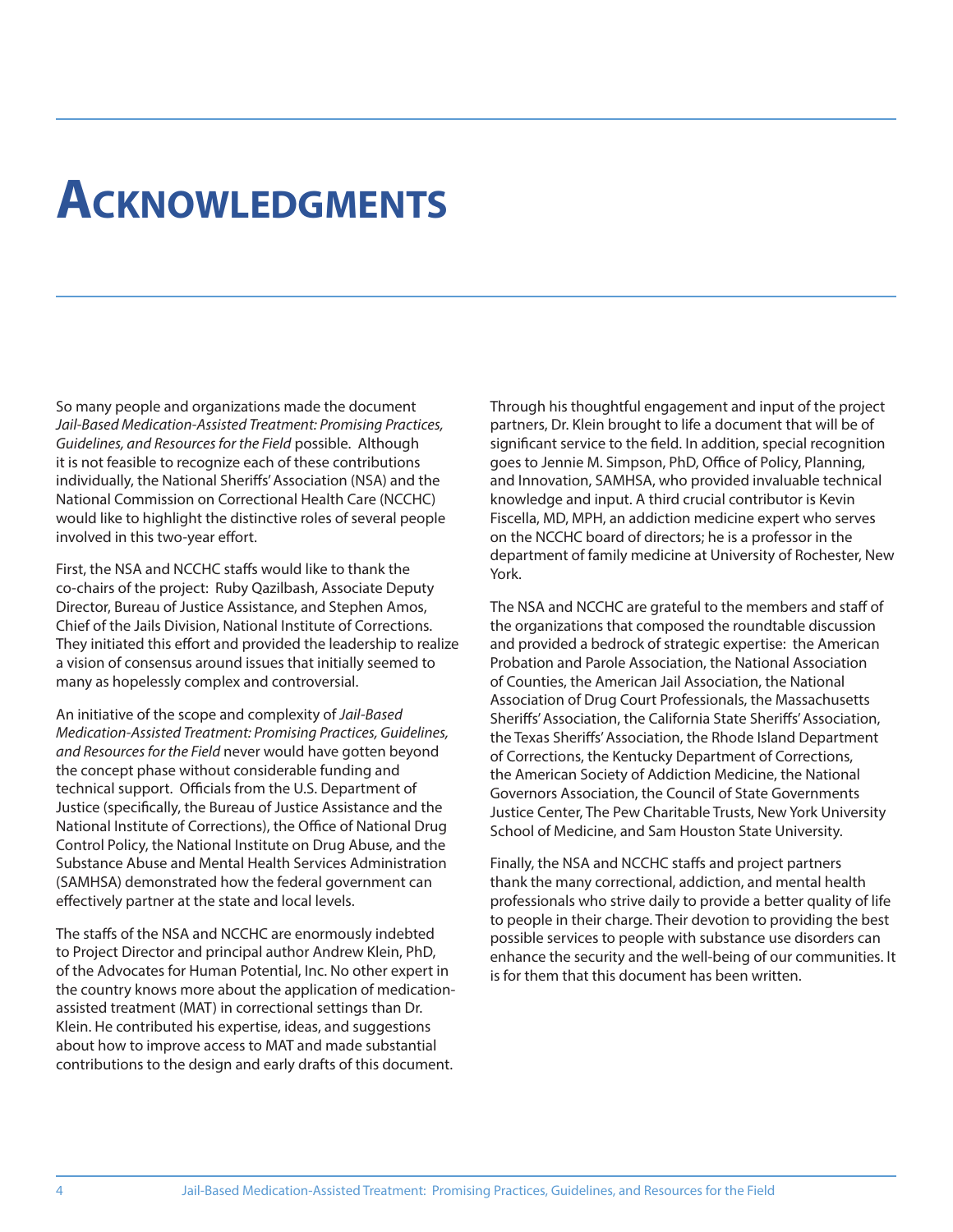# Acknowledgments

So many people and organizations made the document *Jail-Based Medication-Assisted Treatment: Promising Practices, Guidelines, and Resources for the Field* possible. Although it is not feasible to recognize each of these contributions individually, the National Sheriffs' Association (NSA) and the National Commission on Correctional Health Care (NCCHC) would like to highlight the distinctive roles of several people involved in this two-year effort.

First, the NSA and NCCHC staffs would like to thank the co-chairs of the project: Ruby Qazilbash, Associate Deputy Director, Bureau of Justice Assistance, and Stephen Amos, Chief of the Jails Division, National Institute of Corrections. They initiated this effort and provided the leadership to realize a vision of consensus around issues that initially seemed to many as hopelessly complex and controversial.

An initiative of the scope and complexity of *Jail-Based Medication-Assisted Treatment: Promising Practices, Guidelines, and Resources for the Field* never would have gotten beyond the concept phase without considerable funding and technical support. Officials from the U.S. Department of Justice (specifically, the Bureau of Justice Assistance and the National Institute of Corrections), the Office of National Drug Control Policy, the National Institute on Drug Abuse, and the Substance Abuse and Mental Health Services Administration (SAMHSA) demonstrated how the federal government can effectively partner at the state and local levels.

The staffs of the NSA and NCCHC are enormously indebted to Project Director and principal author Andrew Klein, PhD, of the Advocates for Human Potential, Inc. No other expert in the country knows more about the application of medication-assisted treatment (MAT) in correctional settings than Dr. Klein. He contributed his expertise, ideas, and suggestions about how to improve access to MAT and made substantial contributions to the design and early drafts of this document. Through his thoughtful engagement and input of the project partners, Dr. Klein brought to life a document that will be of significant service to the field. In addition, special recognition goes to Jennie M. Simpson, PhD, Office of Policy, Planning, and Innovation, SAMHSA, who provided invaluable technical knowledge and input. A third crucial contributor is Kevin Fiscella, MD, MPH, an addiction medicine expert who serves on the NCCHC board of directors; he is a professor in the department of family medicine at University of Rochester, New York.

The NSA and NCCHC are grateful to the members and staff of the organizations that composed the roundtable discussion and provided a bedrock of strategic expertise: the American Probation and Parole Association, the National Association of Counties, the American Jail Association, the National Association of Drug Court Professionals, the Massachusetts Sheriffs' Association, the California State Sheriffs' Association, the Texas Sheriffs' Association, the Rhode Island Department of Corrections, the Kentucky Department of Corrections, the American Society of Addiction Medicine, the National Governors Association, the Council of State Governments Justice Center, The Pew Charitable Trusts, New York University School of Medicine, and Sam Houston State University.

Finally, the NSA and NCCHC staffs and project partners thank the many correctional, addiction, and mental health professionals who strive daily to provide a better quality of life to people in their charge. Their devotion to providing the best possible services to people with substance use disorders can enhance the security and the well-being of our communities. It is for them that this document has been written.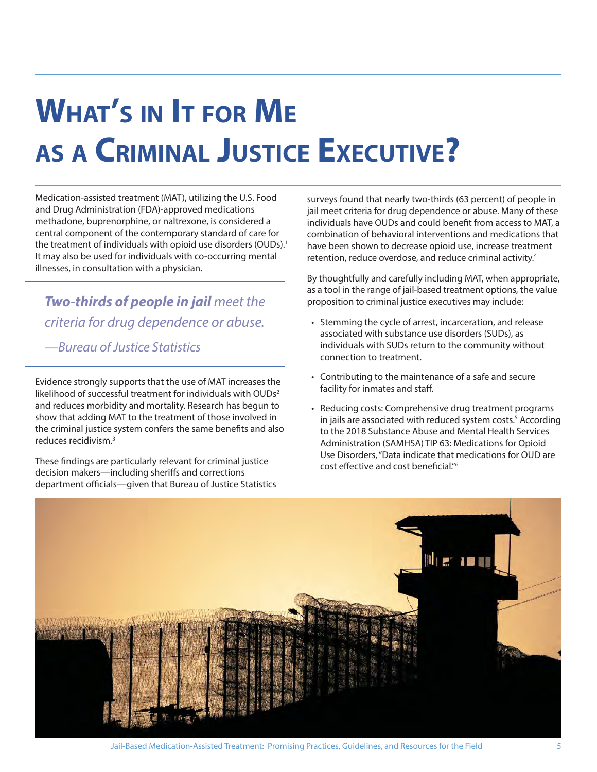# What's in It for Me as a Criminal Justice Executive?

Medication-assisted treatment (MAT), utilizing the U.S. Food and Drug Administration (FDA)-approved medications methadone, buprenorphine, or naltrexone, is considered a central component of the contemporary standard of care for the treatment of individuals with opioid use disorders (OUDs).[1] It may also be used for individuals with co-occurring mental illnesses, in consultation with a physician.

> ***Two-thirds of people in jail*** *meet the criteria for drug dependence or abuse.*
>
> *—Bureau of Justice Statistics*

Evidence strongly supports that the use of MAT increases the likelihood of successful treatment for individuals with OUDs[2] and reduces morbidity and mortality. Research has begun to show that adding MAT to the treatment of those involved in the criminal justice system confers the same benefits and also reduces recidivism.[3]

These findings are particularly relevant for criminal justice decision makers—including sheriffs and corrections department officials—given that Bureau of Justice Statistics surveys found that nearly two-thirds (63 percent) of people in jail meet criteria for drug dependence or abuse. Many of these individuals have OUDs and could benefit from access to MAT, a combination of behavioral interventions and medications that have been shown to decrease opioid use, increase treatment retention, reduce overdose, and reduce criminal activity.[4]

By thoughtfully and carefully including MAT, when appropriate, as a tool in the range of jail-based treatment options, the value proposition to criminal justice executives may include:

- Stemming the cycle of arrest, incarceration, and release associated with substance use disorders (SUDs), as individuals with SUDs return to the community without connection to treatment.
- Contributing to the maintenance of a safe and secure facility for inmates and staff.
- Reducing costs: Comprehensive drug treatment programs in jails are associated with reduced system costs.[5] According to the 2018 Substance Abuse and Mental Health Services Administration (SAMHSA) TIP 63: Medications for Opioid Use Disorders, "Data indicate that medications for OUD are cost effective and cost beneficial."[6]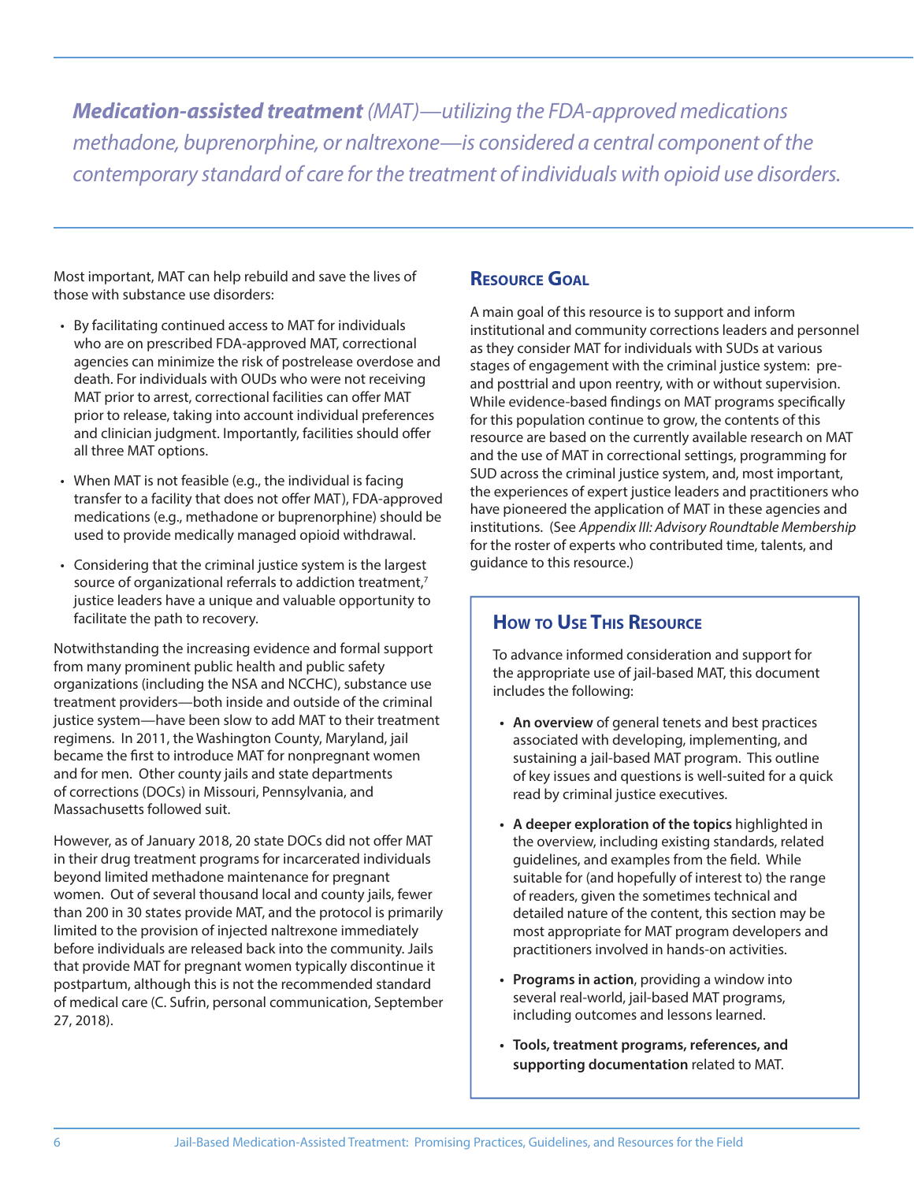***Medication-assisted treatment** (MAT)—utilizing the FDA-approved medications methadone, buprenorphine, or naltrexone—is considered a central component of the contemporary standard of care for the treatment of individuals with opioid use disorders.*

Most important, MAT can help rebuild and save the lives of those with substance use disorders:

- By facilitating continued access to MAT for individuals who are on prescribed FDA-approved MAT, correctional agencies can minimize the risk of postrelease overdose and death. For individuals with OUDs who were not receiving MAT prior to arrest, correctional facilities can offer MAT prior to release, taking into account individual preferences and clinician judgment. Importantly, facilities should offer all three MAT options.
- When MAT is not feasible (e.g., the individual is facing transfer to a facility that does not offer MAT), FDA-approved medications (e.g., methadone or buprenorphine) should be used to provide medically managed opioid withdrawal.
- Considering that the criminal justice system is the largest source of organizational referrals to addiction treatment,[7] justice leaders have a unique and valuable opportunity to facilitate the path to recovery.

Notwithstanding the increasing evidence and formal support from many prominent public health and public safety organizations (including the NSA and NCCHC), substance use treatment providers—both inside and outside of the criminal justice system—have been slow to add MAT to their treatment regimens. In 2011, the Washington County, Maryland, jail became the first to introduce MAT for nonpregnant women and for men. Other county jails and state departments of corrections (DOCs) in Missouri, Pennsylvania, and Massachusetts followed suit.

However, as of January 2018, 20 state DOCs did not offer MAT in their drug treatment programs for incarcerated individuals beyond limited methadone maintenance for pregnant women. Out of several thousand local and county jails, fewer than 200 in 30 states provide MAT, and the protocol is primarily limited to the provision of injected naltrexone immediately before individuals are released back into the community. Jails that provide MAT for pregnant women typically discontinue it postpartum, although this is not the recommended standard of medical care (C. Sufrin, personal communication, September 27, 2018).

## Resource Goal

A main goal of this resource is to support and inform institutional and community corrections leaders and personnel as they consider MAT for individuals with SUDs at various stages of engagement with the criminal justice system: pre- and posttrial and upon reentry, with or without supervision. While evidence-based findings on MAT programs specifically for this population continue to grow, the contents of this resource are based on the currently available research on MAT and the use of MAT in correctional settings, programming for SUD across the criminal justice system, and, most important, the experiences of expert justice leaders and practitioners who have pioneered the application of MAT in these agencies and institutions. (See *Appendix III: Advisory Roundtable Membership* for the roster of experts who contributed time, talents, and guidance to this resource.)

## How to Use This Resource

To advance informed consideration and support for the appropriate use of jail-based MAT, this document includes the following:

- **An overview** of general tenets and best practices associated with developing, implementing, and sustaining a jail-based MAT program. This outline of key issues and questions is well-suited for a quick read by criminal justice executives.
- **A deeper exploration of the topics** highlighted in the overview, including existing standards, related guidelines, and examples from the field. While suitable for (and hopefully of interest to) the range of readers, given the sometimes technical and detailed nature of the content, this section may be most appropriate for MAT program developers and practitioners involved in hands-on activities.
- **Programs in action**, providing a window into several real-world, jail-based MAT programs, including outcomes and lessons learned.
- **Tools, treatment programs, references, and supporting documentation** related to MAT.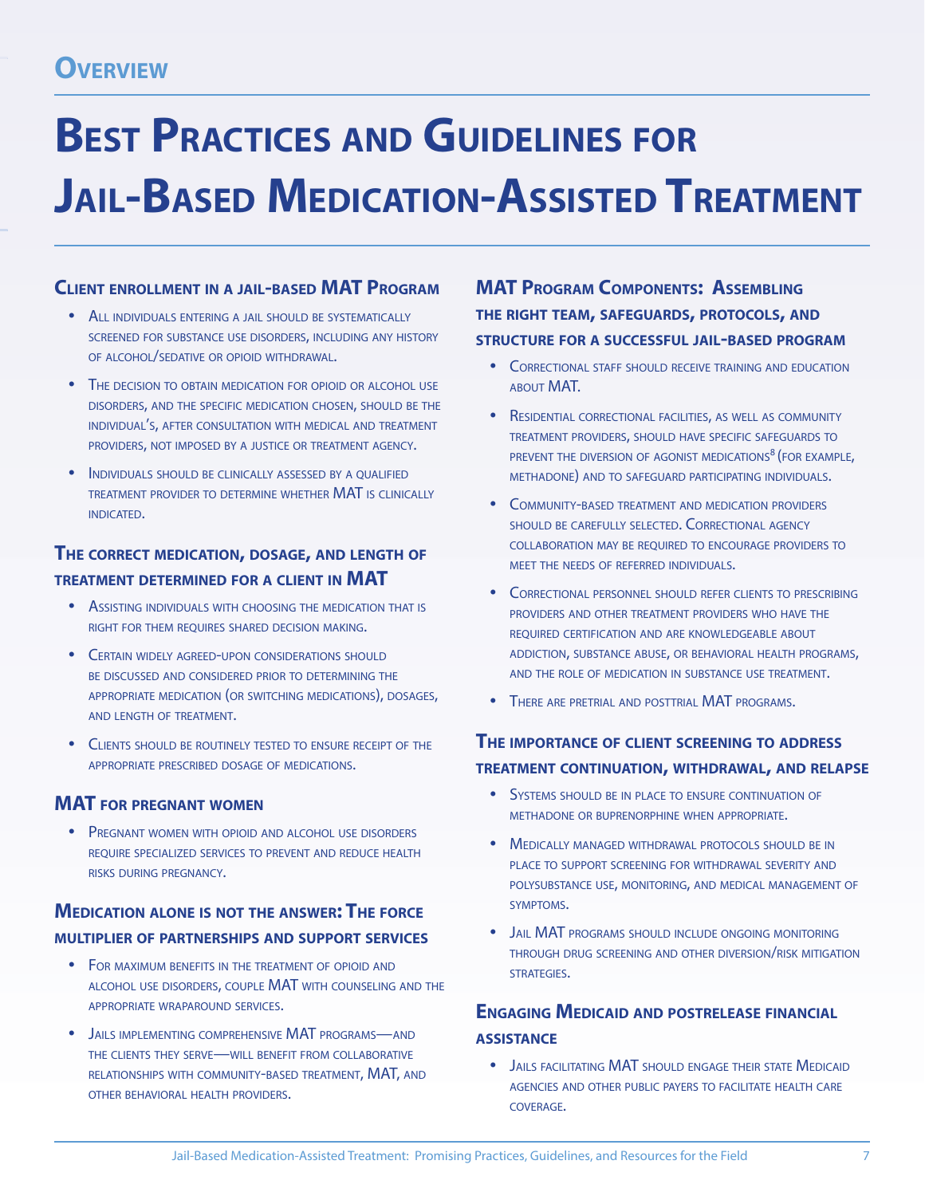## Overview

# Best Practices and Guidelines for Jail-Based Medication-Assisted Treatment

### Client enrollment in a jail-based MAT Program

- All individuals entering a jail should be systematically screened for substance use disorders, including any history of alcohol/sedative or opioid withdrawal.
- The decision to obtain medication for opioid or alcohol use disorders, and the specific medication chosen, should be the individual's, after consultation with medical and treatment providers, not imposed by a justice or treatment agency.
- Individuals should be clinically assessed by a qualified treatment provider to determine whether MAT is clinically indicated.

### The correct medication, dosage, and length of treatment determined for a client in MAT

- Assisting individuals with choosing the medication that is right for them requires shared decision making.
- Certain widely agreed-upon considerations should be discussed and considered prior to determining the appropriate medication (or switching medications), dosages, and length of treatment.
- Clients should be routinely tested to ensure receipt of the appropriate prescribed dosage of medications.

### MAT for pregnant women

- Pregnant women with opioid and alcohol use disorders require specialized services to prevent and reduce health risks during pregnancy.

### Medication alone is not the answer: The force multiplier of partnerships and support services

- For maximum benefits in the treatment of opioid and alcohol use disorders, couple MAT with counseling and the appropriate wraparound services.
- Jails implementing comprehensive MAT programs—and the clients they serve—will benefit from collaborative relationships with community-based treatment, MAT, and other behavioral health providers.

### MAT Program Components: Assembling the right team, safeguards, protocols, and structure for a successful jail-based program

- Correctional staff should receive training and education about MAT.
- Residential correctional facilities, as well as community treatment providers, should have specific safeguards to prevent the diversion of agonist medications[8] (for example, methadone) and to safeguard participating individuals.
- Community-based treatment and medication providers should be carefully selected. Correctional agency collaboration may be required to encourage providers to meet the needs of referred individuals.
- Correctional personnel should refer clients to prescribing providers and other treatment providers who have the required certification and are knowledgeable about addiction, substance abuse, or behavioral health programs, and the role of medication in substance use treatment.
- There are pretrial and posttrial MAT programs.

### The importance of client screening to address treatment continuation, withdrawal, and relapse

- Systems should be in place to ensure continuation of methadone or buprenorphine when appropriate.
- Medically managed withdrawal protocols should be in place to support screening for withdrawal severity and polysubstance use, monitoring, and medical management of symptoms.
- Jail MAT programs should include ongoing monitoring through drug screening and other diversion/risk mitigation strategies.

### Engaging Medicaid and postrelease financial assistance

- Jails facilitating MAT should engage their state Medicaid agencies and other public payers to facilitate health care coverage.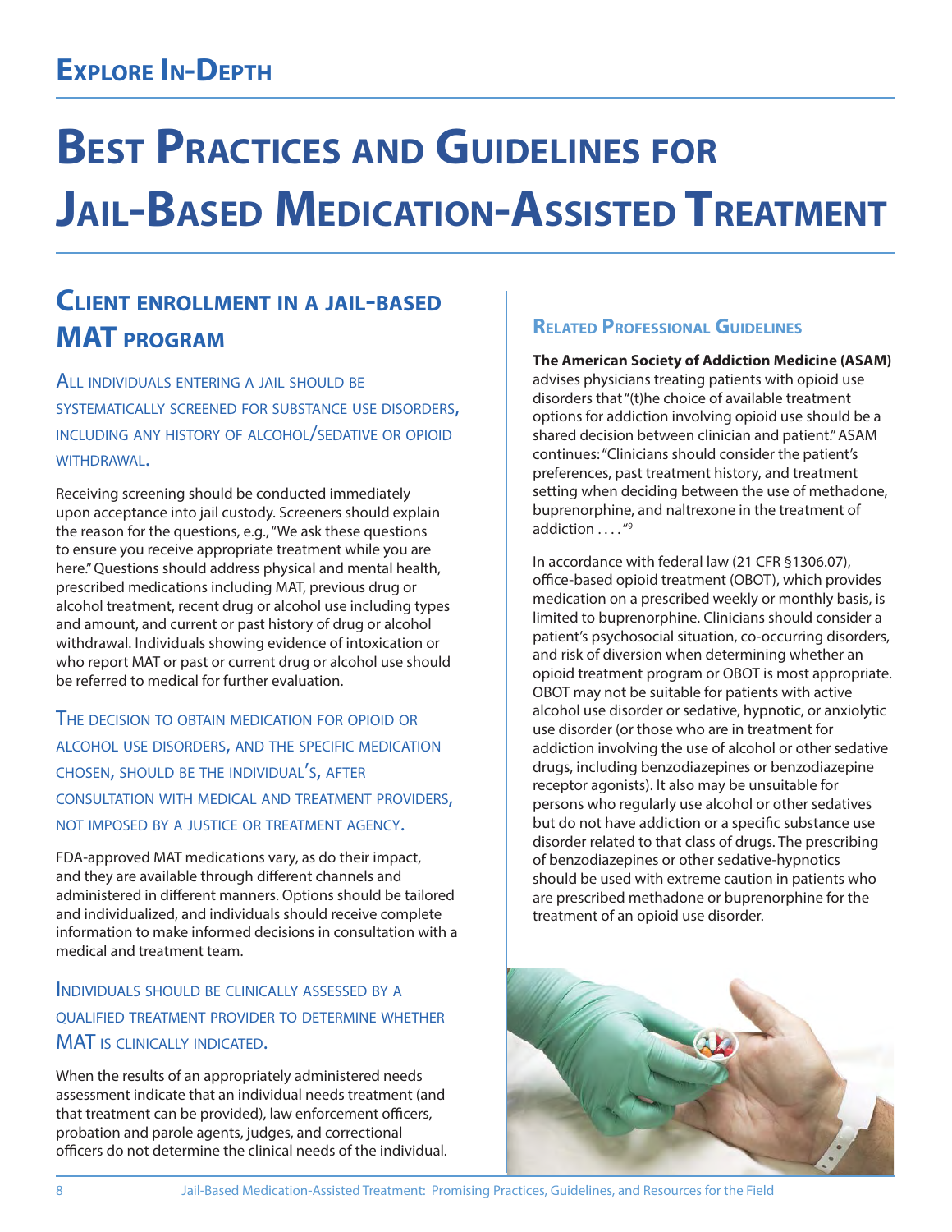## Explore In-Depth

# Best Practices and Guidelines for Jail-Based Medication-Assisted Treatment

## Client enrollment in a jail-based MAT program

### All individuals entering a jail should be systematically screened for substance use disorders, including any history of alcohol/sedative or opioid withdrawal.

Receiving screening should be conducted immediately upon acceptance into jail custody. Screeners should explain the reason for the questions, e.g., "We ask these questions to ensure you receive appropriate treatment while you are here." Questions should address physical and mental health, prescribed medications including MAT, previous drug or alcohol treatment, recent drug or alcohol use including types and amount, and current or past history of drug or alcohol withdrawal. Individuals showing evidence of intoxication or who report MAT or past or current drug or alcohol use should be referred to medical for further evaluation.

### The decision to obtain medication for opioid or alcohol use disorders, and the specific medication chosen, should be the individual's, after consultation with medical and treatment providers, not imposed by a justice or treatment agency.

FDA-approved MAT medications vary, as do their impact, and they are available through different channels and administered in different manners. Options should be tailored and individualized, and individuals should receive complete information to make informed decisions in consultation with a medical and treatment team.

### Individuals should be clinically assessed by a qualified treatment provider to determine whether MAT is clinically indicated.

When the results of an appropriately administered needs assessment indicate that an individual needs treatment (and that treatment can be provided), law enforcement officers, probation and parole agents, judges, and correctional officers do not determine the clinical needs of the individual.

### Related Professional Guidelines

**The American Society of Addiction Medicine (ASAM)** advises physicians treating patients with opioid use disorders that "(t)he choice of available treatment options for addiction involving opioid use should be a shared decision between clinician and patient." ASAM continues: "Clinicians should consider the patient's preferences, past treatment history, and treatment setting when deciding between the use of methadone, buprenorphine, and naltrexone in the treatment of addiction . . . ."[9]

In accordance with federal law (21 CFR §1306.07), office-based opioid treatment (OBOT), which provides medication on a prescribed weekly or monthly basis, is limited to buprenorphine. Clinicians should consider a patient's psychosocial situation, co-occurring disorders, and risk of diversion when determining whether an opioid treatment program or OBOT is most appropriate. OBOT may not be suitable for patients with active alcohol use disorder or sedative, hypnotic, or anxiolytic use disorder (or those who are in treatment for addiction involving the use of alcohol or other sedative drugs, including benzodiazepines or benzodiazepine receptor agonists). It also may be unsuitable for persons who regularly use alcohol or other sedatives but do not have addiction or a specific substance use disorder related to that class of drugs. The prescribing of benzodiazepines or other sedative-hypnotics should be used with extreme caution in patients who are prescribed methadone or buprenorphine for the treatment of an opioid use disorder.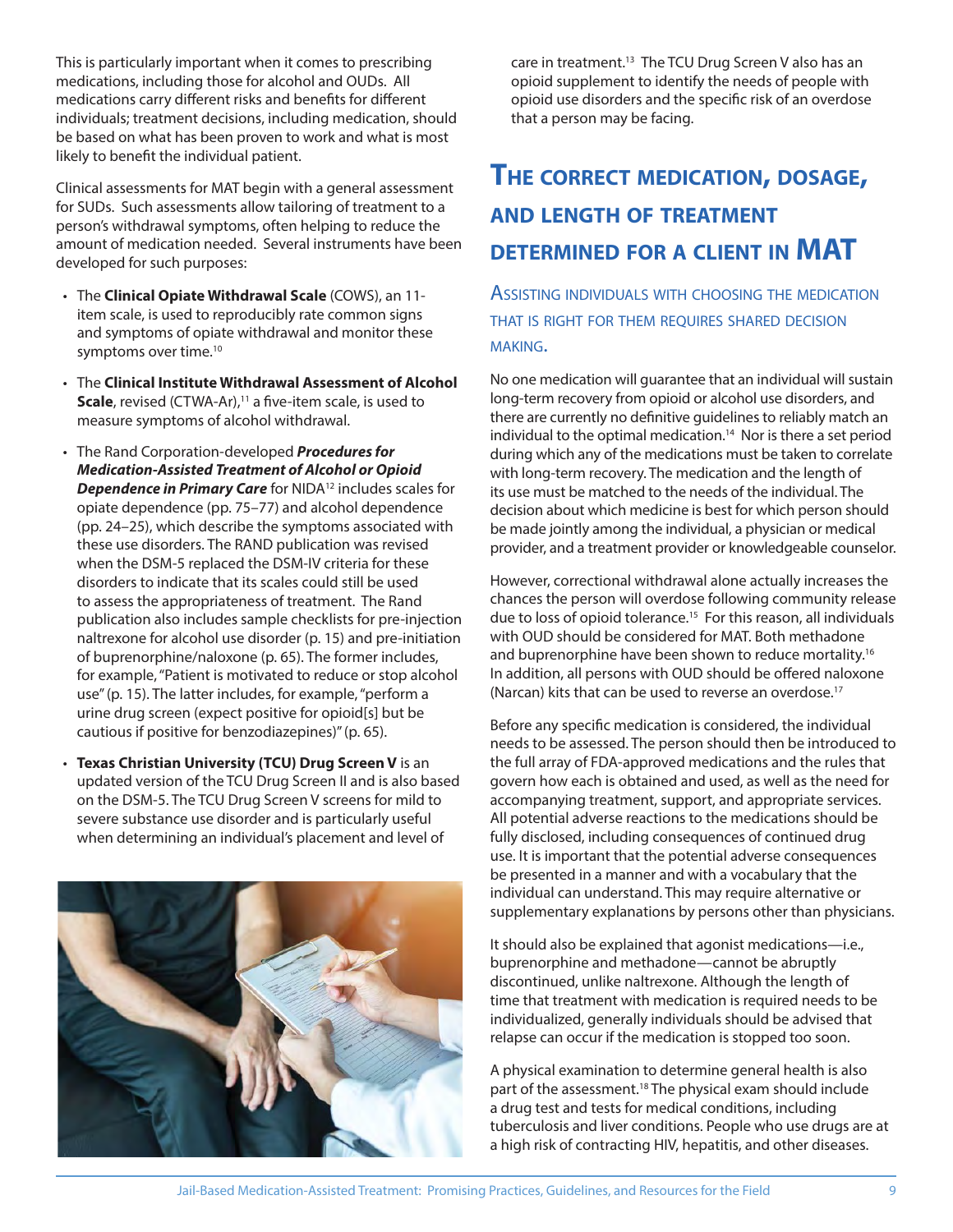This is particularly important when it comes to prescribing medications, including those for alcohol and OUDs. All medications carry different risks and benefits for different individuals; treatment decisions, including medication, should be based on what has been proven to work and what is most likely to benefit the individual patient.

Clinical assessments for MAT begin with a general assessment for SUDs. Such assessments allow tailoring of treatment to a person's withdrawal symptoms, often helping to reduce the amount of medication needed. Several instruments have been developed for such purposes:

- The **Clinical Opiate Withdrawal Scale** (COWS), an 11-item scale, is used to reproducibly rate common signs and symptoms of opiate withdrawal and monitor these symptoms over time.[10]
- The **Clinical Institute Withdrawal Assessment of Alcohol Scale**, revised (CTWA-Ar),[11] a five-item scale, is used to measure symptoms of alcohol withdrawal.
- The Rand Corporation-developed ***Procedures for Medication-Assisted Treatment of Alcohol or Opioid Dependence in Primary Care*** for NIDA[12] includes scales for opiate dependence (pp. 75–77) and alcohol dependence (pp. 24–25), which describe the symptoms associated with these use disorders. The RAND publication was revised when the DSM-5 replaced the DSM-IV criteria for these disorders to indicate that its scales could still be used to assess the appropriateness of treatment. The Rand publication also includes sample checklists for pre-injection naltrexone for alcohol use disorder (p. 15) and pre-initiation of buprenorphine/naloxone (p. 65). The former includes, for example, "Patient is motivated to reduce or stop alcohol use" (p. 15). The latter includes, for example, "perform a urine drug screen (expect positive for opioid[s] but be cautious if positive for benzodiazepines)" (p. 65).
- **Texas Christian University (TCU) Drug Screen V** is an updated version of the TCU Drug Screen II and is also based on the DSM-5. The TCU Drug Screen V screens for mild to severe substance use disorder and is particularly useful when determining an individual's placement and level of care in treatment.[13] The TCU Drug Screen V also has an opioid supplement to identify the needs of people with opioid use disorders and the specific risk of an overdose that a person may be facing.

## The correct medication, dosage, and length of treatment determined for a client in MAT

### Assisting individuals with choosing the medication that is right for them requires shared decision making.

No one medication will guarantee that an individual will sustain long-term recovery from opioid or alcohol use disorders, and there are currently no definitive guidelines to reliably match an individual to the optimal medication.[14] Nor is there a set period during which any of the medications must be taken to correlate with long-term recovery. The medication and the length of its use must be matched to the needs of the individual. The decision about which medicine is best for which person should be made jointly among the individual, a physician or medical provider, and a treatment provider or knowledgeable counselor.

However, correctional withdrawal alone actually increases the chances the person will overdose following community release due to loss of opioid tolerance.[15] For this reason, all individuals with OUD should be considered for MAT. Both methadone and buprenorphine have been shown to reduce mortality.[16] In addition, all persons with OUD should be offered naloxone (Narcan) kits that can be used to reverse an overdose.[17]

Before any specific medication is considered, the individual needs to be assessed. The person should then be introduced to the full array of FDA-approved medications and the rules that govern how each is obtained and used, as well as the need for accompanying treatment, support, and appropriate services. All potential adverse reactions to the medications should be fully disclosed, including consequences of continued drug use. It is important that the potential adverse consequences be presented in a manner and with a vocabulary that the individual can understand. This may require alternative or supplementary explanations by persons other than physicians.

It should also be explained that agonist medications—i.e., buprenorphine and methadone—cannot be abruptly discontinued, unlike naltrexone. Although the length of time that treatment with medication is required needs to be individualized, generally individuals should be advised that relapse can occur if the medication is stopped too soon.

A physical examination to determine general health is also part of the assessment.[18] The physical exam should include a drug test and tests for medical conditions, including tuberculosis and liver conditions. People who use drugs are at a high risk of contracting HIV, hepatitis, and other diseases.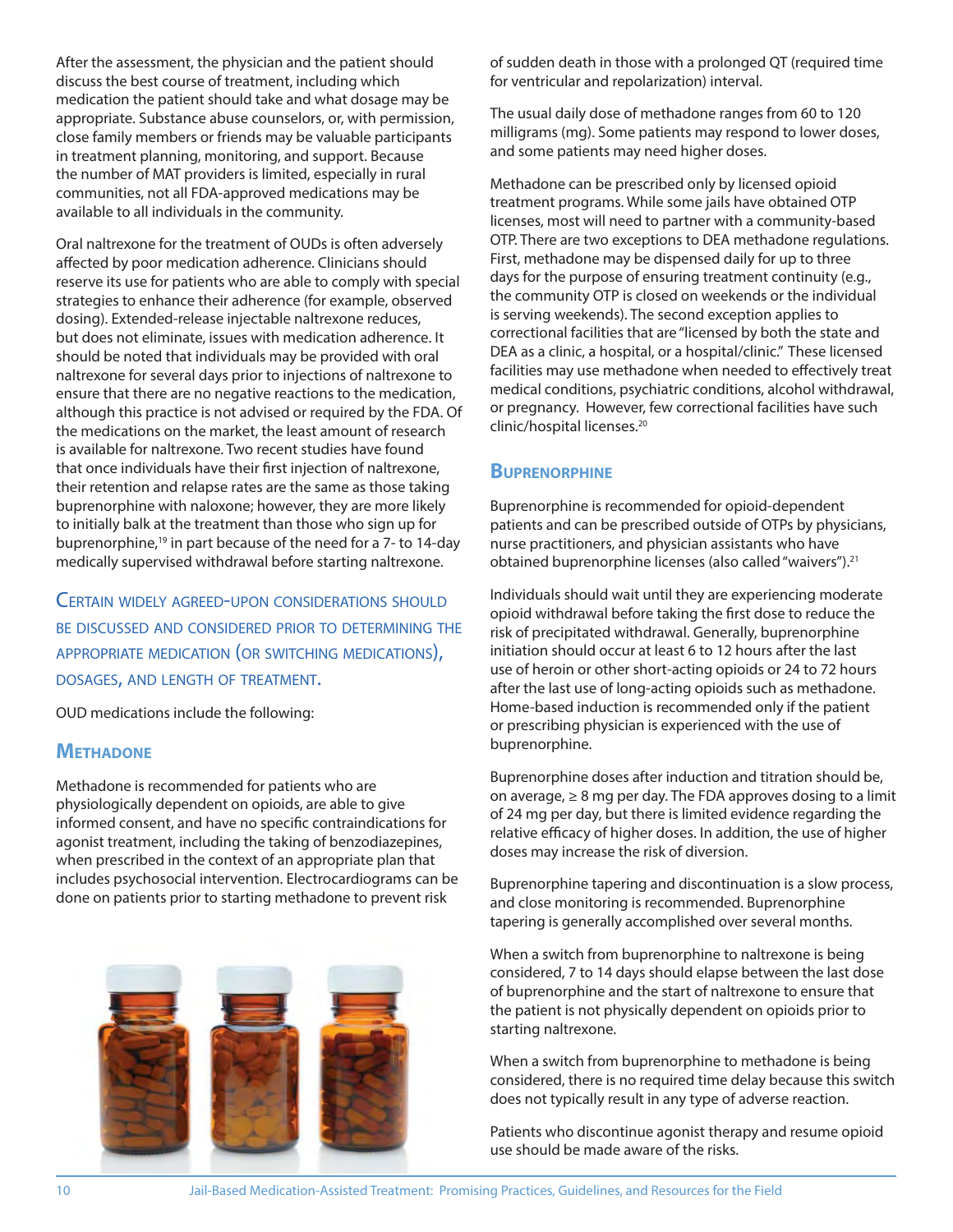After the assessment, the physician and the patient should discuss the best course of treatment, including which medication the patient should take and what dosage may be appropriate. Substance abuse counselors, or, with permission, close family members or friends may be valuable participants in treatment planning, monitoring, and support. Because the number of MAT providers is limited, especially in rural communities, not all FDA-approved medications may be available to all individuals in the community.

Oral naltrexone for the treatment of OUDs is often adversely affected by poor medication adherence. Clinicians should reserve its use for patients who are able to comply with special strategies to enhance their adherence (for example, observed dosing). Extended-release injectable naltrexone reduces, but does not eliminate, issues with medication adherence. It should be noted that individuals may be provided with oral naltrexone for several days prior to injections of naltrexone to ensure that there are no negative reactions to the medication, although this practice is not advised or required by the FDA. Of the medications on the market, the least amount of research is available for naltrexone. Two recent studies have found that once individuals have their first injection of naltrexone, their retention and relapse rates are the same as those taking buprenorphine with naloxone; however, they are more likely to initially balk at the treatment than those who sign up for buprenorphine,[19] in part because of the need for a 7- to 14-day medically supervised withdrawal before starting naltrexone.

### Certain widely agreed-upon considerations should be discussed and considered prior to determining the appropriate medication (or switching medications), dosages, and length of treatment.

OUD medications include the following:

## Methadone

Methadone is recommended for patients who are physiologically dependent on opioids, are able to give informed consent, and have no specific contraindications for agonist treatment, including the taking of benzodiazepines, when prescribed in the context of an appropriate plan that includes psychosocial intervention. Electrocardiograms can be done on patients prior to starting methadone to prevent risk of sudden death in those with a prolonged QT (required time for ventricular and repolarization) interval.

The usual daily dose of methadone ranges from 60 to 120 milligrams (mg). Some patients may respond to lower doses, and some patients may need higher doses.

Methadone can be prescribed only by licensed opioid treatment programs. While some jails have obtained OTP licenses, most will need to partner with a community-based OTP. There are two exceptions to DEA methadone regulations. First, methadone may be dispensed daily for up to three days for the purpose of ensuring treatment continuity (e.g., the community OTP is closed on weekends or the individual is serving weekends). The second exception applies to correctional facilities that are "licensed by both the state and DEA as a clinic, a hospital, or a hospital/clinic." These licensed facilities may use methadone when needed to effectively treat medical conditions, psychiatric conditions, alcohol withdrawal, or pregnancy. However, few correctional facilities have such clinic/hospital licenses.[20]

## Buprenorphine

Buprenorphine is recommended for opioid-dependent patients and can be prescribed outside of OTPs by physicians, nurse practitioners, and physician assistants who have obtained buprenorphine licenses (also called "waivers").[21]

Individuals should wait until they are experiencing moderate opioid withdrawal before taking the first dose to reduce the risk of precipitated withdrawal. Generally, buprenorphine initiation should occur at least 6 to 12 hours after the last use of heroin or other short-acting opioids or 24 to 72 hours after the last use of long-acting opioids such as methadone. Home-based induction is recommended only if the patient or prescribing physician is experienced with the use of buprenorphine.

Buprenorphine doses after induction and titration should be, on average, ≥ 8 mg per day. The FDA approves dosing to a limit of 24 mg per day, but there is limited evidence regarding the relative efficacy of higher doses. In addition, the use of higher doses may increase the risk of diversion.

Buprenorphine tapering and discontinuation is a slow process, and close monitoring is recommended. Buprenorphine tapering is generally accomplished over several months.

When a switch from buprenorphine to naltrexone is being considered, 7 to 14 days should elapse between the last dose of buprenorphine and the start of naltrexone to ensure that the patient is not physically dependent on opioids prior to starting naltrexone.

When a switch from buprenorphine to methadone is being considered, there is no required time delay because this switch does not typically result in any type of adverse reaction.

Patients who discontinue agonist therapy and resume opioid use should be made aware of the risks.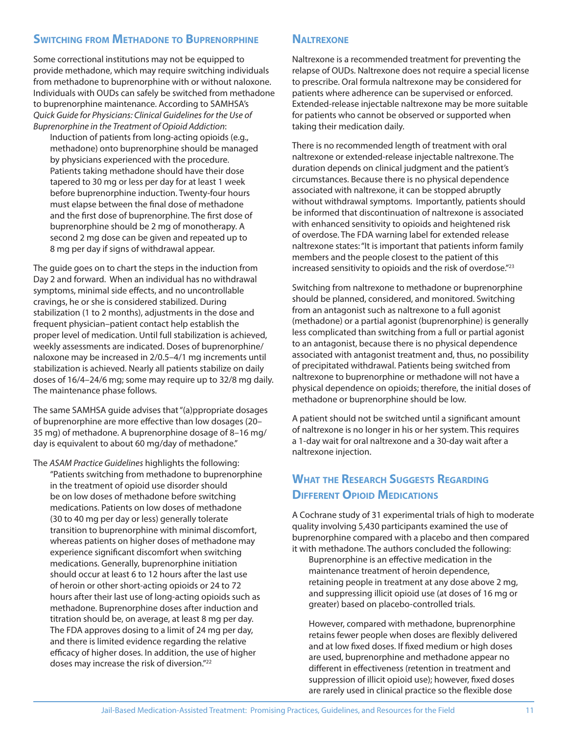## Switching from Methadone to Buprenorphine

Some correctional institutions may not be equipped to provide methadone, which may require switching individuals from methadone to buprenorphine with or without naloxone. Individuals with OUDs can safely be switched from methadone to buprenorphine maintenance. According to SAMHSA's *Quick Guide for Physicians: Clinical Guidelines for the Use of Buprenorphine in the Treatment of Opioid Addiction*:

> Induction of patients from long-acting opioids (e.g., methadone) onto buprenorphine should be managed by physicians experienced with the procedure. Patients taking methadone should have their dose tapered to 30 mg or less per day for at least 1 week before buprenorphine induction. Twenty-four hours must elapse between the final dose of methadone and the first dose of buprenorphine. The first dose of buprenorphine should be 2 mg of monotherapy. A second 2 mg dose can be given and repeated up to 8 mg per day if signs of withdrawal appear.

The guide goes on to chart the steps in the induction from Day 2 and forward. When an individual has no withdrawal symptoms, minimal side effects, and no uncontrollable cravings, he or she is considered stabilized. During stabilization (1 to 2 months), adjustments in the dose and frequent physician–patient contact help establish the proper level of medication. Until full stabilization is achieved, weekly assessments are indicated. Doses of buprenorphine/naloxone may be increased in 2/0.5–4/1 mg increments until stabilization is achieved. Nearly all patients stabilize on daily doses of 16/4–24/6 mg; some may require up to 32/8 mg daily. The maintenance phase follows.

The same SAMHSA guide advises that "(a)ppropriate dosages of buprenorphine are more effective than low dosages (20–35 mg) of methadone. A buprenorphine dosage of 8–16 mg/day is equivalent to about 60 mg/day of methadone."

The *ASAM Practice Guidelines* highlights the following:

> "Patients switching from methadone to buprenorphine in the treatment of opioid use disorder should be on low doses of methadone before switching medications. Patients on low doses of methadone (30 to 40 mg per day or less) generally tolerate transition to buprenorphine with minimal discomfort, whereas patients on higher doses of methadone may experience significant discomfort when switching medications. Generally, buprenorphine initiation should occur at least 6 to 12 hours after the last use of heroin or other short-acting opioids or 24 to 72 hours after their last use of long-acting opioids such as methadone. Buprenorphine doses after induction and titration should be, on average, at least 8 mg per day. The FDA approves dosing to a limit of 24 mg per day, and there is limited evidence regarding the relative efficacy of higher doses. In addition, the use of higher doses may increase the risk of diversion."[22]

## Naltrexone

Naltrexone is a recommended treatment for preventing the relapse of OUDs. Naltrexone does not require a special license to prescribe. Oral formula naltrexone may be considered for patients where adherence can be supervised or enforced. Extended-release injectable naltrexone may be more suitable for patients who cannot be observed or supported when taking their medication daily.

There is no recommended length of treatment with oral naltrexone or extended-release injectable naltrexone. The duration depends on clinical judgment and the patient's circumstances. Because there is no physical dependence associated with naltrexone, it can be stopped abruptly without withdrawal symptoms. Importantly, patients should be informed that discontinuation of naltrexone is associated with enhanced sensitivity to opioids and heightened risk of overdose. The FDA warning label for extended release naltrexone states: "It is important that patients inform family members and the people closest to the patient of this increased sensitivity to opioids and the risk of overdose."[23]

Switching from naltrexone to methadone or buprenorphine should be planned, considered, and monitored. Switching from an antagonist such as naltrexone to a full agonist (methadone) or a partial agonist (buprenorphine) is generally less complicated than switching from a full or partial agonist to an antagonist, because there is no physical dependence associated with antagonist treatment and, thus, no possibility of precipitated withdrawal. Patients being switched from naltrexone to buprenorphine or methadone will not have a physical dependence on opioids; therefore, the initial doses of methadone or buprenorphine should be low.

A patient should not be switched until a significant amount of naltrexone is no longer in his or her system. This requires a 1-day wait for oral naltrexone and a 30-day wait after a naltrexone injection.

## What the Research Suggests Regarding Different Opioid Medications

A Cochrane study of 31 experimental trials of high to moderate quality involving 5,430 participants examined the use of buprenorphine compared with a placebo and then compared it with methadone. The authors concluded the following:

> Buprenorphine is an effective medication in the maintenance treatment of heroin dependence, retaining people in treatment at any dose above 2 mg, and suppressing illicit opioid use (at doses of 16 mg or greater) based on placebo-controlled trials.
>
> However, compared with methadone, buprenorphine retains fewer people when doses are flexibly delivered and at low fixed doses. If fixed medium or high doses are used, buprenorphine and methadone appear no different in effectiveness (retention in treatment and suppression of illicit opioid use); however, fixed doses are rarely used in clinical practice so the flexible dose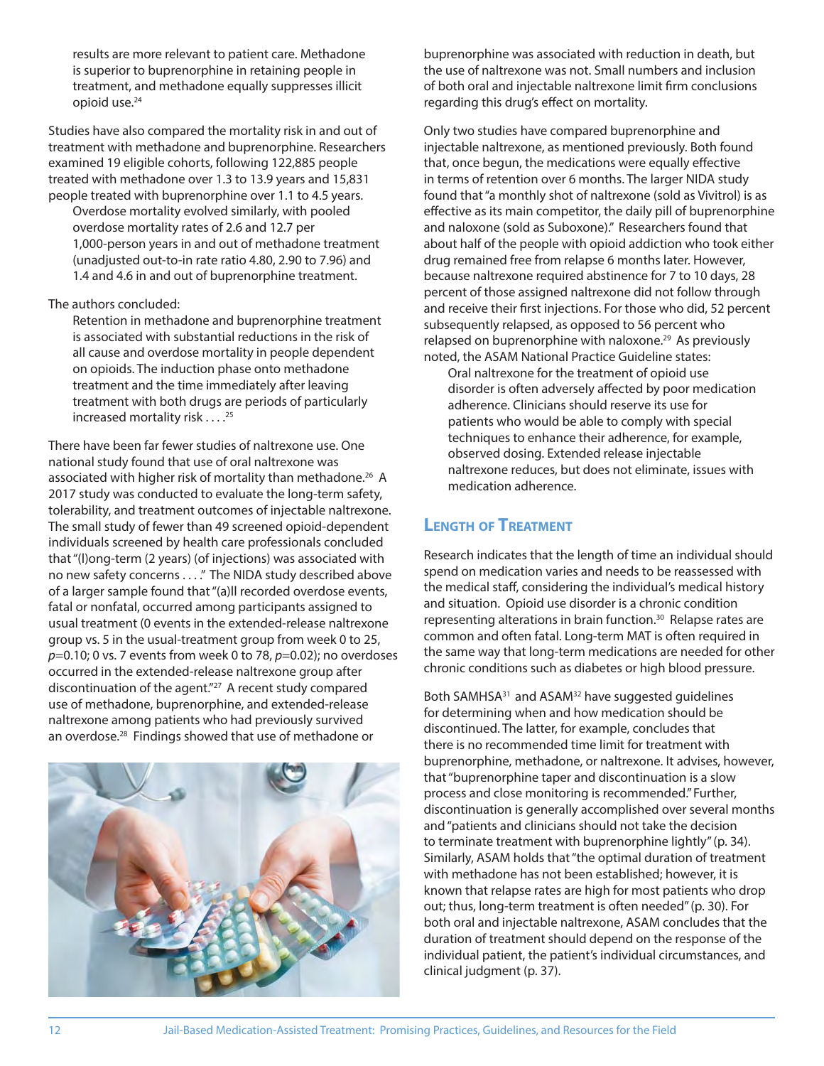results are more relevant to patient care. Methadone is superior to buprenorphine in retaining people in treatment, and methadone equally suppresses illicit opioid use.[24]

Studies have also compared the mortality risk in and out of treatment with methadone and buprenorphine. Researchers examined 19 eligible cohorts, following 122,885 people treated with methadone over 1.3 to 13.9 years and 15,831 people treated with buprenorphine over 1.1 to 4.5 years.

> Overdose mortality evolved similarly, with pooled overdose mortality rates of 2.6 and 12.7 per 1,000-person years in and out of methadone treatment (unadjusted out-to-in rate ratio 4.80, 2.90 to 7.96) and 1.4 and 4.6 in and out of buprenorphine treatment.

The authors concluded:

> Retention in methadone and buprenorphine treatment is associated with substantial reductions in the risk of all cause and overdose mortality in people dependent on opioids. The induction phase onto methadone treatment and the time immediately after leaving treatment with both drugs are periods of particularly increased mortality risk . . . .[25]

There have been far fewer studies of naltrexone use. One national study found that use of oral naltrexone was associated with higher risk of mortality than methadone.[26] A 2017 study was conducted to evaluate the long-term safety, tolerability, and treatment outcomes of injectable naltrexone. The small study of fewer than 49 screened opioid-dependent individuals screened by health care professionals concluded that "(l)ong-term (2 years) (of injections) was associated with no new safety concerns . . . ." The NIDA study described above of a larger sample found that "(a)ll recorded overdose events, fatal or nonfatal, occurred among participants assigned to usual treatment (0 events in the extended-release naltrexone group vs. 5 in the usual-treatment group from week 0 to 25, $p$=0.10; 0 vs. 7 events from week 0 to 78, $p$=0.02); no overdoses occurred in the extended-release naltrexone group after discontinuation of the agent."[27] A recent study compared use of methadone, buprenorphine, and extended-release naltrexone among patients who had previously survived an overdose.[28] Findings showed that use of methadone or buprenorphine was associated with reduction in death, but the use of naltrexone was not. Small numbers and inclusion of both oral and injectable naltrexone limit firm conclusions regarding this drug's effect on mortality.

Only two studies have compared buprenorphine and injectable naltrexone, as mentioned previously. Both found that, once begun, the medications were equally effective in terms of retention over 6 months. The larger NIDA study found that "a monthly shot of naltrexone (sold as Vivitrol) is as effective as its main competitor, the daily pill of buprenorphine and naloxone (sold as Suboxone)." Researchers found that about half of the people with opioid addiction who took either drug remained free from relapse 6 months later. However, because naltrexone required abstinence for 7 to 10 days, 28 percent of those assigned naltrexone did not follow through and receive their first injections. For those who did, 52 percent subsequently relapsed, as opposed to 56 percent who relapsed on buprenorphine with naloxone.[29] As previously noted, the ASAM National Practice Guideline states:

> Oral naltrexone for the treatment of opioid use disorder is often adversely affected by poor medication adherence. Clinicians should reserve its use for patients who would be able to comply with special techniques to enhance their adherence, for example, observed dosing. Extended release injectable naltrexone reduces, but does not eliminate, issues with medication adherence.

## Length of Treatment

Research indicates that the length of time an individual should spend on medication varies and needs to be reassessed with the medical staff, considering the individual's medical history and situation. Opioid use disorder is a chronic condition representing alterations in brain function.[30] Relapse rates are common and often fatal. Long-term MAT is often required in the same way that long-term medications are needed for other chronic conditions such as diabetes or high blood pressure.

Both SAMHSA[31] and ASAM[32] have suggested guidelines for determining when and how medication should be discontinued. The latter, for example, concludes that there is no recommended time limit for treatment with buprenorphine, methadone, or naltrexone. It advises, however, that "buprenorphine taper and discontinuation is a slow process and close monitoring is recommended." Further, discontinuation is generally accomplished over several months and "patients and clinicians should not take the decision to terminate treatment with buprenorphine lightly" (p. 34). Similarly, ASAM holds that "the optimal duration of treatment with methadone has not been established; however, it is known that relapse rates are high for most patients who drop out; thus, long-term treatment is often needed" (p. 30). For both oral and injectable naltrexone, ASAM concludes that the duration of treatment should depend on the response of the individual patient, the patient's individual circumstances, and clinical judgment (p. 37).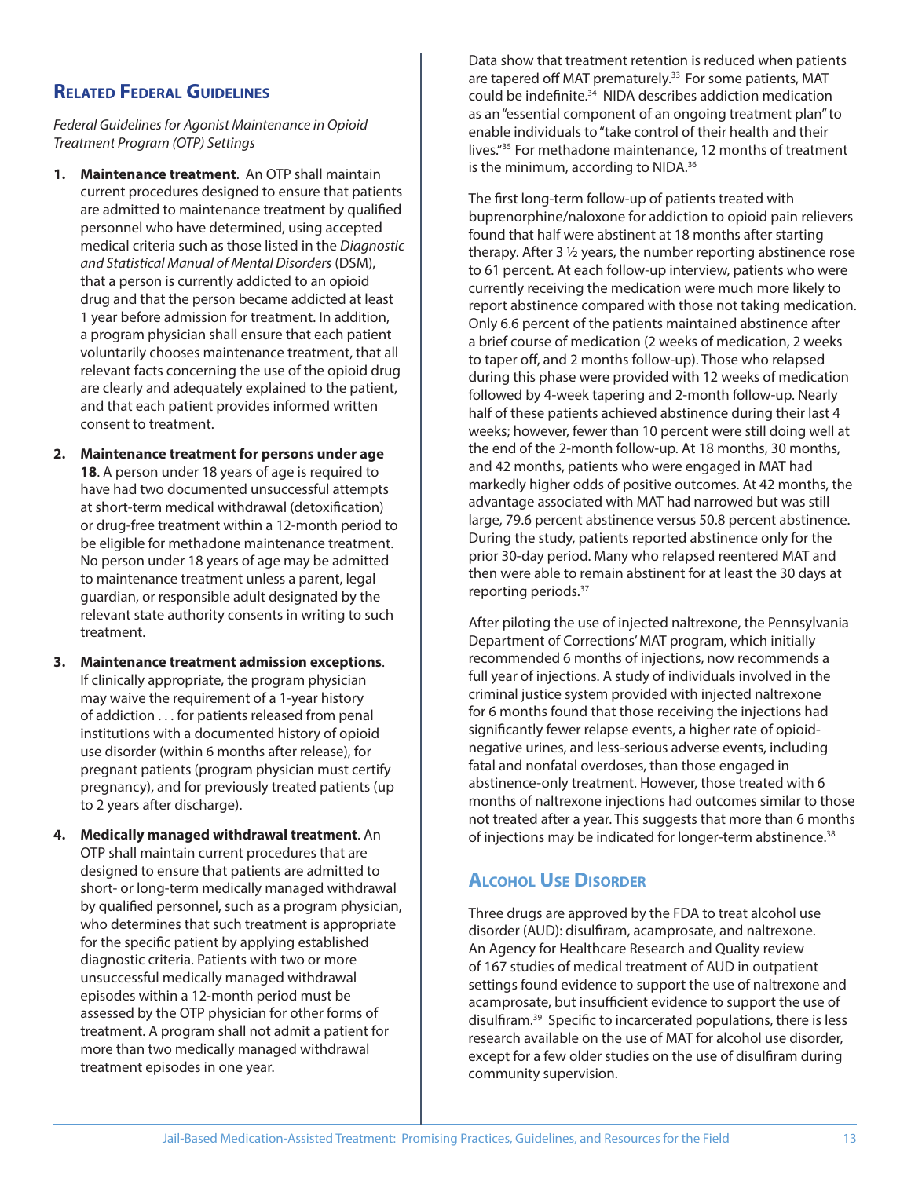## Related Federal Guidelines

*Federal Guidelines for Agonist Maintenance in Opioid Treatment Program (OTP) Settings*

1. **Maintenance treatment**. An OTP shall maintain current procedures designed to ensure that patients are admitted to maintenance treatment by qualified personnel who have determined, using accepted medical criteria such as those listed in the *Diagnostic and Statistical Manual of Mental Disorders* (DSM), that a person is currently addicted to an opioid drug and that the person became addicted at least 1 year before admission for treatment. In addition, a program physician shall ensure that each patient voluntarily chooses maintenance treatment, that all relevant facts concerning the use of the opioid drug are clearly and adequately explained to the patient, and that each patient provides informed written consent to treatment.

2. **Maintenance treatment for persons under age 18**. A person under 18 years of age is required to have had two documented unsuccessful attempts at short-term medical withdrawal (detoxification) or drug-free treatment within a 12-month period to be eligible for methadone maintenance treatment. No person under 18 years of age may be admitted to maintenance treatment unless a parent, legal guardian, or responsible adult designated by the relevant state authority consents in writing to such treatment.

3. **Maintenance treatment admission exceptions**. If clinically appropriate, the program physician may waive the requirement of a 1-year history of addiction . . . for patients released from penal institutions with a documented history of opioid use disorder (within 6 months after release), for pregnant patients (program physician must certify pregnancy), and for previously treated patients (up to 2 years after discharge).

4. **Medically managed withdrawal treatment**. An OTP shall maintain current procedures that are designed to ensure that patients are admitted to short- or long-term medically managed withdrawal by qualified personnel, such as a program physician, who determines that such treatment is appropriate for the specific patient by applying established diagnostic criteria. Patients with two or more unsuccessful medically managed withdrawal episodes within a 12-month period must be assessed by the OTP physician for other forms of treatment. A program shall not admit a patient for more than two medically managed withdrawal treatment episodes in one year.

Data show that treatment retention is reduced when patients are tapered off MAT prematurely.[33] For some patients, MAT could be indefinite.[34] NIDA describes addiction medication as an "essential component of an ongoing treatment plan" to enable individuals to "take control of their health and their lives."[35] For methadone maintenance, 12 months of treatment is the minimum, according to NIDA.[36]

The first long-term follow-up of patients treated with buprenorphine/naloxone for addiction to opioid pain relievers found that half were abstinent at 18 months after starting therapy. After 3 ½ years, the number reporting abstinence rose to 61 percent. At each follow-up interview, patients who were currently receiving the medication were much more likely to report abstinence compared with those not taking medication. Only 6.6 percent of the patients maintained abstinence after a brief course of medication (2 weeks of medication, 2 weeks to taper off, and 2 months follow-up). Those who relapsed during this phase were provided with 12 weeks of medication followed by 4-week tapering and 2-month follow-up. Nearly half of these patients achieved abstinence during their last 4 weeks; however, fewer than 10 percent were still doing well at the end of the 2-month follow-up. At 18 months, 30 months, and 42 months, patients who were engaged in MAT had markedly higher odds of positive outcomes. At 42 months, the advantage associated with MAT had narrowed but was still large, 79.6 percent abstinence versus 50.8 percent abstinence. During the study, patients reported abstinence only for the prior 30-day period. Many who relapsed reentered MAT and then were able to remain abstinent for at least the 30 days at reporting periods.[37]

After piloting the use of injected naltrexone, the Pennsylvania Department of Corrections' MAT program, which initially recommended 6 months of injections, now recommends a full year of injections. A study of individuals involved in the criminal justice system provided with injected naltrexone for 6 months found that those receiving the injections had significantly fewer relapse events, a higher rate of opioid-negative urines, and less-serious adverse events, including fatal and nonfatal overdoses, than those engaged in abstinence-only treatment. However, those treated with 6 months of naltrexone injections had outcomes similar to those not treated after a year. This suggests that more than 6 months of injections may be indicated for longer-term abstinence.[38]

## Alcohol Use Disorder

Three drugs are approved by the FDA to treat alcohol use disorder (AUD): disulfiram, acamprosate, and naltrexone. An Agency for Healthcare Research and Quality review of 167 studies of medical treatment of AUD in outpatient settings found evidence to support the use of naltrexone and acamprosate, but insufficient evidence to support the use of disulfiram.[39] Specific to incarcerated populations, there is less research available on the use of MAT for alcohol use disorder, except for a few older studies on the use of disulfiram during community supervision.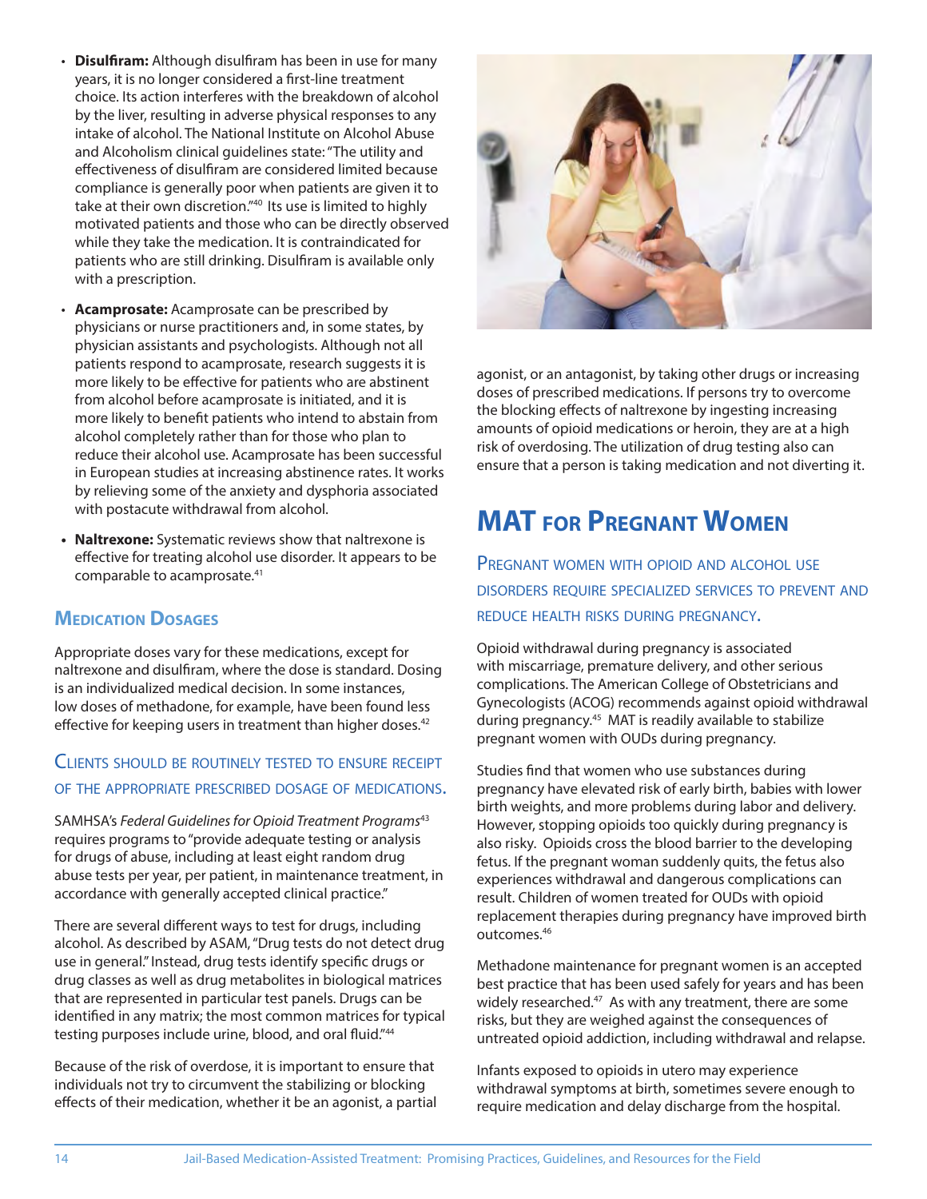- **Disulfiram:** Although disulfiram has been in use for many years, it is no longer considered a first-line treatment choice. Its action interferes with the breakdown of alcohol by the liver, resulting in adverse physical responses to any intake of alcohol. The National Institute on Alcohol Abuse and Alcoholism clinical guidelines state: "The utility and effectiveness of disulfiram are considered limited because compliance is generally poor when patients are given it to take at their own discretion."[40] Its use is limited to highly motivated patients and those who can be directly observed while they take the medication. It is contraindicated for patients who are still drinking. Disulfiram is available only with a prescription.
- **Acamprosate:** Acamprosate can be prescribed by physicians or nurse practitioners and, in some states, by physician assistants and psychologists. Although not all patients respond to acamprosate, research suggests it is more likely to be effective for patients who are abstinent from alcohol before acamprosate is initiated, and it is more likely to benefit patients who intend to abstain from alcohol completely rather than for those who plan to reduce their alcohol use. Acamprosate has been successful in European studies at increasing abstinence rates. It works by relieving some of the anxiety and dysphoria associated with postacute withdrawal from alcohol.
- **Naltrexone:** Systematic reviews show that naltrexone is effective for treating alcohol use disorder. It appears to be comparable to acamprosate.[41]

### Medication Dosages

Appropriate doses vary for these medications, except for naltrexone and disulfiram, where the dose is standard. Dosing is an individualized medical decision. In some instances, low doses of methadone, for example, have been found less effective for keeping users in treatment than higher doses.[42]

#### Clients should be routinely tested to ensure receipt of the appropriate prescribed dosage of medications.

SAMHSA's *Federal Guidelines for Opioid Treatment Programs*[43] requires programs to "provide adequate testing or analysis for drugs of abuse, including at least eight random drug abuse tests per year, per patient, in maintenance treatment, in accordance with generally accepted clinical practice."

There are several different ways to test for drugs, including alcohol. As described by ASAM, "Drug tests do not detect drug use in general." Instead, drug tests identify specific drugs or drug classes as well as drug metabolites in biological matrices that are represented in particular test panels. Drugs can be identified in any matrix; the most common matrices for typical testing purposes include urine, blood, and oral fluid."[44]

Because of the risk of overdose, it is important to ensure that individuals not try to circumvent the stabilizing or blocking effects of their medication, whether it be an agonist, a partial agonist, or an antagonist, by taking other drugs or increasing doses of prescribed medications. If persons try to overcome the blocking effects of naltrexone by ingesting increasing amounts of opioid medications or heroin, they are at a high risk of overdosing. The utilization of drug testing also can ensure that a person is taking medication and not diverting it.

## MAT for Pregnant Women

#### Pregnant women with opioid and alcohol use disorders require specialized services to prevent and reduce health risks during pregnancy.

Opioid withdrawal during pregnancy is associated with miscarriage, premature delivery, and other serious complications. The American College of Obstetricians and Gynecologists (ACOG) recommends against opioid withdrawal during pregnancy.[45] MAT is readily available to stabilize pregnant women with OUDs during pregnancy.

Studies find that women who use substances during pregnancy have elevated risk of early birth, babies with lower birth weights, and more problems during labor and delivery. However, stopping opioids too quickly during pregnancy is also risky. Opioids cross the blood barrier to the developing fetus. If the pregnant woman suddenly quits, the fetus also experiences withdrawal and dangerous complications can result. Children of women treated for OUDs with opioid replacement therapies during pregnancy have improved birth outcomes.[46]

Methadone maintenance for pregnant women is an accepted best practice that has been used safely for years and has been widely researched.[47] As with any treatment, there are some risks, but they are weighed against the consequences of untreated opioid addiction, including withdrawal and relapse.

Infants exposed to opioids in utero may experience withdrawal symptoms at birth, sometimes severe enough to require medication and delay discharge from the hospital.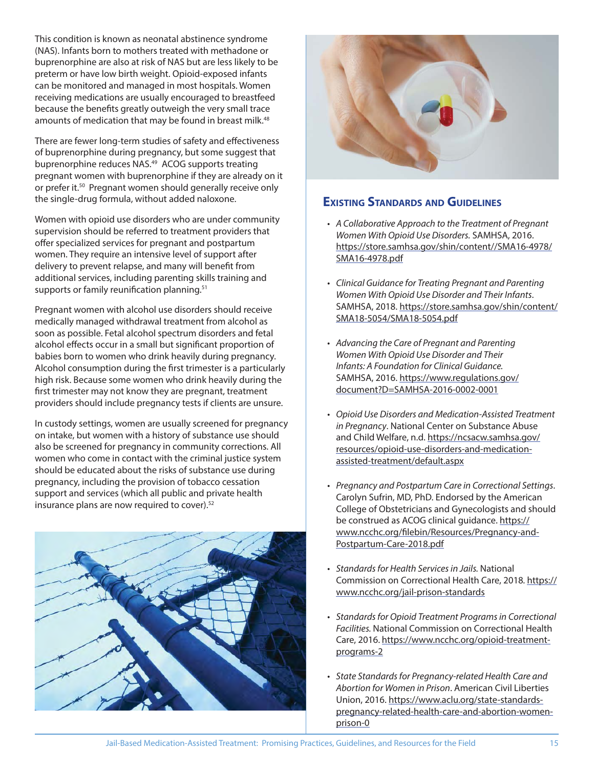This condition is known as neonatal abstinence syndrome (NAS). Infants born to mothers treated with methadone or buprenorphine are also at risk of NAS but are less likely to be preterm or have low birth weight. Opioid-exposed infants can be monitored and managed in most hospitals. Women receiving medications are usually encouraged to breastfeed because the benefits greatly outweigh the very small trace amounts of medication that may be found in breast milk.[48]

There are fewer long-term studies of safety and effectiveness of buprenorphine during pregnancy, but some suggest that buprenorphine reduces NAS.[49] ACOG supports treating pregnant women with buprenorphine if they are already on it or prefer it.[50] Pregnant women should generally receive only the single-drug formula, without added naloxone.

Women with opioid use disorders who are under community supervision should be referred to treatment providers that offer specialized services for pregnant and postpartum women. They require an intensive level of support after delivery to prevent relapse, and many will benefit from additional services, including parenting skills training and supports or family reunification planning.[51]

Pregnant women with alcohol use disorders should receive medically managed withdrawal treatment from alcohol as soon as possible. Fetal alcohol spectrum disorders and fetal alcohol effects occur in a small but significant proportion of babies born to women who drink heavily during pregnancy. Alcohol consumption during the first trimester is a particularly high risk. Because some women who drink heavily during the first trimester may not know they are pregnant, treatment providers should include pregnancy tests if clients are unsure.

In custody settings, women are usually screened for pregnancy on intake, but women with a history of substance use should also be screened for pregnancy in community corrections. All women who come in contact with the criminal justice system should be educated about the risks of substance use during pregnancy, including the provision of tobacco cessation support and services (which all public and private health insurance plans are now required to cover).[52]

## Existing Standards and Guidelines

- *A Collaborative Approach to the Treatment of Pregnant Women With Opioid Use Disorders.* SAMHSA, 2016. https://store.samhsa.gov/shin/content//SMA16-4978/SMA16-4978.pdf
- *Clinical Guidance for Treating Pregnant and Parenting Women With Opioid Use Disorder and Their Infants*. SAMHSA, 2018. https://store.samhsa.gov/shin/content/SMA18-5054/SMA18-5054.pdf
- *Advancing the Care of Pregnant and Parenting Women With Opioid Use Disorder and Their Infants: A Foundation for Clinical Guidance.* SAMHSA, 2016. https://www.regulations.gov/document?D=SAMHSA-2016-0002-0001
- *Opioid Use Disorders and Medication-Assisted Treatment in Pregnancy*. National Center on Substance Abuse and Child Welfare, n.d. https://ncsacw.samhsa.gov/resources/opioid-use-disorders-and-medication-assisted-treatment/default.aspx
- *Pregnancy and Postpartum Care in Correctional Settings*. Carolyn Sufrin, MD, PhD. Endorsed by the American College of Obstetricians and Gynecologists and should be construed as ACOG clinical guidance. https://www.ncchc.org/filebin/Resources/Pregnancy-and-Postpartum-Care-2018.pdf
- *Standards for Health Services in Jails.* National Commission on Correctional Health Care, 2018. https://www.ncchc.org/jail-prison-standards
- *Standards for Opioid Treatment Programs in Correctional Facilities.* National Commission on Correctional Health Care, 2016. https://www.ncchc.org/opioid-treatment-programs-2
- *State Standards for Pregnancy-related Health Care and Abortion for Women in Prison*. American Civil Liberties Union, 2016. https://www.aclu.org/state-standards-pregnancy-related-health-care-and-abortion-women-prison-0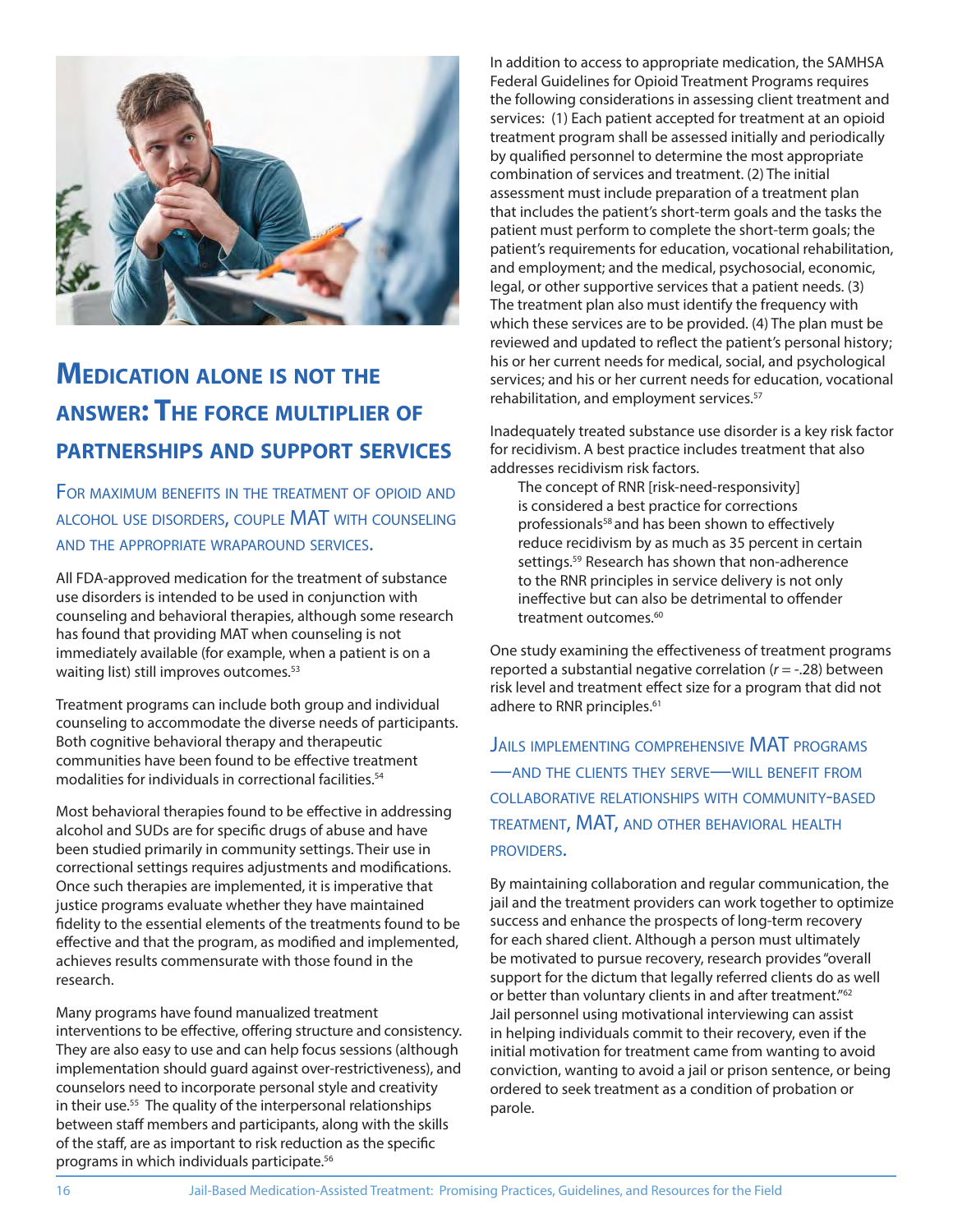## Medication alone is not the answer: The force multiplier of partnerships and support services

### For maximum benefits in the treatment of opioid and alcohol use disorders, couple MAT with counseling and the appropriate wraparound services.

All FDA-approved medication for the treatment of substance use disorders is intended to be used in conjunction with counseling and behavioral therapies, although some research has found that providing MAT when counseling is not immediately available (for example, when a patient is on a waiting list) still improves outcomes.[53]

Treatment programs can include both group and individual counseling to accommodate the diverse needs of participants. Both cognitive behavioral therapy and therapeutic communities have been found to be effective treatment modalities for individuals in correctional facilities.[54]

Most behavioral therapies found to be effective in addressing alcohol and SUDs are for specific drugs of abuse and have been studied primarily in community settings. Their use in correctional settings requires adjustments and modifications. Once such therapies are implemented, it is imperative that justice programs evaluate whether they have maintained fidelity to the essential elements of the treatments found to be effective and that the program, as modified and implemented, achieves results commensurate with those found in the research.

Many programs have found manualized treatment interventions to be effective, offering structure and consistency. They are also easy to use and can help focus sessions (although implementation should guard against over-restrictiveness), and counselors need to incorporate personal style and creativity in their use.[55] The quality of the interpersonal relationships between staff members and participants, along with the skills of the staff, are as important to risk reduction as the specific programs in which individuals participate.[56]

In addition to access to appropriate medication, the SAMHSA Federal Guidelines for Opioid Treatment Programs requires the following considerations in assessing client treatment and services: (1) Each patient accepted for treatment at an opioid treatment program shall be assessed initially and periodically by qualified personnel to determine the most appropriate combination of services and treatment. (2) The initial assessment must include preparation of a treatment plan that includes the patient's short-term goals and the tasks the patient must perform to complete the short-term goals; the patient's requirements for education, vocational rehabilitation, and employment; and the medical, psychosocial, economic, legal, or other supportive services that a patient needs. (3) The treatment plan also must identify the frequency with which these services are to be provided. (4) The plan must be reviewed and updated to reflect the patient's personal history; his or her current needs for medical, social, and psychological services; and his or her current needs for education, vocational rehabilitation, and employment services.[57]

Inadequately treated substance use disorder is a key risk factor for recidivism. A best practice includes treatment that also addresses recidivism risk factors.

> The concept of RNR [risk-need-responsivity] is considered a best practice for corrections professionals[58] and has been shown to effectively reduce recidivism by as much as 35 percent in certain settings.[59] Research has shown that non-adherence to the RNR principles in service delivery is not only ineffective but can also be detrimental to offender treatment outcomes.[60]

One study examining the effectiveness of treatment programs reported a substantial negative correlation ($r = -.28$) between risk level and treatment effect size for a program that did not adhere to RNR principles.[61]

### Jails implementing comprehensive MAT programs—and the clients they serve—will benefit from collaborative relationships with community-based treatment, MAT, and other behavioral health providers.

By maintaining collaboration and regular communication, the jail and the treatment providers can work together to optimize success and enhance the prospects of long-term recovery for each shared client. Although a person must ultimately be motivated to pursue recovery, research provides "overall support for the dictum that legally referred clients do as well or better than voluntary clients in and after treatment."[62] Jail personnel using motivational interviewing can assist in helping individuals commit to their recovery, even if the initial motivation for treatment came from wanting to avoid conviction, wanting to avoid a jail or prison sentence, or being ordered to seek treatment as a condition of probation or parole.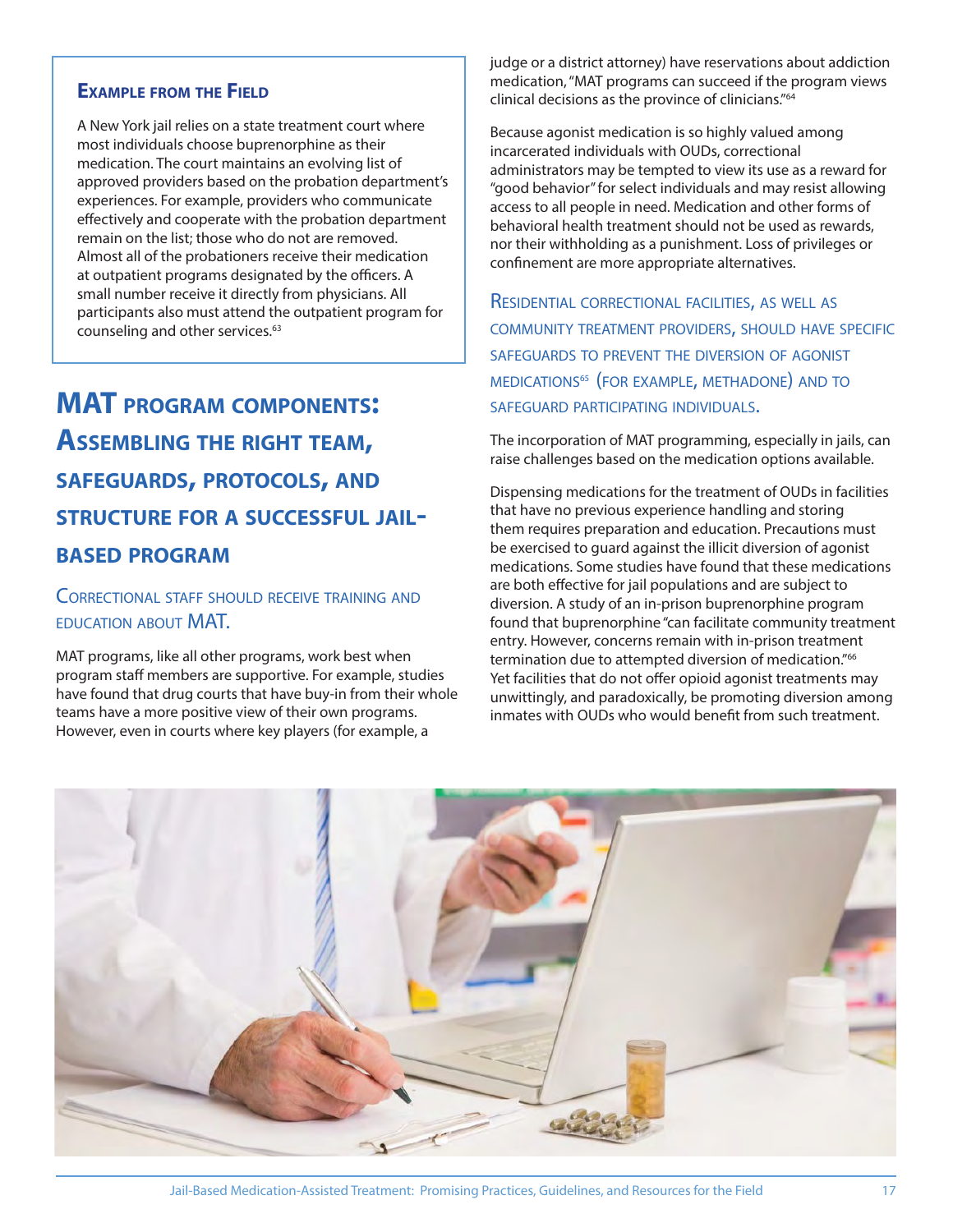### Example from the Field

A New York jail relies on a state treatment court where most individuals choose buprenorphine as their medication. The court maintains an evolving list of approved providers based on the probation department's experiences. For example, providers who communicate effectively and cooperate with the probation department remain on the list; those who do not are removed. Almost all of the probationers receive their medication at outpatient programs designated by the officers. A small number receive it directly from physicians. All participants also must attend the outpatient program for counseling and other services.[63]

## MAT program components: Assembling the right team, safeguards, protocols, and structure for a successful jail-based program

### Correctional staff should receive training and education about MAT.

MAT programs, like all other programs, work best when program staff members are supportive. For example, studies have found that drug courts that have buy-in from their whole teams have a more positive view of their own programs. However, even in courts where key players (for example, a judge or a district attorney) have reservations about addiction medication, "MAT programs can succeed if the program views clinical decisions as the province of clinicians."[64]

Because agonist medication is so highly valued among incarcerated individuals with OUDs, correctional administrators may be tempted to view its use as a reward for "good behavior" for select individuals and may resist allowing access to all people in need. Medication and other forms of behavioral health treatment should not be used as rewards, nor their withholding as a punishment. Loss of privileges or confinement are more appropriate alternatives.

### Residential correctional facilities, as well as community treatment providers, should have specific safeguards to prevent the diversion of agonist medications[65] (for example, methadone) and to safeguard participating individuals.

The incorporation of MAT programming, especially in jails, can raise challenges based on the medication options available.

Dispensing medications for the treatment of OUDs in facilities that have no previous experience handling and storing them requires preparation and education. Precautions must be exercised to guard against the illicit diversion of agonist medications. Some studies have found that these medications are both effective for jail populations and are subject to diversion. A study of an in-prison buprenorphine program found that buprenorphine "can facilitate community treatment entry. However, concerns remain with in-prison treatment termination due to attempted diversion of medication."[66] Yet facilities that do not offer opioid agonist treatments may unwittingly, and paradoxically, be promoting diversion among inmates with OUDs who would benefit from such treatment.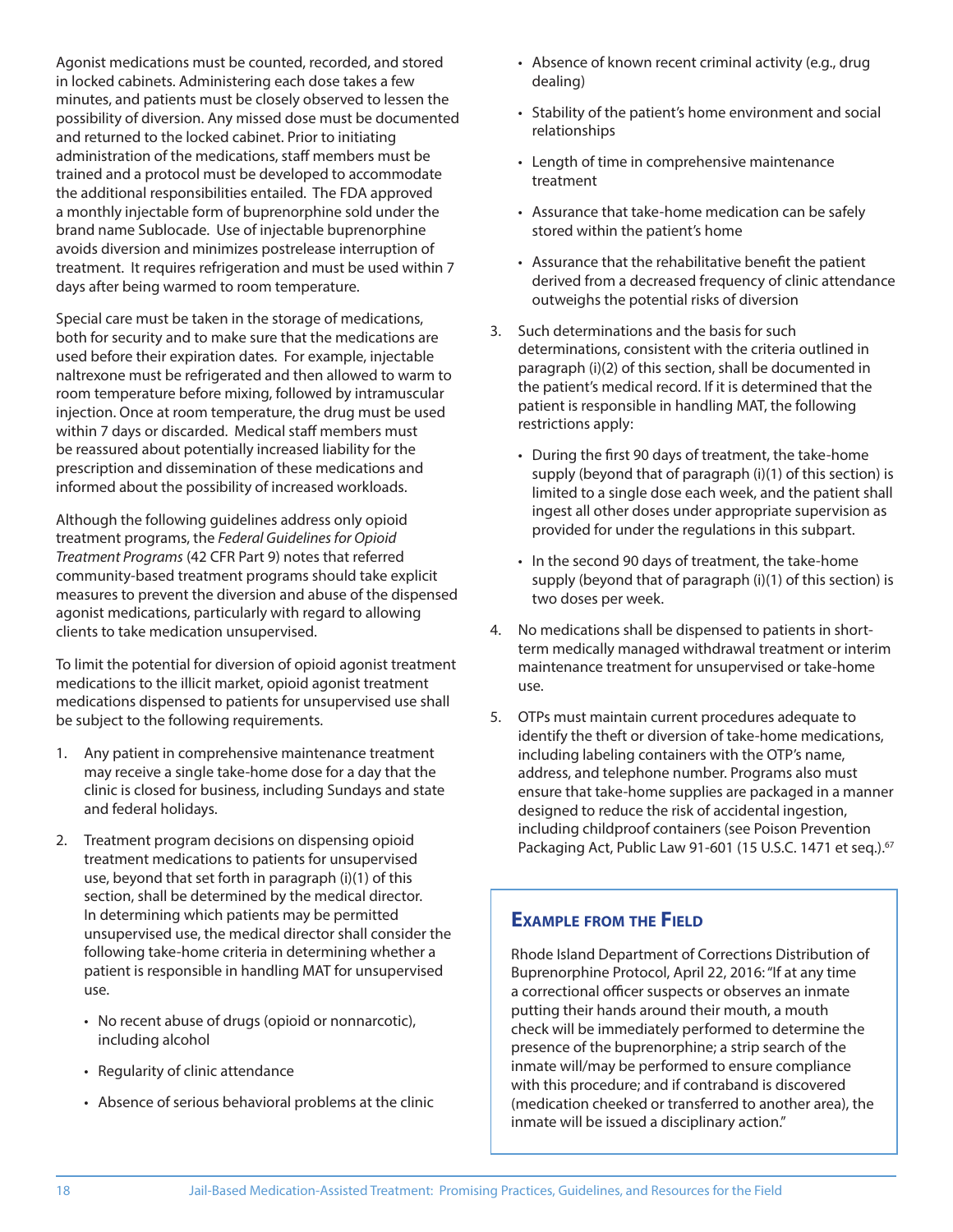Agonist medications must be counted, recorded, and stored in locked cabinets. Administering each dose takes a few minutes, and patients must be closely observed to lessen the possibility of diversion. Any missed dose must be documented and returned to the locked cabinet. Prior to initiating administration of the medications, staff members must be trained and a protocol must be developed to accommodate the additional responsibilities entailed. The FDA approved a monthly injectable form of buprenorphine sold under the brand name Sublocade. Use of injectable buprenorphine avoids diversion and minimizes postrelease interruption of treatment. It requires refrigeration and must be used within 7 days after being warmed to room temperature.

Special care must be taken in the storage of medications, both for security and to make sure that the medications are used before their expiration dates. For example, injectable naltrexone must be refrigerated and then allowed to warm to room temperature before mixing, followed by intramuscular injection. Once at room temperature, the drug must be used within 7 days or discarded. Medical staff members must be reassured about potentially increased liability for the prescription and dissemination of these medications and informed about the possibility of increased workloads.

Although the following guidelines address only opioid treatment programs, the *Federal Guidelines for Opioid Treatment Programs* (42 CFR Part 9) notes that referred community-based treatment programs should take explicit measures to prevent the diversion and abuse of the dispensed agonist medications, particularly with regard to allowing clients to take medication unsupervised.

To limit the potential for diversion of opioid agonist treatment medications to the illicit market, opioid agonist treatment medications dispensed to patients for unsupervised use shall be subject to the following requirements.

1. Any patient in comprehensive maintenance treatment may receive a single take-home dose for a day that the clinic is closed for business, including Sundays and state and federal holidays.
2. Treatment program decisions on dispensing opioid treatment medications to patients for unsupervised use, beyond that set forth in paragraph (i)(1) of this section, shall be determined by the medical director. In determining which patients may be permitted unsupervised use, the medical director shall consider the following take-home criteria in determining whether a patient is responsible in handling MAT for unsupervised use.
   - No recent abuse of drugs (opioid or nonnarcotic), including alcohol
   - Regularity of clinic attendance
   - Absence of serious behavioral problems at the clinic
   - Absence of known recent criminal activity (e.g., drug dealing)
   - Stability of the patient's home environment and social relationships
   - Length of time in comprehensive maintenance treatment
   - Assurance that take-home medication can be safely stored within the patient's home
   - Assurance that the rehabilitative benefit the patient derived from a decreased frequency of clinic attendance outweighs the potential risks of diversion
3. Such determinations and the basis for such determinations, consistent with the criteria outlined in paragraph (i)(2) of this section, shall be documented in the patient's medical record. If it is determined that the patient is responsible in handling MAT, the following restrictions apply:
   - During the first 90 days of treatment, the take-home supply (beyond that of paragraph (i)(1) of this section) is limited to a single dose each week, and the patient shall ingest all other doses under appropriate supervision as provided for under the regulations in this subpart.
   - In the second 90 days of treatment, the take-home supply (beyond that of paragraph (i)(1) of this section) is two doses per week.
4. No medications shall be dispensed to patients in short-term medically managed withdrawal treatment or interim maintenance treatment for unsupervised or take-home use.
5. OTPs must maintain current procedures adequate to identify the theft or diversion of take-home medications, including labeling containers with the OTP's name, address, and telephone number. Programs also must ensure that take-home supplies are packaged in a manner designed to reduce the risk of accidental ingestion, including childproof containers (see Poison Prevention Packaging Act, Public Law 91-601 (15 U.S.C. 1471 et seq.).[67]

### Example from the Field

Rhode Island Department of Corrections Distribution of Buprenorphine Protocol, April 22, 2016: "If at any time a correctional officer suspects or observes an inmate putting their hands around their mouth, a mouth check will be immediately performed to determine the presence of the buprenorphine; a strip search of the inmate will/may be performed to ensure compliance with this procedure; and if contraband is discovered (medication cheeked or transferred to another area), the inmate will be issued a disciplinary action."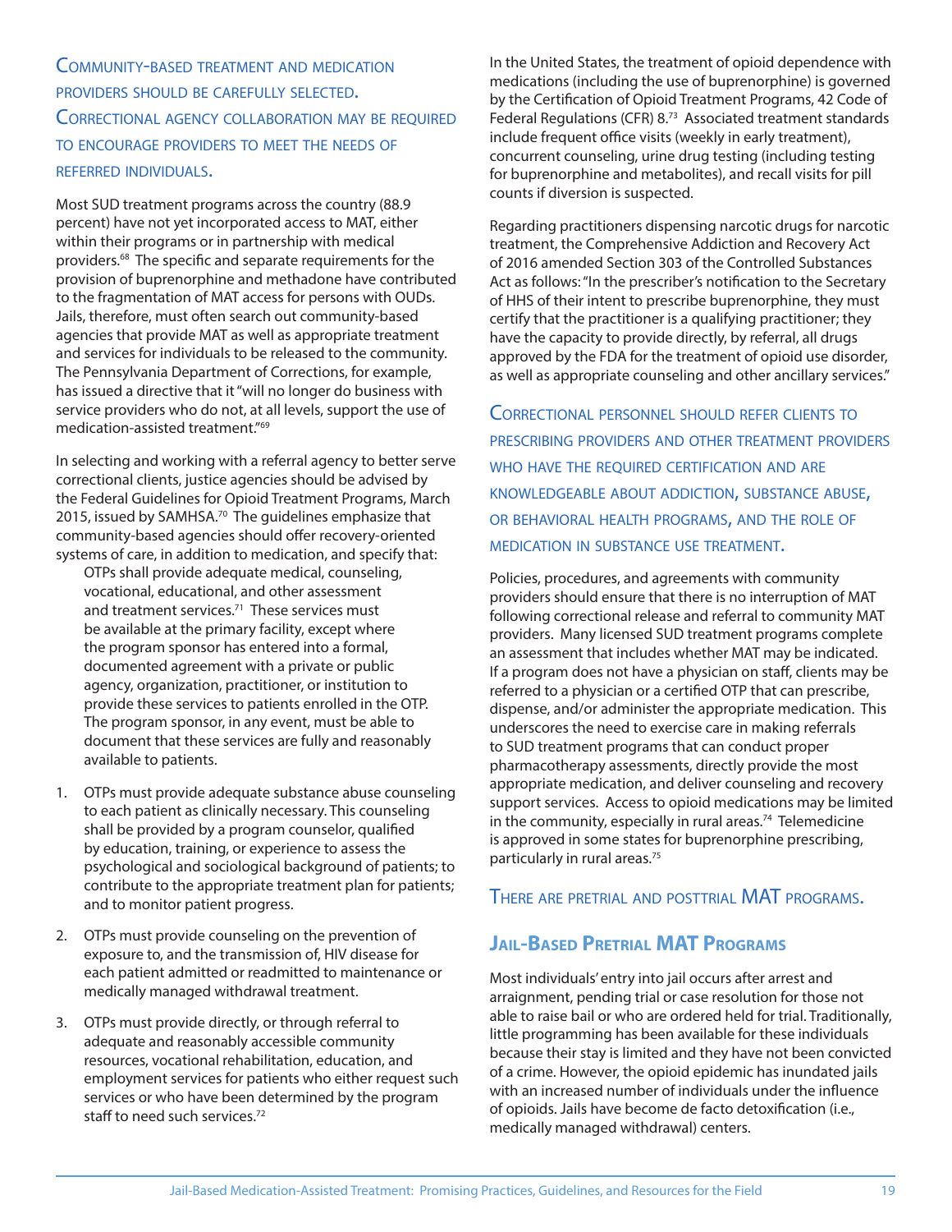### Community-based treatment and medication providers should be carefully selected. Correctional agency collaboration may be required to encourage providers to meet the needs of referred individuals.

Most SUD treatment programs across the country (88.9 percent) have not yet incorporated access to MAT, either within their programs or in partnership with medical providers.[68] The specific and separate requirements for the provision of buprenorphine and methadone have contributed to the fragmentation of MAT access for persons with OUDs. Jails, therefore, must often search out community-based agencies that provide MAT as well as appropriate treatment and services for individuals to be released to the community. The Pennsylvania Department of Corrections, for example, has issued a directive that it "will no longer do business with service providers who do not, at all levels, support the use of medication-assisted treatment."[69]

In selecting and working with a referral agency to better serve correctional clients, justice agencies should be advised by the Federal Guidelines for Opioid Treatment Programs, March 2015, issued by SAMHSA.[70] The guidelines emphasize that community-based agencies should offer recovery-oriented systems of care, in addition to medication, and specify that:

> OTPs shall provide adequate medical, counseling, vocational, educational, and other assessment and treatment services.[71] These services must be available at the primary facility, except where the program sponsor has entered into a formal, documented agreement with a private or public agency, organization, practitioner, or institution to provide these services to patients enrolled in the OTP. The program sponsor, in any event, must be able to document that these services are fully and reasonably available to patients.

1. OTPs must provide adequate substance abuse counseling to each patient as clinically necessary. This counseling shall be provided by a program counselor, qualified by education, training, or experience to assess the psychological and sociological background of patients; to contribute to the appropriate treatment plan for patients; and to monitor patient progress.
2. OTPs must provide counseling on the prevention of exposure to, and the transmission of, HIV disease for each patient admitted or readmitted to maintenance or medically managed withdrawal treatment.
3. OTPs must provide directly, or through referral to adequate and reasonably accessible community resources, vocational rehabilitation, education, and employment services for patients who either request such services or who have been determined by the program staff to need such services.[72]

In the United States, the treatment of opioid dependence with medications (including the use of buprenorphine) is governed by the Certification of Opioid Treatment Programs, 42 Code of Federal Regulations (CFR) 8.[73] Associated treatment standards include frequent office visits (weekly in early treatment), concurrent counseling, urine drug testing (including testing for buprenorphine and metabolites), and recall visits for pill counts if diversion is suspected.

Regarding practitioners dispensing narcotic drugs for narcotic treatment, the Comprehensive Addiction and Recovery Act of 2016 amended Section 303 of the Controlled Substances Act as follows: "In the prescriber's notification to the Secretary of HHS of their intent to prescribe buprenorphine, they must certify that the practitioner is a qualifying practitioner; they have the capacity to provide directly, by referral, all drugs approved by the FDA for the treatment of opioid use disorder, as well as appropriate counseling and other ancillary services."

### Correctional personnel should refer clients to prescribing providers and other treatment providers who have the required certification and are knowledgeable about addiction, substance abuse, or behavioral health programs, and the role of medication in substance use treatment.

Policies, procedures, and agreements with community providers should ensure that there is no interruption of MAT following correctional release and referral to community MAT providers. Many licensed SUD treatment programs complete an assessment that includes whether MAT may be indicated. If a program does not have a physician on staff, clients may be referred to a physician or a certified OTP that can prescribe, dispense, and/or administer the appropriate medication. This underscores the need to exercise care in making referrals to SUD treatment programs that can conduct proper pharmacotherapy assessments, directly provide the most appropriate medication, and deliver counseling and recovery support services. Access to opioid medications may be limited in the community, especially in rural areas.[74] Telemedicine is approved in some states for buprenorphine prescribing, particularly in rural areas.[75]

### There are pretrial and posttrial MAT programs.

## Jail-Based Pretrial MAT Programs

Most individuals' entry into jail occurs after arrest and arraignment, pending trial or case resolution for those not able to raise bail or who are ordered held for trial. Traditionally, little programming has been available for these individuals because their stay is limited and they have not been convicted of a crime. However, the opioid epidemic has inundated jails with an increased number of individuals under the influence of opioids. Jails have become de facto detoxification (i.e., medically managed withdrawal) centers.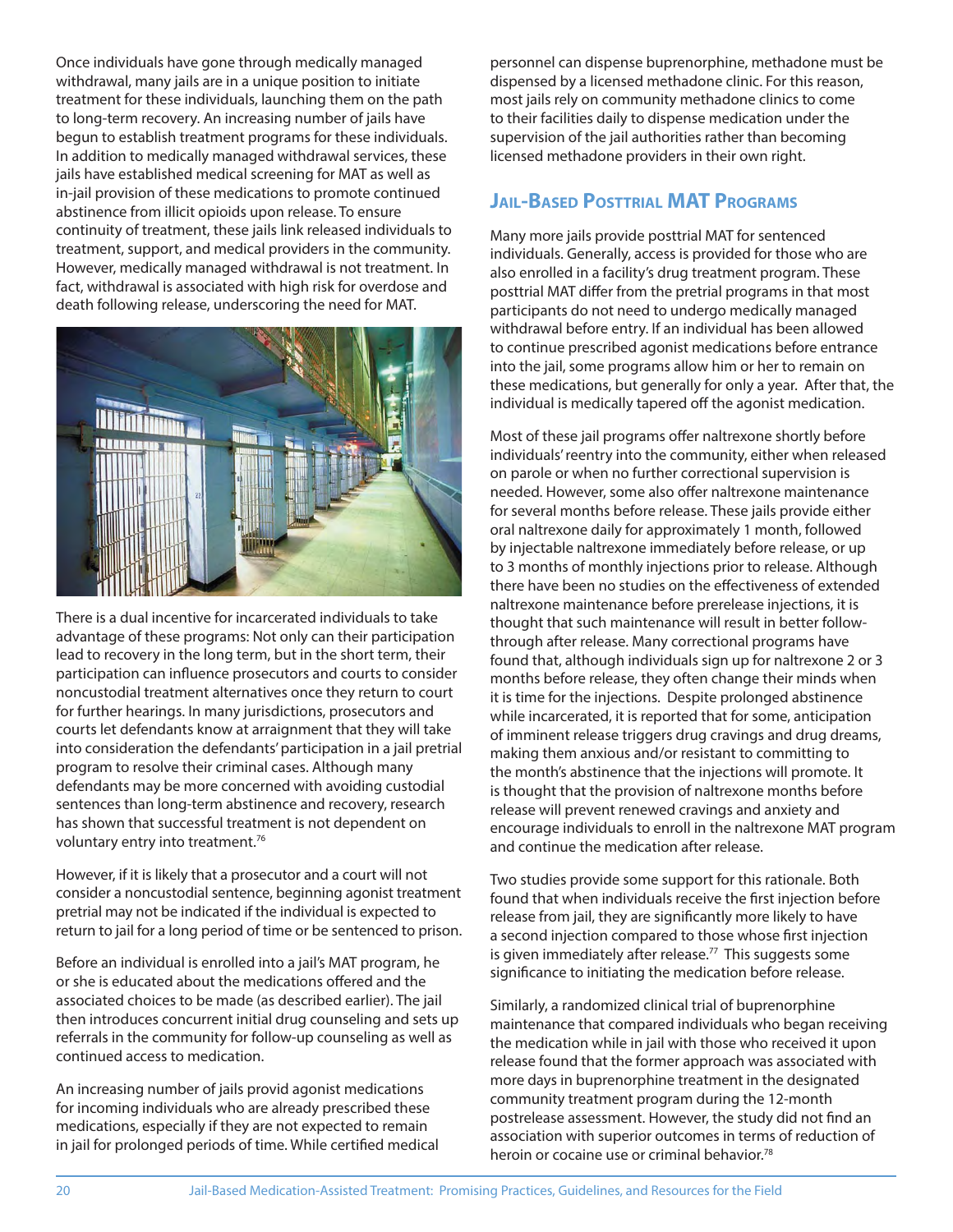Once individuals have gone through medically managed withdrawal, many jails are in a unique position to initiate treatment for these individuals, launching them on the path to long-term recovery. An increasing number of jails have begun to establish treatment programs for these individuals. In addition to medically managed withdrawal services, these jails have established medical screening for MAT as well as in-jail provision of these medications to promote continued abstinence from illicit opioids upon release. To ensure continuity of treatment, these jails link released individuals to treatment, support, and medical providers in the community. However, medically managed withdrawal is not treatment. In fact, withdrawal is associated with high risk for overdose and death following release, underscoring the need for MAT.

There is a dual incentive for incarcerated individuals to take advantage of these programs: Not only can their participation lead to recovery in the long term, but in the short term, their participation can influence prosecutors and courts to consider noncustodial treatment alternatives once they return to court for further hearings. In many jurisdictions, prosecutors and courts let defendants know at arraignment that they will take into consideration the defendants' participation in a jail pretrial program to resolve their criminal cases. Although many defendants may be more concerned with avoiding custodial sentences than long-term abstinence and recovery, research has shown that successful treatment is not dependent on voluntary entry into treatment.[76]

However, if it is likely that a prosecutor and a court will not consider a noncustodial sentence, beginning agonist treatment pretrial may not be indicated if the individual is expected to return to jail for a long period of time or be sentenced to prison.

Before an individual is enrolled into a jail's MAT program, he or she is educated about the medications offered and the associated choices to be made (as described earlier). The jail then introduces concurrent initial drug counseling and sets up referrals in the community for follow-up counseling as well as continued access to medication.

An increasing number of jails provid agonist medications for incoming individuals who are already prescribed these medications, especially if they are not expected to remain in jail for prolonged periods of time. While certified medical personnel can dispense buprenorphine, methadone must be dispensed by a licensed methadone clinic. For this reason, most jails rely on community methadone clinics to come to their facilities daily to dispense medication under the supervision of the jail authorities rather than becoming licensed methadone providers in their own right.

## Jail-Based Posttrial MAT Programs

Many more jails provide posttrial MAT for sentenced individuals. Generally, access is provided for those who are also enrolled in a facility's drug treatment program. These posttrial MAT differ from the pretrial programs in that most participants do not need to undergo medically managed withdrawal before entry. If an individual has been allowed to continue prescribed agonist medications before entrance into the jail, some programs allow him or her to remain on these medications, but generally for only a year. After that, the individual is medically tapered off the agonist medication.

Most of these jail programs offer naltrexone shortly before individuals' reentry into the community, either when released on parole or when no further correctional supervision is needed. However, some also offer naltrexone maintenance for several months before release. These jails provide either oral naltrexone daily for approximately 1 month, followed by injectable naltrexone immediately before release, or up to 3 months of monthly injections prior to release. Although there have been no studies on the effectiveness of extended naltrexone maintenance before prerelease injections, it is thought that such maintenance will result in better follow-through after release. Many correctional programs have found that, although individuals sign up for naltrexone 2 or 3 months before release, they often change their minds when it is time for the injections. Despite prolonged abstinence while incarcerated, it is reported that for some, anticipation of imminent release triggers drug cravings and drug dreams, making them anxious and/or resistant to committing to the month's abstinence that the injections will promote. It is thought that the provision of naltrexone months before release will prevent renewed cravings and anxiety and encourage individuals to enroll in the naltrexone MAT program and continue the medication after release.

Two studies provide some support for this rationale. Both found that when individuals receive the first injection before release from jail, they are significantly more likely to have a second injection compared to those whose first injection is given immediately after release.[77] This suggests some significance to initiating the medication before release.

Similarly, a randomized clinical trial of buprenorphine maintenance that compared individuals who began receiving the medication while in jail with those who received it upon release found that the former approach was associated with more days in buprenorphine treatment in the designated community treatment program during the 12-month postrelease assessment. However, the study did not find an association with superior outcomes in terms of reduction of heroin or cocaine use or criminal behavior.[78]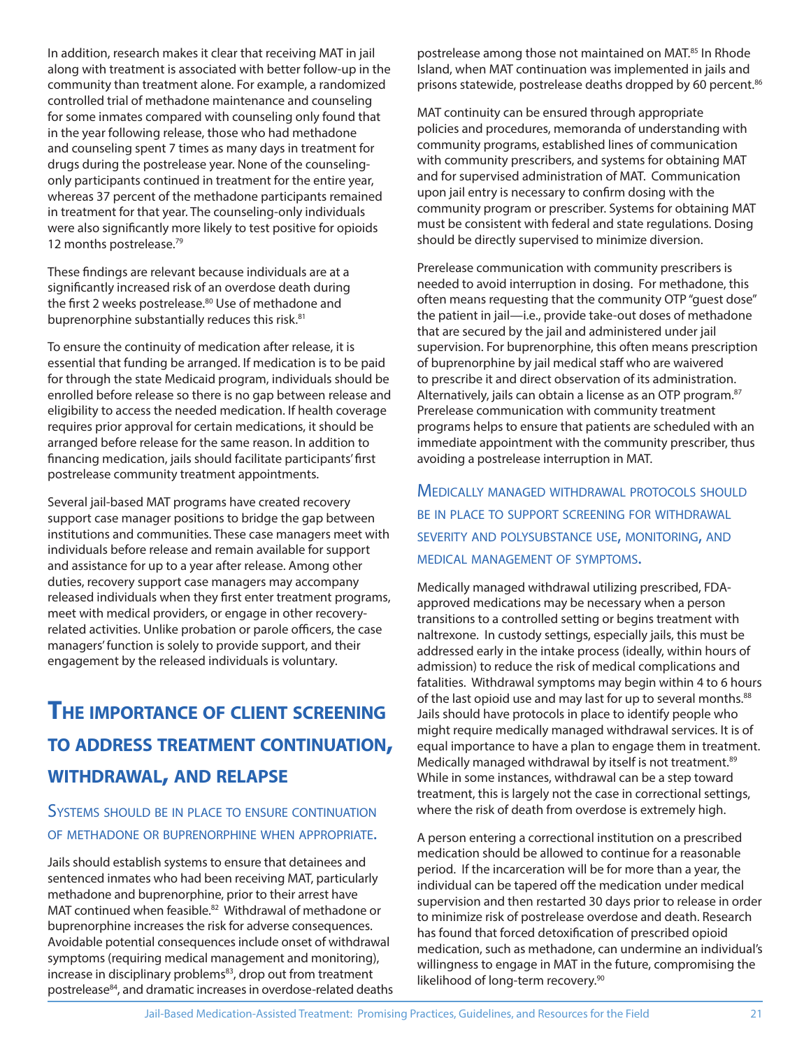In addition, research makes it clear that receiving MAT in jail along with treatment is associated with better follow-up in the community than treatment alone. For example, a randomized controlled trial of methadone maintenance and counseling for some inmates compared with counseling only found that in the year following release, those who had methadone and counseling spent 7 times as many days in treatment for drugs during the postrelease year. None of the counseling-only participants continued in treatment for the entire year, whereas 37 percent of the methadone participants remained in treatment for that year. The counseling-only individuals were also significantly more likely to test positive for opioids 12 months postrelease.[79]

These findings are relevant because individuals are at a significantly increased risk of an overdose death during the first 2 weeks postrelease.[80] Use of methadone and buprenorphine substantially reduces this risk.[81]

To ensure the continuity of medication after release, it is essential that funding be arranged. If medication is to be paid for through the state Medicaid program, individuals should be enrolled before release so there is no gap between release and eligibility to access the needed medication. If health coverage requires prior approval for certain medications, it should be arranged before release for the same reason. In addition to financing medication, jails should facilitate participants' first postrelease community treatment appointments.

Several jail-based MAT programs have created recovery support case manager positions to bridge the gap between institutions and communities. These case managers meet with individuals before release and remain available for support and assistance for up to a year after release. Among other duties, recovery support case managers may accompany released individuals when they first enter treatment programs, meet with medical providers, or engage in other recovery-related activities. Unlike probation or parole officers, the case managers' function is solely to provide support, and their engagement by the released individuals is voluntary.

## The importance of client screening to address treatment continuation, withdrawal, and relapse

### Systems should be in place to ensure continuation of methadone or buprenorphine when appropriate.

Jails should establish systems to ensure that detainees and sentenced inmates who had been receiving MAT, particularly methadone and buprenorphine, prior to their arrest have MAT continued when feasible.[82] Withdrawal of methadone or buprenorphine increases the risk for adverse consequences. Avoidable potential consequences include onset of withdrawal symptoms (requiring medical management and monitoring), increase in disciplinary problems[83], drop out from treatment postrelease[84], and dramatic increases in overdose-related deaths postrelease among those not maintained on MAT.[85] In Rhode Island, when MAT continuation was implemented in jails and prisons statewide, postrelease deaths dropped by 60 percent.[86]

MAT continuity can be ensured through appropriate policies and procedures, memoranda of understanding with community programs, established lines of communication with community prescribers, and systems for obtaining MAT and for supervised administration of MAT. Communication upon jail entry is necessary to confirm dosing with the community program or prescriber. Systems for obtaining MAT must be consistent with federal and state regulations. Dosing should be directly supervised to minimize diversion.

Prerelease communication with community prescribers is needed to avoid interruption in dosing. For methadone, this often means requesting that the community OTP "guest dose" the patient in jail—i.e., provide take-out doses of methadone that are secured by the jail and administered under jail supervision. For buprenorphine, this often means prescription of buprenorphine by jail medical staff who are waivered to prescribe it and direct observation of its administration. Alternatively, jails can obtain a license as an OTP program.[87] Prerelease communication with community treatment programs helps to ensure that patients are scheduled with an immediate appointment with the community prescriber, thus avoiding a postrelease interruption in MAT.

### Medically managed withdrawal protocols should be in place to support screening for withdrawal severity and polysubstance use, monitoring, and medical management of symptoms.

Medically managed withdrawal utilizing prescribed, FDA-approved medications may be necessary when a person transitions to a controlled setting or begins treatment with naltrexone. In custody settings, especially jails, this must be addressed early in the intake process (ideally, within hours of admission) to reduce the risk of medical complications and fatalities. Withdrawal symptoms may begin within 4 to 6 hours of the last opioid use and may last for up to several months.[88] Jails should have protocols in place to identify people who might require medically managed withdrawal services. It is of equal importance to have a plan to engage them in treatment. Medically managed withdrawal by itself is not treatment.[89] While in some instances, withdrawal can be a step toward treatment, this is largely not the case in correctional settings, where the risk of death from overdose is extremely high.

A person entering a correctional institution on a prescribed medication should be allowed to continue for a reasonable period. If the incarceration will be for more than a year, the individual can be tapered off the medication under medical supervision and then restarted 30 days prior to release in order to minimize risk of postrelease overdose and death. Research has found that forced detoxification of prescribed opioid medication, such as methadone, can undermine an individual's willingness to engage in MAT in the future, compromising the likelihood of long-term recovery.[90]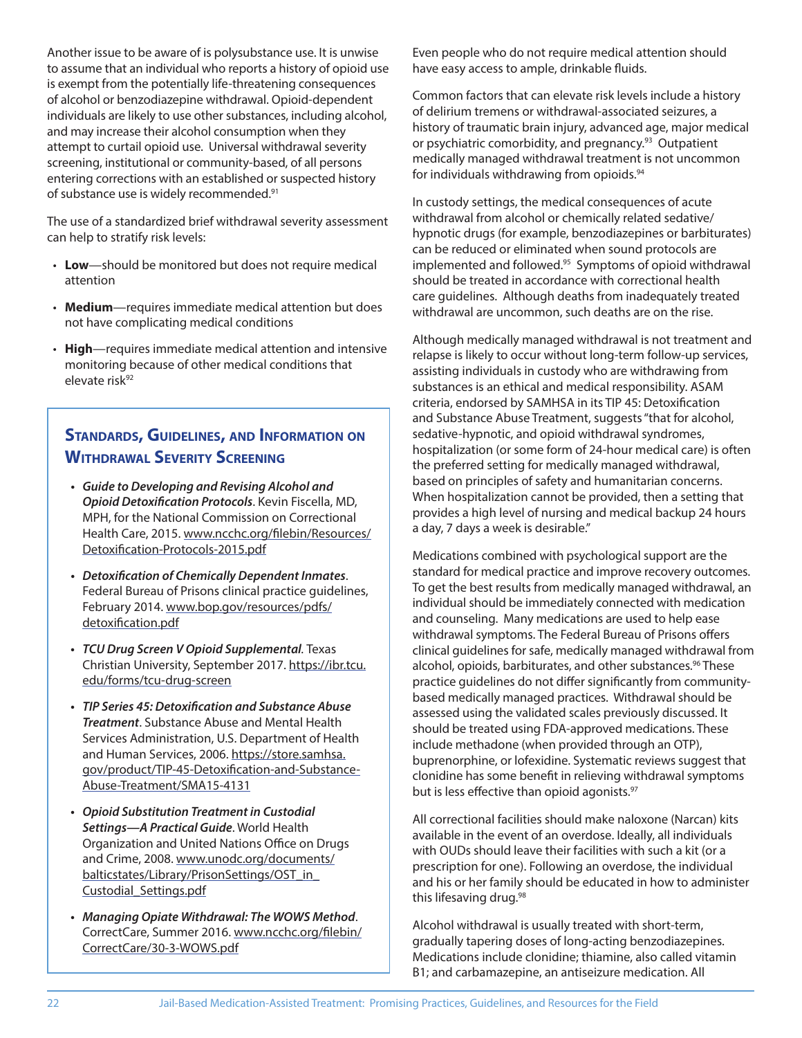Another issue to be aware of is polysubstance use. It is unwise to assume that an individual who reports a history of opioid use is exempt from the potentially life-threatening consequences of alcohol or benzodiazepine withdrawal. Opioid-dependent individuals are likely to use other substances, including alcohol, and may increase their alcohol consumption when they attempt to curtail opioid use. Universal withdrawal severity screening, institutional or community-based, of all persons entering corrections with an established or suspected history of substance use is widely recommended.[91]

The use of a standardized brief withdrawal severity assessment can help to stratify risk levels:

- **Low**—should be monitored but does not require medical attention
- **Medium**—requires immediate medical attention but does not have complicating medical conditions
- **High**—requires immediate medical attention and intensive monitoring because of other medical conditions that elevate risk[92]

## Standards, Guidelines, and Information on Withdrawal Severity Screening

- ***Guide to Developing and Revising Alcohol and Opioid Detoxification Protocols***. Kevin Fiscella, MD, MPH, for the National Commission on Correctional Health Care, 2015. www.ncchc.org/filebin/Resources/Detoxification-Protocols-2015.pdf
- ***Detoxification of Chemically Dependent Inmates***. Federal Bureau of Prisons clinical practice guidelines, February 2014. www.bop.gov/resources/pdfs/detoxification.pdf
- ***TCU Drug Screen V Opioid Supplemental***. Texas Christian University, September 2017. https://ibr.tcu.edu/forms/tcu-drug-screen
- ***TIP Series 45: Detoxification and Substance Abuse Treatment***. Substance Abuse and Mental Health Services Administration, U.S. Department of Health and Human Services, 2006. https://store.samhsa.gov/product/TIP-45-Detoxification-and-Substance-Abuse-Treatment/SMA15-4131
- ***Opioid Substitution Treatment in Custodial Settings—A Practical Guide***. World Health Organization and United Nations Office on Drugs and Crime, 2008. www.unodc.org/documents/balticstates/Library/PrisonSettings/OST_in_Custodial_Settings.pdf
- ***Managing Opiate Withdrawal: The WOWS Method***. CorrectCare, Summer 2016. www.ncchc.org/filebin/CorrectCare/30-3-WOWS.pdf

Even people who do not require medical attention should have easy access to ample, drinkable fluids.

Common factors that can elevate risk levels include a history of delirium tremens or withdrawal-associated seizures, a history of traumatic brain injury, advanced age, major medical or psychiatric comorbidity, and pregnancy.[93] Outpatient medically managed withdrawal treatment is not uncommon for individuals withdrawing from opioids.[94]

In custody settings, the medical consequences of acute withdrawal from alcohol or chemically related sedative/hypnotic drugs (for example, benzodiazepines or barbiturates) can be reduced or eliminated when sound protocols are implemented and followed.[95] Symptoms of opioid withdrawal should be treated in accordance with correctional health care guidelines. Although deaths from inadequately treated withdrawal are uncommon, such deaths are on the rise.

Although medically managed withdrawal is not treatment and relapse is likely to occur without long-term follow-up services, assisting individuals in custody who are withdrawing from substances is an ethical and medical responsibility. ASAM criteria, endorsed by SAMHSA in its TIP 45: Detoxification and Substance Abuse Treatment, suggests "that for alcohol, sedative-hypnotic, and opioid withdrawal syndromes, hospitalization (or some form of 24-hour medical care) is often the preferred setting for medically managed withdrawal, based on principles of safety and humanitarian concerns. When hospitalization cannot be provided, then a setting that provides a high level of nursing and medical backup 24 hours a day, 7 days a week is desirable."

Medications combined with psychological support are the standard for medical practice and improve recovery outcomes. To get the best results from medically managed withdrawal, an individual should be immediately connected with medication and counseling. Many medications are used to help ease withdrawal symptoms. The Federal Bureau of Prisons offers clinical guidelines for safe, medically managed withdrawal from alcohol, opioids, barbiturates, and other substances.[96] These practice guidelines do not differ significantly from community-based medically managed practices. Withdrawal should be assessed using the validated scales previously discussed. It should be treated using FDA-approved medications. These include methadone (when provided through an OTP), buprenorphine, or lofexidine. Systematic reviews suggest that clonidine has some benefit in relieving withdrawal symptoms but is less effective than opioid agonists.[97]

All correctional facilities should make naloxone (Narcan) kits available in the event of an overdose. Ideally, all individuals with OUDs should leave their facilities with such a kit (or a prescription for one). Following an overdose, the individual and his or her family should be educated in how to administer this lifesaving drug.[98]

Alcohol withdrawal is usually treated with short-term, gradually tapering doses of long-acting benzodiazepines. Medications include clonidine; thiamine, also called vitamin B1; and carbamazepine, an antiseizure medication. All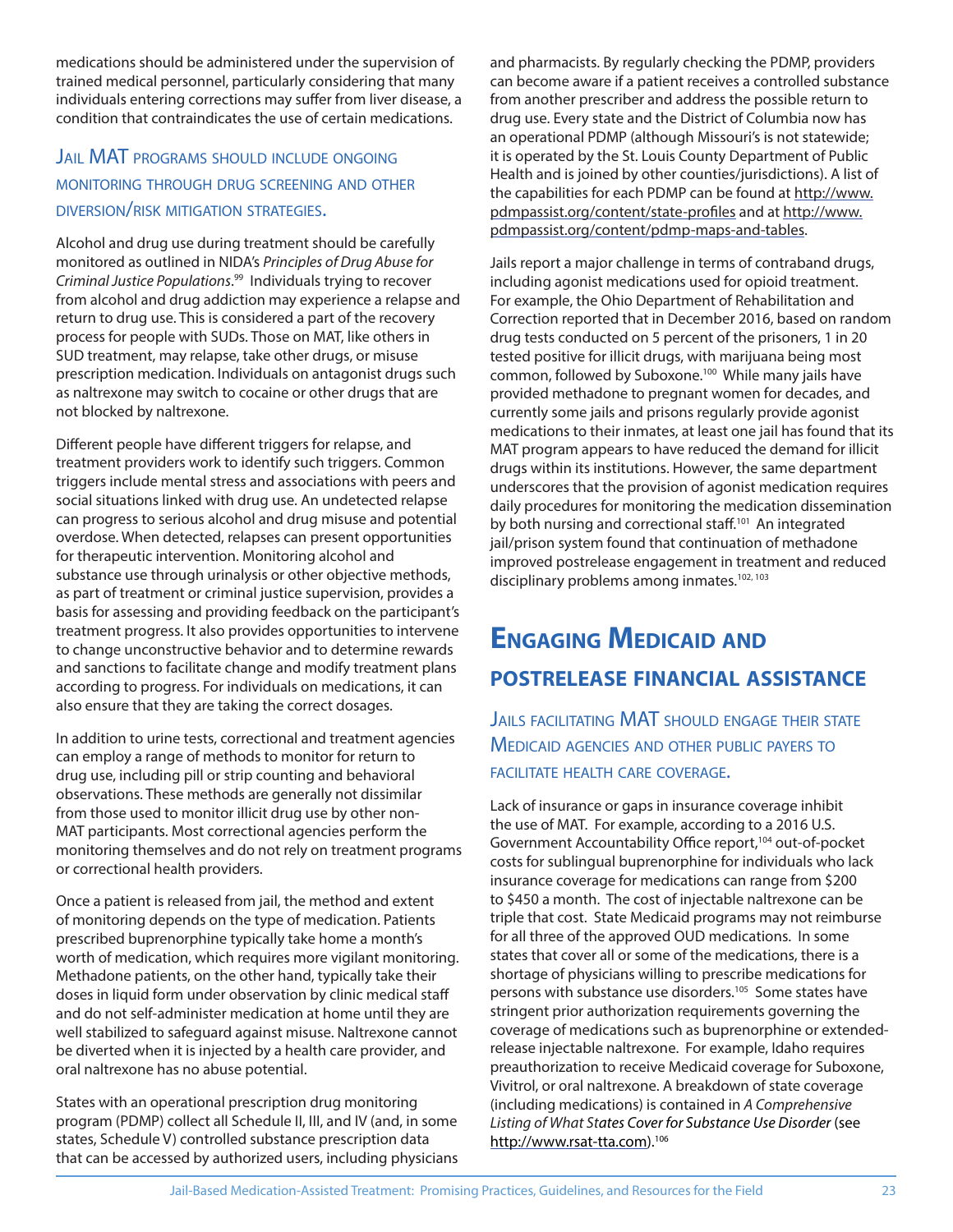medications should be administered under the supervision of trained medical personnel, particularly considering that many individuals entering corrections may suffer from liver disease, a condition that contraindicates the use of certain medications.

### Jail MAT programs should include ongoing monitoring through drug screening and other diversion/risk mitigation strategies.

Alcohol and drug use during treatment should be carefully monitored as outlined in NIDA's *Principles of Drug Abuse for Criminal Justice Populations*.[99] Individuals trying to recover from alcohol and drug addiction may experience a relapse and return to drug use. This is considered a part of the recovery process for people with SUDs. Those on MAT, like others in SUD treatment, may relapse, take other drugs, or misuse prescription medication. Individuals on antagonist drugs such as naltrexone may switch to cocaine or other drugs that are not blocked by naltrexone.

Different people have different triggers for relapse, and treatment providers work to identify such triggers. Common triggers include mental stress and associations with peers and social situations linked with drug use. An undetected relapse can progress to serious alcohol and drug misuse and potential overdose. When detected, relapses can present opportunities for therapeutic intervention. Monitoring alcohol and substance use through urinalysis or other objective methods, as part of treatment or criminal justice supervision, provides a basis for assessing and providing feedback on the participant's treatment progress. It also provides opportunities to intervene to change unconstructive behavior and to determine rewards and sanctions to facilitate change and modify treatment plans according to progress. For individuals on medications, it can also ensure that they are taking the correct dosages.

In addition to urine tests, correctional and treatment agencies can employ a range of methods to monitor for return to drug use, including pill or strip counting and behavioral observations. These methods are generally not dissimilar from those used to monitor illicit drug use by other non-MAT participants. Most correctional agencies perform the monitoring themselves and do not rely on treatment programs or correctional health providers.

Once a patient is released from jail, the method and extent of monitoring depends on the type of medication. Patients prescribed buprenorphine typically take home a month's worth of medication, which requires more vigilant monitoring. Methadone patients, on the other hand, typically take their doses in liquid form under observation by clinic medical staff and do not self-administer medication at home until they are well stabilized to safeguard against misuse. Naltrexone cannot be diverted when it is injected by a health care provider, and oral naltrexone has no abuse potential.

States with an operational prescription drug monitoring program (PDMP) collect all Schedule II, III, and IV (and, in some states, Schedule V) controlled substance prescription data that can be accessed by authorized users, including physicians and pharmacists. By regularly checking the PDMP, providers can become aware if a patient receives a controlled substance from another prescriber and address the possible return to drug use. Every state and the District of Columbia now has an operational PDMP (although Missouri's is not statewide; it is operated by the St. Louis County Department of Public Health and is joined by other counties/jurisdictions). A list of the capabilities for each PDMP can be found at http://www.pdmpassist.org/content/state-profiles and at http://www.pdmpassist.org/content/pdmp-maps-and-tables.

Jails report a major challenge in terms of contraband drugs, including agonist medications used for opioid treatment. For example, the Ohio Department of Rehabilitation and Correction reported that in December 2016, based on random drug tests conducted on 5 percent of the prisoners, 1 in 20 tested positive for illicit drugs, with marijuana being most common, followed by Suboxone.[100] While many jails have provided methadone to pregnant women for decades, and currently some jails and prisons regularly provide agonist medications to their inmates, at least one jail has found that its MAT program appears to have reduced the demand for illicit drugs within its institutions. However, the same department underscores that the provision of agonist medication requires daily procedures for monitoring the medication dissemination by both nursing and correctional staff.[101] An integrated jail/prison system found that continuation of methadone improved postrelease engagement in treatment and reduced disciplinary problems among inmates.[102, 103]

## Engaging Medicaid and Postrelease Financial Assistance

### Jails facilitating MAT should engage their state Medicaid agencies and other public payers to facilitate health care coverage.

Lack of insurance or gaps in insurance coverage inhibit the use of MAT. For example, according to a 2016 U.S. Government Accountability Office report,[104] out-of-pocket costs for sublingual buprenorphine for individuals who lack insurance coverage for medications can range from $200 to $450 a month. The cost of injectable naltrexone can be triple that cost. State Medicaid programs may not reimburse for all three of the approved OUD medications. In some states that cover all or some of the medications, there is a shortage of physicians willing to prescribe medications for persons with substance use disorders.[105] Some states have stringent prior authorization requirements governing the coverage of medications such as buprenorphine or extended-release injectable naltrexone. For example, Idaho requires preauthorization to receive Medicaid coverage for Suboxone, Vivitrol, or oral naltrexone. A breakdown of state coverage (including medications) is contained in *A Comprehensive Listing of What States Cover for Substance Use Disorder* (see http://www.rsat-tta.com).[106]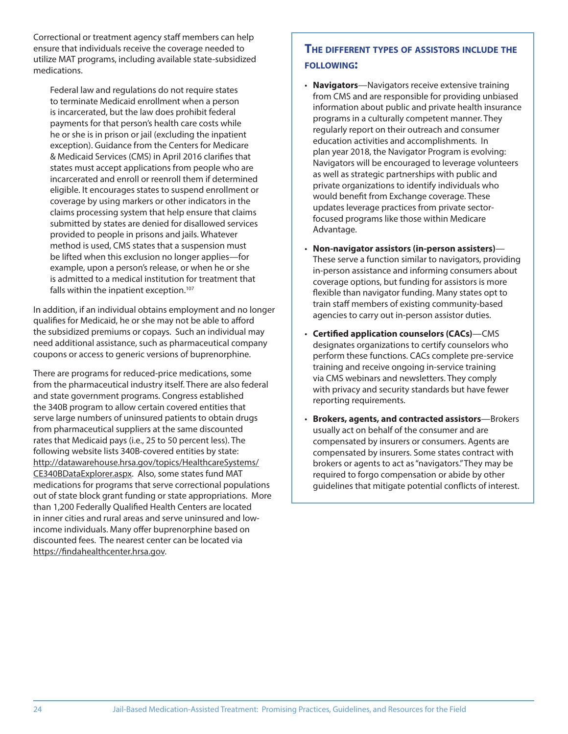Correctional or treatment agency staff members can help ensure that individuals receive the coverage needed to utilize MAT programs, including available state-subsidized medications.

> Federal law and regulations do not require states to terminate Medicaid enrollment when a person is incarcerated, but the law does prohibit federal payments for that person's health care costs while he or she is in prison or jail (excluding the inpatient exception). Guidance from the Centers for Medicare & Medicaid Services (CMS) in April 2016 clarifies that states must accept applications from people who are incarcerated and enroll or reenroll them if determined eligible. It encourages states to suspend enrollment or coverage by using markers or other indicators in the claims processing system that help ensure that claims submitted by states are denied for disallowed services provided to people in prisons and jails. Whatever method is used, CMS states that a suspension must be lifted when this exclusion no longer applies—for example, upon a person's release, or when he or she is admitted to a medical institution for treatment that falls within the inpatient exception.[107]

In addition, if an individual obtains employment and no longer qualifies for Medicaid, he or she may not be able to afford the subsidized premiums or copays. Such an individual may need additional assistance, such as pharmaceutical company coupons or access to generic versions of buprenorphine.

There are programs for reduced-price medications, some from the pharmaceutical industry itself. There are also federal and state government programs. Congress established the 340B program to allow certain covered entities that serve large numbers of uninsured patients to obtain drugs from pharmaceutical suppliers at the same discounted rates that Medicaid pays (i.e., 25 to 50 percent less). The following website lists 340B-covered entities by state: http://datawarehouse.hrsa.gov/topics/HealthcareSystems/CE340BDataExplorer.aspx. Also, some states fund MAT medications for programs that serve correctional populations out of state block grant funding or state appropriations. More than 1,200 Federally Qualified Health Centers are located in inner cities and rural areas and serve uninsured and low-income individuals. Many offer buprenorphine based on discounted fees. The nearest center can be located via https://findahealthcenter.hrsa.gov.

### The different types of assistors include the following:

- **Navigators**—Navigators receive extensive training from CMS and are responsible for providing unbiased information about public and private health insurance programs in a culturally competent manner. They regularly report on their outreach and consumer education activities and accomplishments. In plan year 2018, the Navigator Program is evolving: Navigators will be encouraged to leverage volunteers as well as strategic partnerships with public and private organizations to identify individuals who would benefit from Exchange coverage. These updates leverage practices from private sector-focused programs like those within Medicare Advantage.
- **Non-navigator assistors (in-person assisters)**—These serve a function similar to navigators, providing in-person assistance and informing consumers about coverage options, but funding for assistors is more flexible than navigator funding. Many states opt to train staff members of existing community-based agencies to carry out in-person assistor duties.
- **Certified application counselors (CACs)**—CMS designates organizations to certify counselors who perform these functions. CACs complete pre-service training and receive ongoing in-service training via CMS webinars and newsletters. They comply with privacy and security standards but have fewer reporting requirements.
- **Brokers, agents, and contracted assistors**—Brokers usually act on behalf of the consumer and are compensated by insurers or consumers. Agents are compensated by insurers. Some states contract with brokers or agents to act as "navigators." They may be required to forgo compensation or abide by other guidelines that mitigate potential conflicts of interest.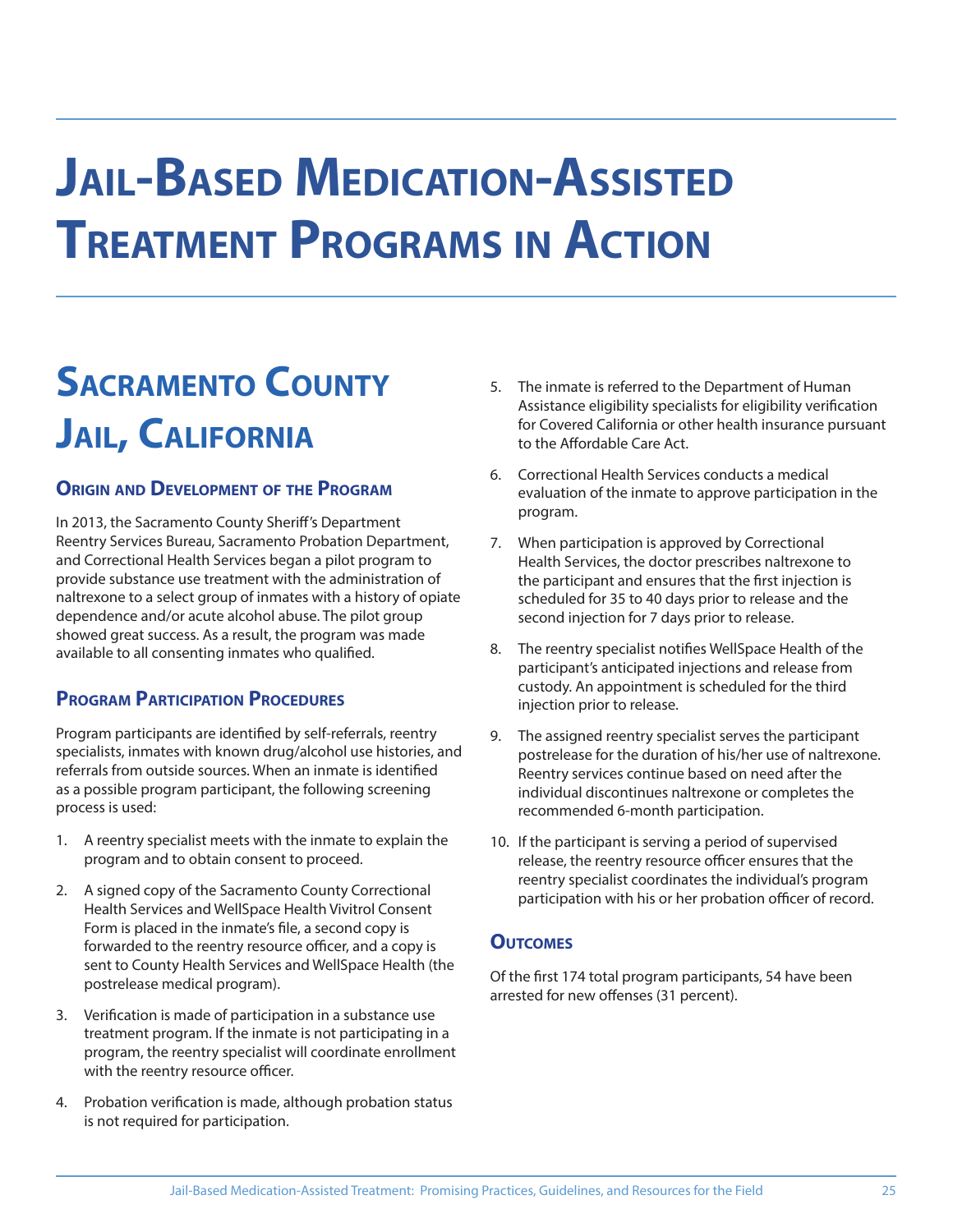# Jail-Based Medication-Assisted Treatment Programs in Action

## Sacramento County Jail, California

### Origin and Development of the Program

In 2013, the Sacramento County Sheriff's Department Reentry Services Bureau, Sacramento Probation Department, and Correctional Health Services began a pilot program to provide substance use treatment with the administration of naltrexone to a select group of inmates with a history of opiate dependence and/or acute alcohol abuse. The pilot group showed great success. As a result, the program was made available to all consenting inmates who qualified.

### Program Participation Procedures

Program participants are identified by self-referrals, reentry specialists, inmates with known drug/alcohol use histories, and referrals from outside sources. When an inmate is identified as a possible program participant, the following screening process is used:

1. A reentry specialist meets with the inmate to explain the program and to obtain consent to proceed.
2. A signed copy of the Sacramento County Correctional Health Services and WellSpace Health Vivitrol Consent Form is placed in the inmate's file, a second copy is forwarded to the reentry resource officer, and a copy is sent to County Health Services and WellSpace Health (the postrelease medical program).
3. Verification is made of participation in a substance use treatment program. If the inmate is not participating in a program, the reentry specialist will coordinate enrollment with the reentry resource officer.
4. Probation verification is made, although probation status is not required for participation.
5. The inmate is referred to the Department of Human Assistance eligibility specialists for eligibility verification for Covered California or other health insurance pursuant to the Affordable Care Act.
6. Correctional Health Services conducts a medical evaluation of the inmate to approve participation in the program.
7. When participation is approved by Correctional Health Services, the doctor prescribes naltrexone to the participant and ensures that the first injection is scheduled for 35 to 40 days prior to release and the second injection for 7 days prior to release.
8. The reentry specialist notifies WellSpace Health of the participant's anticipated injections and release from custody. An appointment is scheduled for the third injection prior to release.
9. The assigned reentry specialist serves the participant postrelease for the duration of his/her use of naltrexone. Reentry services continue based on need after the individual discontinues naltrexone or completes the recommended 6-month participation.
10. If the participant is serving a period of supervised release, the reentry resource officer ensures that the reentry specialist coordinates the individual's program participation with his or her probation officer of record.

### Outcomes

Of the first 174 total program participants, 54 have been arrested for new offenses (31 percent).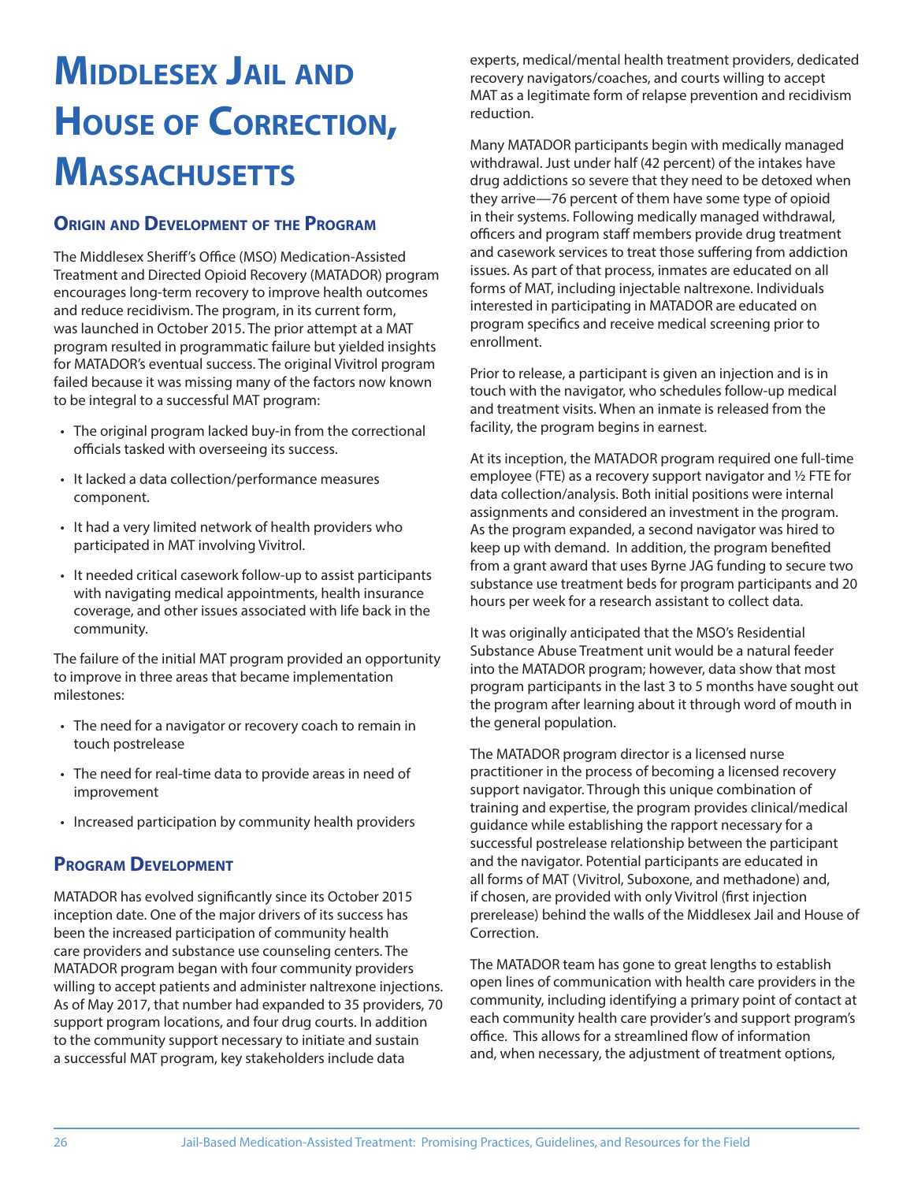# Middlesex Jail and House of Correction, Massachusetts

## Origin and Development of the Program

The Middlesex Sheriff's Office (MSO) Medication-Assisted Treatment and Directed Opioid Recovery (MATADOR) program encourages long-term recovery to improve health outcomes and reduce recidivism. The program, in its current form, was launched in October 2015. The prior attempt at a MAT program resulted in programmatic failure but yielded insights for MATADOR's eventual success. The original Vivitrol program failed because it was missing many of the factors now known to be integral to a successful MAT program:

- The original program lacked buy-in from the correctional officials tasked with overseeing its success.
- It lacked a data collection/performance measures component.
- It had a very limited network of health providers who participated in MAT involving Vivitrol.
- It needed critical casework follow-up to assist participants with navigating medical appointments, health insurance coverage, and other issues associated with life back in the community.

The failure of the initial MAT program provided an opportunity to improve in three areas that became implementation milestones:

- The need for a navigator or recovery coach to remain in touch postrelease
- The need for real-time data to provide areas in need of improvement
- Increased participation by community health providers

## Program Development

MATADOR has evolved significantly since its October 2015 inception date. One of the major drivers of its success has been the increased participation of community health care providers and substance use counseling centers. The MATADOR program began with four community providers willing to accept patients and administer naltrexone injections. As of May 2017, that number had expanded to 35 providers, 70 support program locations, and four drug courts. In addition to the community support necessary to initiate and sustain a successful MAT program, key stakeholders include data experts, medical/mental health treatment providers, dedicated recovery navigators/coaches, and courts willing to accept MAT as a legitimate form of relapse prevention and recidivism reduction.

Many MATADOR participants begin with medically managed withdrawal. Just under half (42 percent) of the intakes have drug addictions so severe that they need to be detoxed when they arrive—76 percent of them have some type of opioid in their systems. Following medically managed withdrawal, officers and program staff members provide drug treatment and casework services to treat those suffering from addiction issues. As part of that process, inmates are educated on all forms of MAT, including injectable naltrexone. Individuals interested in participating in MATADOR are educated on program specifics and receive medical screening prior to enrollment.

Prior to release, a participant is given an injection and is in touch with the navigator, who schedules follow-up medical and treatment visits. When an inmate is released from the facility, the program begins in earnest.

At its inception, the MATADOR program required one full-time employee (FTE) as a recovery support navigator and ½ FTE for data collection/analysis. Both initial positions were internal assignments and considered an investment in the program. As the program expanded, a second navigator was hired to keep up with demand. In addition, the program benefited from a grant award that uses Byrne JAG funding to secure two substance use treatment beds for program participants and 20 hours per week for a research assistant to collect data.

It was originally anticipated that the MSO's Residential Substance Abuse Treatment unit would be a natural feeder into the MATADOR program; however, data show that most program participants in the last 3 to 5 months have sought out the program after learning about it through word of mouth in the general population.

The MATADOR program director is a licensed nurse practitioner in the process of becoming a licensed recovery support navigator. Through this unique combination of training and expertise, the program provides clinical/medical guidance while establishing the rapport necessary for a successful postrelease relationship between the participant and the navigator. Potential participants are educated in all forms of MAT (Vivitrol, Suboxone, and methadone) and, if chosen, are provided with only Vivitrol (first injection prerelease) behind the walls of the Middlesex Jail and House of Correction.

The MATADOR team has gone to great lengths to establish open lines of communication with health care providers in the community, including identifying a primary point of contact at each community health care provider's and support program's office. This allows for a streamlined flow of information and, when necessary, the adjustment of treatment options,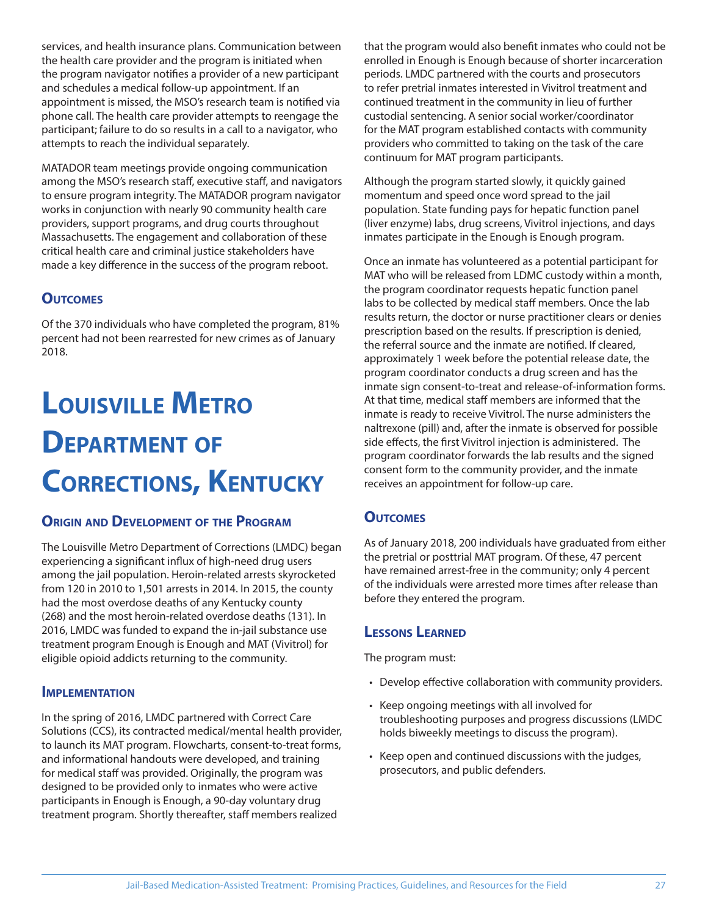services, and health insurance plans. Communication between the health care provider and the program is initiated when the program navigator notifies a provider of a new participant and schedules a medical follow-up appointment. If an appointment is missed, the MSO's research team is notified via phone call. The health care provider attempts to reengage the participant; failure to do so results in a call to a navigator, who attempts to reach the individual separately.

MATADOR team meetings provide ongoing communication among the MSO's research staff, executive staff, and navigators to ensure program integrity. The MATADOR program navigator works in conjunction with nearly 90 community health care providers, support programs, and drug courts throughout Massachusetts. The engagement and collaboration of these critical health care and criminal justice stakeholders have made a key difference in the success of the program reboot.

### Outcomes

Of the 370 individuals who have completed the program, 81% percent had not been rearrested for new crimes as of January 2018.

## Louisville Metro Department of Corrections, Kentucky

### Origin and Development of the Program

The Louisville Metro Department of Corrections (LMDC) began experiencing a significant influx of high-need drug users among the jail population. Heroin-related arrests skyrocketed from 120 in 2010 to 1,501 arrests in 2014. In 2015, the county had the most overdose deaths of any Kentucky county (268) and the most heroin-related overdose deaths (131). In 2016, LMDC was funded to expand the in-jail substance use treatment program Enough is Enough and MAT (Vivitrol) for eligible opioid addicts returning to the community.

### Implementation

In the spring of 2016, LMDC partnered with Correct Care Solutions (CCS), its contracted medical/mental health provider, to launch its MAT program. Flowcharts, consent-to-treat forms, and informational handouts were developed, and training for medical staff was provided. Originally, the program was designed to be provided only to inmates who were active participants in Enough is Enough, a 90-day voluntary drug treatment program. Shortly thereafter, staff members realized that the program would also benefit inmates who could not be enrolled in Enough is Enough because of shorter incarceration periods. LMDC partnered with the courts and prosecutors to refer pretrial inmates interested in Vivitrol treatment and continued treatment in the community in lieu of further custodial sentencing. A senior social worker/coordinator for the MAT program established contacts with community providers who committed to taking on the task of the care continuum for MAT program participants.

Although the program started slowly, it quickly gained momentum and speed once word spread to the jail population. State funding pays for hepatic function panel (liver enzyme) labs, drug screens, Vivitrol injections, and days inmates participate in the Enough is Enough program.

Once an inmate has volunteered as a potential participant for MAT who will be released from LDMC custody within a month, the program coordinator requests hepatic function panel labs to be collected by medical staff members. Once the lab results return, the doctor or nurse practitioner clears or denies prescription based on the results. If prescription is denied, the referral source and the inmate are notified. If cleared, approximately 1 week before the potential release date, the program coordinator conducts a drug screen and has the inmate sign consent-to-treat and release-of-information forms. At that time, medical staff members are informed that the inmate is ready to receive Vivitrol. The nurse administers the naltrexone (pill) and, after the inmate is observed for possible side effects, the first Vivitrol injection is administered. The program coordinator forwards the lab results and the signed consent form to the community provider, and the inmate receives an appointment for follow-up care.

### Outcomes

As of January 2018, 200 individuals have graduated from either the pretrial or posttrial MAT program. Of these, 47 percent have remained arrest-free in the community; only 4 percent of the individuals were arrested more times after release than before they entered the program.

### Lessons Learned

The program must:

- Develop effective collaboration with community providers.
- Keep ongoing meetings with all involved for troubleshooting purposes and progress discussions (LMDC holds biweekly meetings to discuss the program).
- Keep open and continued discussions with the judges, prosecutors, and public defenders.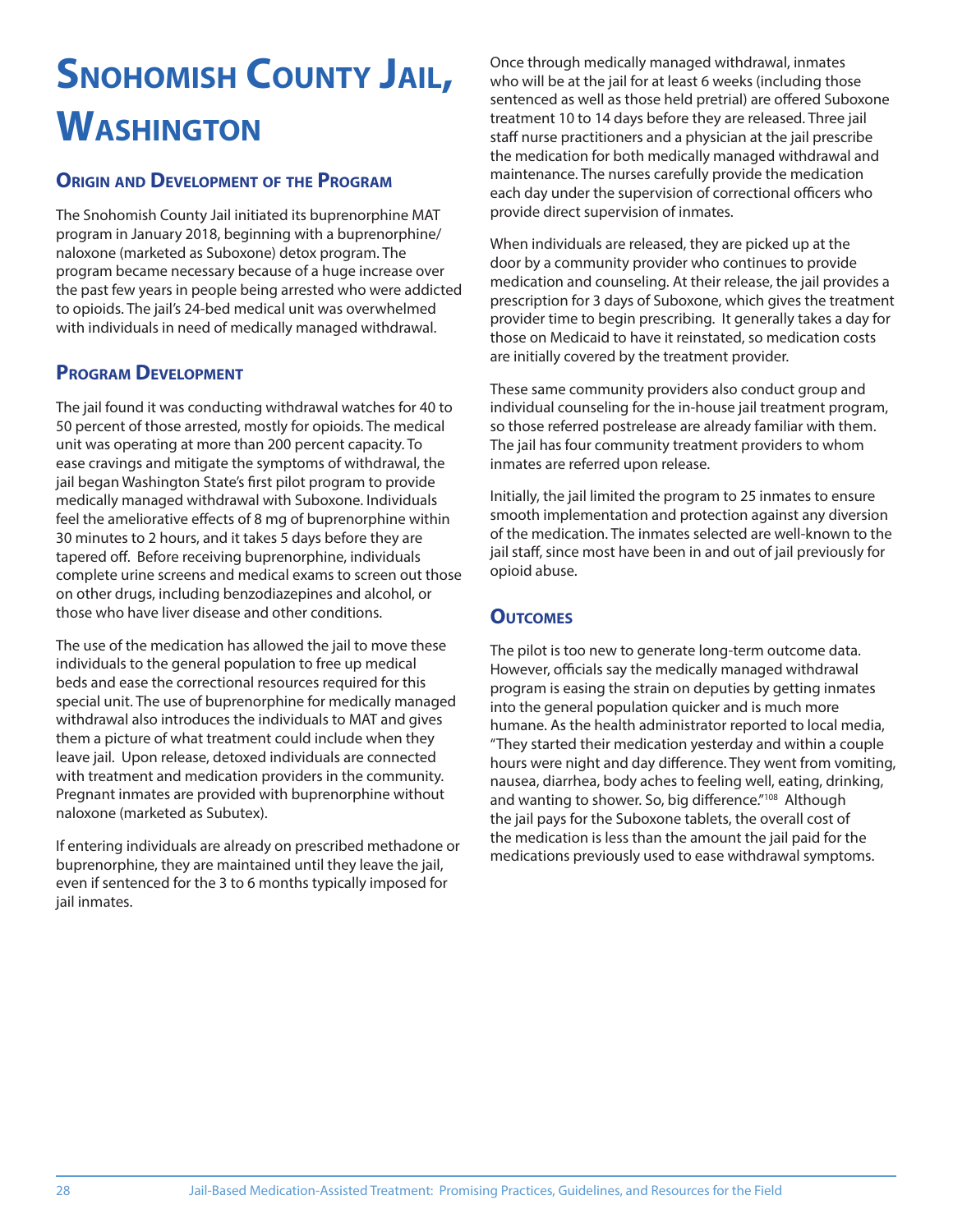# Snohomish County Jail, Washington

## Origin and Development of the Program

The Snohomish County Jail initiated its buprenorphine MAT program in January 2018, beginning with a buprenorphine/naloxone (marketed as Suboxone) detox program. The program became necessary because of a huge increase over the past few years in people being arrested who were addicted to opioids. The jail's 24-bed medical unit was overwhelmed with individuals in need of medically managed withdrawal.

## Program Development

The jail found it was conducting withdrawal watches for 40 to 50 percent of those arrested, mostly for opioids. The medical unit was operating at more than 200 percent capacity. To ease cravings and mitigate the symptoms of withdrawal, the jail began Washington State's first pilot program to provide medically managed withdrawal with Suboxone. Individuals feel the ameliorative effects of 8 mg of buprenorphine within 30 minutes to 2 hours, and it takes 5 days before they are tapered off. Before receiving buprenorphine, individuals complete urine screens and medical exams to screen out those on other drugs, including benzodiazepines and alcohol, or those who have liver disease and other conditions.

The use of the medication has allowed the jail to move these individuals to the general population to free up medical beds and ease the correctional resources required for this special unit. The use of buprenorphine for medically managed withdrawal also introduces the individuals to MAT and gives them a picture of what treatment could include when they leave jail. Upon release, detoxed individuals are connected with treatment and medication providers in the community. Pregnant inmates are provided with buprenorphine without naloxone (marketed as Subutex).

If entering individuals are already on prescribed methadone or buprenorphine, they are maintained until they leave the jail, even if sentenced for the 3 to 6 months typically imposed for jail inmates.

Once through medically managed withdrawal, inmates who will be at the jail for at least 6 weeks (including those sentenced as well as those held pretrial) are offered Suboxone treatment 10 to 14 days before they are released. Three jail staff nurse practitioners and a physician at the jail prescribe the medication for both medically managed withdrawal and maintenance. The nurses carefully provide the medication each day under the supervision of correctional officers who provide direct supervision of inmates.

When individuals are released, they are picked up at the door by a community provider who continues to provide medication and counseling. At their release, the jail provides a prescription for 3 days of Suboxone, which gives the treatment provider time to begin prescribing. It generally takes a day for those on Medicaid to have it reinstated, so medication costs are initially covered by the treatment provider.

These same community providers also conduct group and individual counseling for the in-house jail treatment program, so those referred postrelease are already familiar with them. The jail has four community treatment providers to whom inmates are referred upon release.

Initially, the jail limited the program to 25 inmates to ensure smooth implementation and protection against any diversion of the medication. The inmates selected are well-known to the jail staff, since most have been in and out of jail previously for opioid abuse.

## Outcomes

The pilot is too new to generate long-term outcome data. However, officials say the medically managed withdrawal program is easing the strain on deputies by getting inmates into the general population quicker and is much more humane. As the health administrator reported to local media, "They started their medication yesterday and within a couple hours were night and day difference. They went from vomiting, nausea, diarrhea, body aches to feeling well, eating, drinking, and wanting to shower. So, big difference."[108] Although the jail pays for the Suboxone tablets, the overall cost of the medication is less than the amount the jail paid for the medications previously used to ease withdrawal symptoms.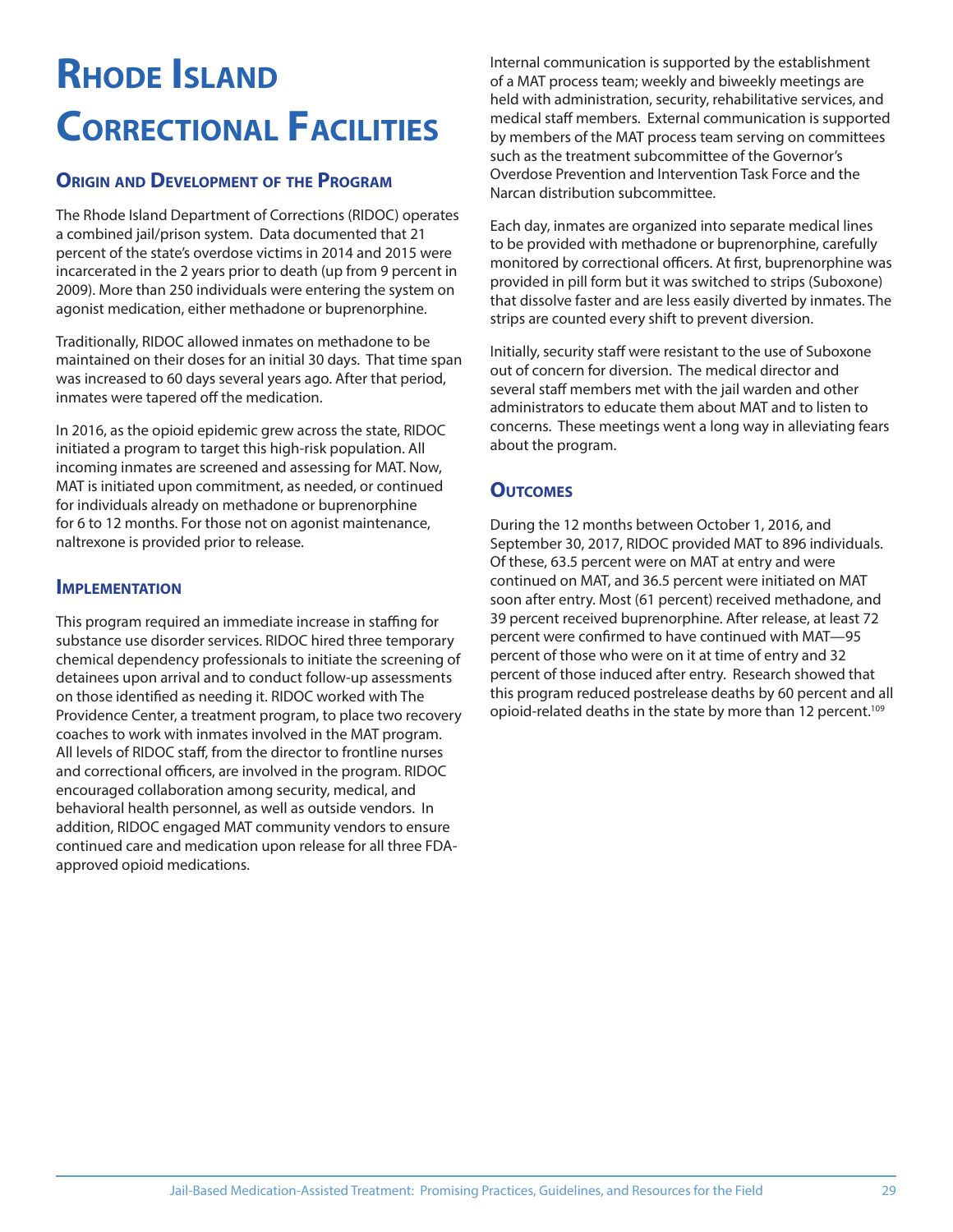# Rhode Island Correctional Facilities

## Origin and Development of the Program

The Rhode Island Department of Corrections (RIDOC) operates a combined jail/prison system. Data documented that 21 percent of the state's overdose victims in 2014 and 2015 were incarcerated in the 2 years prior to death (up from 9 percent in 2009). More than 250 individuals were entering the system on agonist medication, either methadone or buprenorphine.

Traditionally, RIDOC allowed inmates on methadone to be maintained on their doses for an initial 30 days. That time span was increased to 60 days several years ago. After that period, inmates were tapered off the medication.

In 2016, as the opioid epidemic grew across the state, RIDOC initiated a program to target this high-risk population. All incoming inmates are screened and assessing for MAT. Now, MAT is initiated upon commitment, as needed, or continued for individuals already on methadone or buprenorphine for 6 to 12 months. For those not on agonist maintenance, naltrexone is provided prior to release.

## Implementation

This program required an immediate increase in staffing for substance use disorder services. RIDOC hired three temporary chemical dependency professionals to initiate the screening of detainees upon arrival and to conduct follow-up assessments on those identified as needing it. RIDOC worked with The Providence Center, a treatment program, to place two recovery coaches to work with inmates involved in the MAT program. All levels of RIDOC staff, from the director to frontline nurses and correctional officers, are involved in the program. RIDOC encouraged collaboration among security, medical, and behavioral health personnel, as well as outside vendors. In addition, RIDOC engaged MAT community vendors to ensure continued care and medication upon release for all three FDA-approved opioid medications.

Internal communication is supported by the establishment of a MAT process team; weekly and biweekly meetings are held with administration, security, rehabilitative services, and medical staff members. External communication is supported by members of the MAT process team serving on committees such as the treatment subcommittee of the Governor's Overdose Prevention and Intervention Task Force and the Narcan distribution subcommittee.

Each day, inmates are organized into separate medical lines to be provided with methadone or buprenorphine, carefully monitored by correctional officers. At first, buprenorphine was provided in pill form but it was switched to strips (Suboxone) that dissolve faster and are less easily diverted by inmates. The strips are counted every shift to prevent diversion.

Initially, security staff were resistant to the use of Suboxone out of concern for diversion. The medical director and several staff members met with the jail warden and other administrators to educate them about MAT and to listen to concerns. These meetings went a long way in alleviating fears about the program.

## Outcomes

During the 12 months between October 1, 2016, and September 30, 2017, RIDOC provided MAT to 896 individuals. Of these, 63.5 percent were on MAT at entry and were continued on MAT, and 36.5 percent were initiated on MAT soon after entry. Most (61 percent) received methadone, and 39 percent received buprenorphine. After release, at least 72 percent were confirmed to have continued with MAT—95 percent of those who were on it at time of entry and 32 percent of those induced after entry. Research showed that this program reduced postrelease deaths by 60 percent and all opioid-related deaths in the state by more than 12 percent.[109]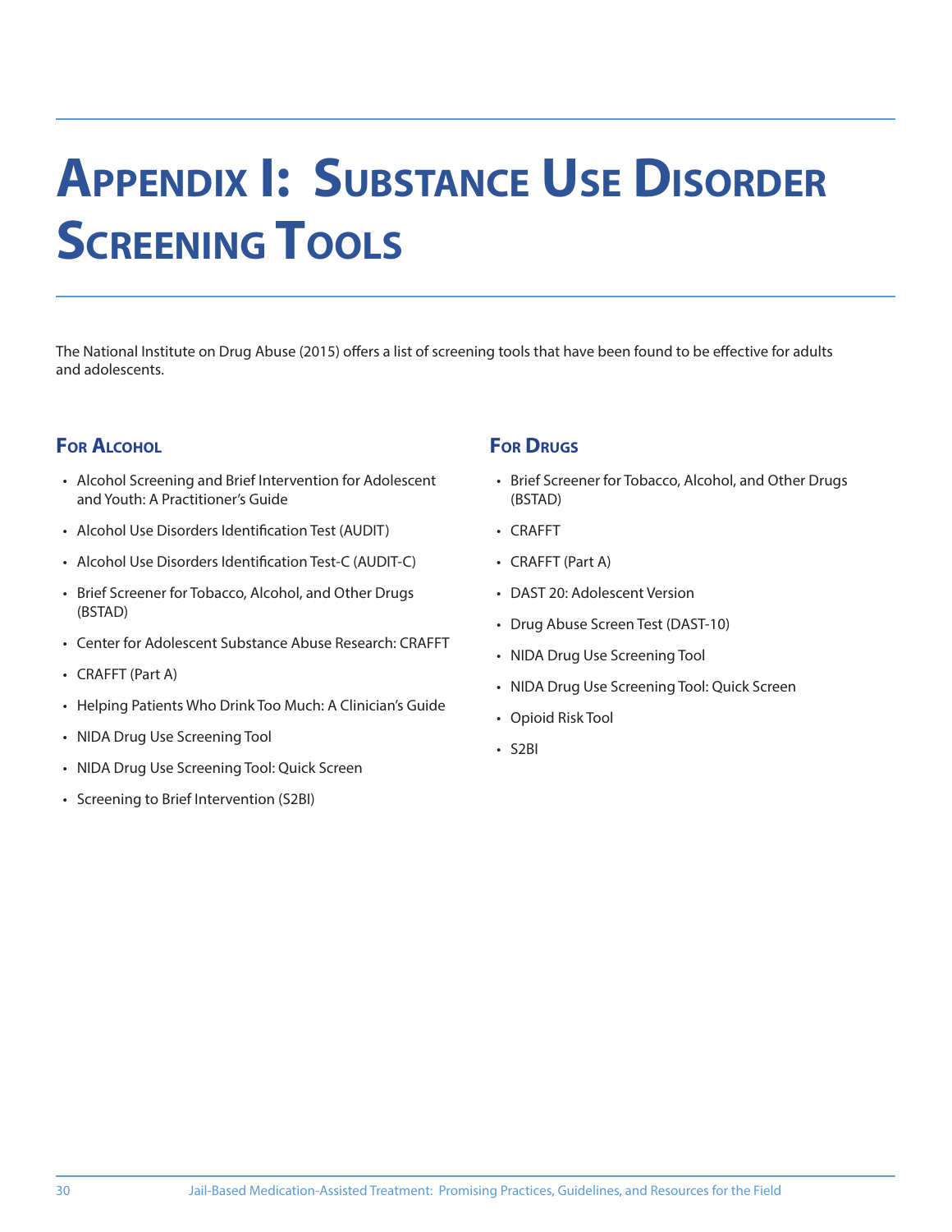# Appendix I: Substance Use Disorder Screening Tools

The National Institute on Drug Abuse (2015) offers a list of screening tools that have been found to be effective for adults and adolescents.

## For Alcohol

- Alcohol Screening and Brief Intervention for Adolescent and Youth: A Practitioner's Guide
- Alcohol Use Disorders Identification Test (AUDIT)
- Alcohol Use Disorders Identification Test-C (AUDIT-C)
- Brief Screener for Tobacco, Alcohol, and Other Drugs (BSTAD)
- Center for Adolescent Substance Abuse Research: CRAFFT
- CRAFFT (Part A)
- Helping Patients Who Drink Too Much: A Clinician's Guide
- NIDA Drug Use Screening Tool
- NIDA Drug Use Screening Tool: Quick Screen
- Screening to Brief Intervention (S2BI)

## For Drugs

- Brief Screener for Tobacco, Alcohol, and Other Drugs (BSTAD)
- CRAFFT
- CRAFFT (Part A)
- DAST 20: Adolescent Version
- Drug Abuse Screen Test (DAST-10)
- NIDA Drug Use Screening Tool
- NIDA Drug Use Screening Tool: Quick Screen
- Opioid Risk Tool
- S2BI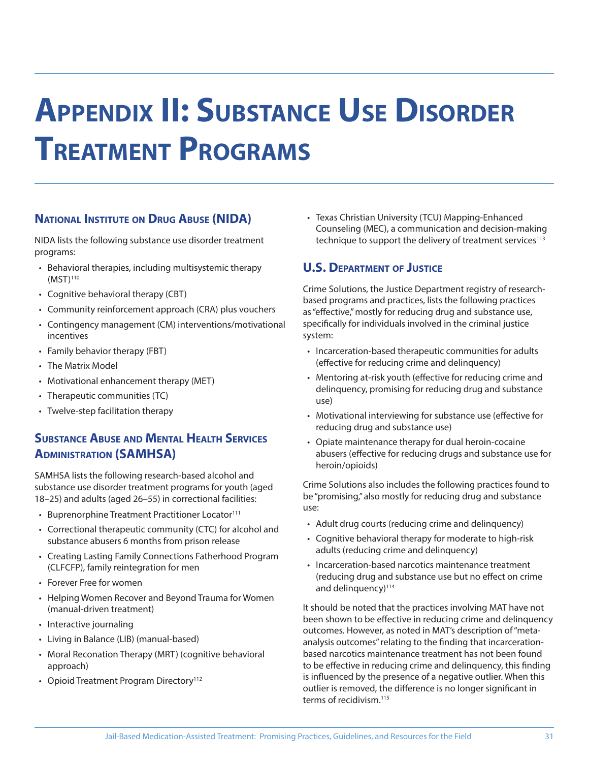# Appendix II: Substance Use Disorder Treatment Programs

## National Institute on Drug Abuse (NIDA)

NIDA lists the following substance use disorder treatment programs:

- Behavioral therapies, including multisystemic therapy (MST)[110]
- Cognitive behavioral therapy (CBT)
- Community reinforcement approach (CRA) plus vouchers
- Contingency management (CM) interventions/motivational incentives
- Family behavior therapy (FBT)
- The Matrix Model
- Motivational enhancement therapy (MET)
- Therapeutic communities (TC)
- Twelve-step facilitation therapy

## Substance Abuse and Mental Health Services Administration (SAMHSA)

SAMHSA lists the following research-based alcohol and substance use disorder treatment programs for youth (aged 18–25) and adults (aged 26–55) in correctional facilities:

- Buprenorphine Treatment Practitioner Locator[111]
- Correctional therapeutic community (CTC) for alcohol and substance abusers 6 months from prison release
- Creating Lasting Family Connections Fatherhood Program (CLFCFP), family reintegration for men
- Forever Free for women
- Helping Women Recover and Beyond Trauma for Women (manual-driven treatment)
- Interactive journaling
- Living in Balance (LIB) (manual-based)
- Moral Reconation Therapy (MRT) (cognitive behavioral approach)
- Opioid Treatment Program Directory[112]
- Texas Christian University (TCU) Mapping-Enhanced Counseling (MEC), a communication and decision-making technique to support the delivery of treatment services[113]

## U.S. Department of Justice

Crime Solutions, the Justice Department registry of research-based programs and practices, lists the following practices as "effective," mostly for reducing drug and substance use, specifically for individuals involved in the criminal justice system:

- Incarceration-based therapeutic communities for adults (effective for reducing crime and delinquency)
- Mentoring at-risk youth (effective for reducing crime and delinquency, promising for reducing drug and substance use)
- Motivational interviewing for substance use (effective for reducing drug and substance use)
- Opiate maintenance therapy for dual heroin-cocaine abusers (effective for reducing drugs and substance use for heroin/opioids)

Crime Solutions also includes the following practices found to be "promising," also mostly for reducing drug and substance use:

- Adult drug courts (reducing crime and delinquency)
- Cognitive behavioral therapy for moderate to high-risk adults (reducing crime and delinquency)
- Incarceration-based narcotics maintenance treatment (reducing drug and substance use but no effect on crime and delinquency)[114]

It should be noted that the practices involving MAT have not been shown to be effective in reducing crime and delinquency outcomes. However, as noted in MAT's description of "meta-analysis outcomes" relating to the finding that incarceration-based narcotics maintenance treatment has not been found to be effective in reducing crime and delinquency, this finding is influenced by the presence of a negative outlier. When this outlier is removed, the difference is no longer significant in terms of recidivism.[115]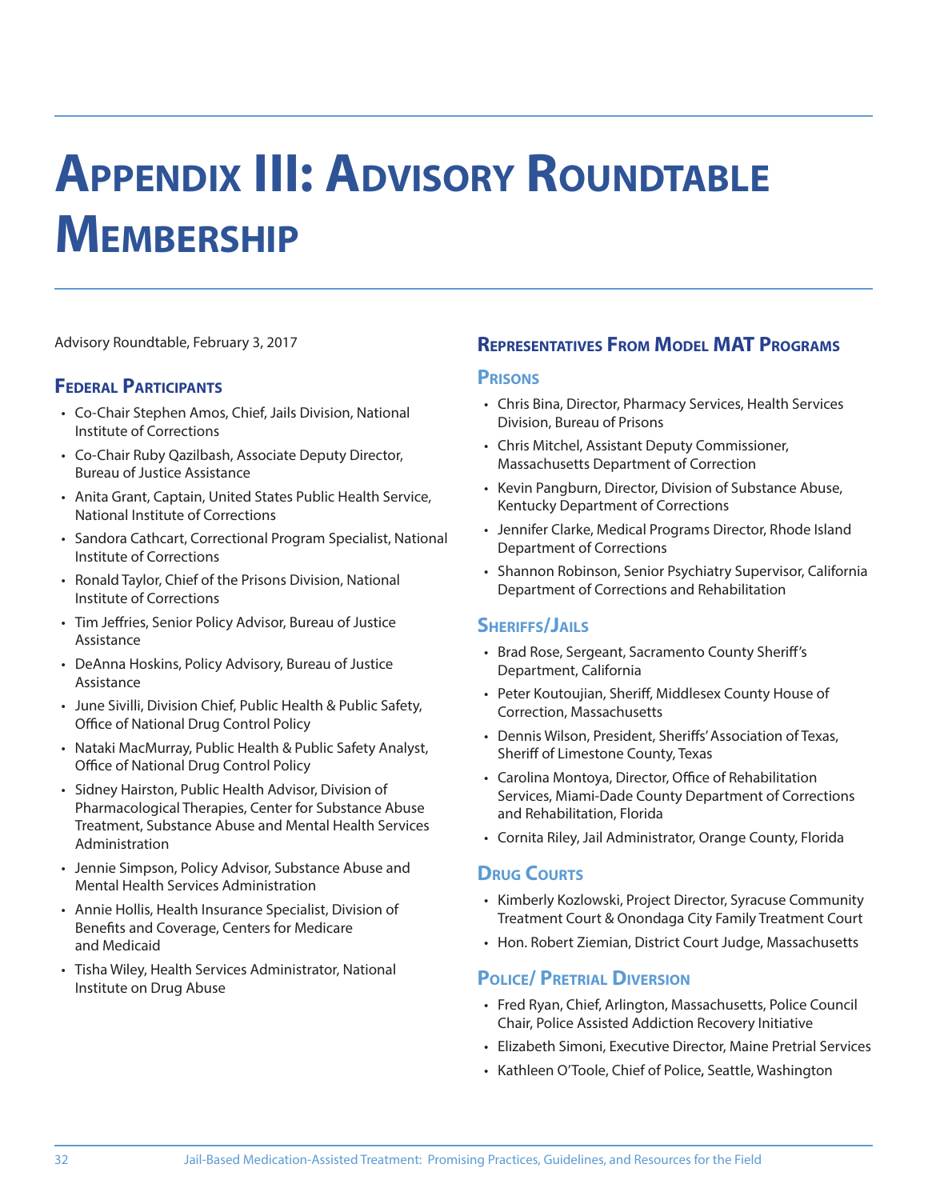# Appendix III: Advisory Roundtable Membership

Advisory Roundtable, February 3, 2017

## Federal Participants

- Co-Chair Stephen Amos, Chief, Jails Division, National Institute of Corrections
- Co-Chair Ruby Qazilbash, Associate Deputy Director, Bureau of Justice Assistance
- Anita Grant, Captain, United States Public Health Service, National Institute of Corrections
- Sandora Cathcart, Correctional Program Specialist, National Institute of Corrections
- Ronald Taylor, Chief of the Prisons Division, National Institute of Corrections
- Tim Jeffries, Senior Policy Advisor, Bureau of Justice Assistance
- DeAnna Hoskins, Policy Advisory, Bureau of Justice Assistance
- June Sivilli, Division Chief, Public Health & Public Safety, Office of National Drug Control Policy
- Nataki MacMurray, Public Health & Public Safety Analyst, Office of National Drug Control Policy
- Sidney Hairston, Public Health Advisor, Division of Pharmacological Therapies, Center for Substance Abuse Treatment, Substance Abuse and Mental Health Services Administration
- Jennie Simpson, Policy Advisor, Substance Abuse and Mental Health Services Administration
- Annie Hollis, Health Insurance Specialist, Division of Benefits and Coverage, Centers for Medicare and Medicaid
- Tisha Wiley, Health Services Administrator, National Institute on Drug Abuse

## Representatives From Model MAT Programs

### Prisons

- Chris Bina, Director, Pharmacy Services, Health Services Division, Bureau of Prisons
- Chris Mitchel, Assistant Deputy Commissioner, Massachusetts Department of Correction
- Kevin Pangburn, Director, Division of Substance Abuse, Kentucky Department of Corrections
- Jennifer Clarke, Medical Programs Director, Rhode Island Department of Corrections
- Shannon Robinson, Senior Psychiatry Supervisor, California Department of Corrections and Rehabilitation

### Sheriffs/Jails

- Brad Rose, Sergeant, Sacramento County Sheriff's Department, California
- Peter Koutoujian, Sheriff, Middlesex County House of Correction, Massachusetts
- Dennis Wilson, President, Sheriffs' Association of Texas, Sheriff of Limestone County, Texas
- Carolina Montoya, Director, Office of Rehabilitation Services, Miami-Dade County Department of Corrections and Rehabilitation, Florida
- Cornita Riley, Jail Administrator, Orange County, Florida

### Drug Courts

- Kimberly Kozlowski, Project Director, Syracuse Community Treatment Court & Onondaga City Family Treatment Court
- Hon. Robert Ziemian, District Court Judge, Massachusetts

### Police/ Pretrial Diversion

- Fred Ryan, Chief, Arlington, Massachusetts, Police Council Chair, Police Assisted Addiction Recovery Initiative
- Elizabeth Simoni, Executive Director, Maine Pretrial Services
- Kathleen O'Toole, Chief of Police, Seattle, Washington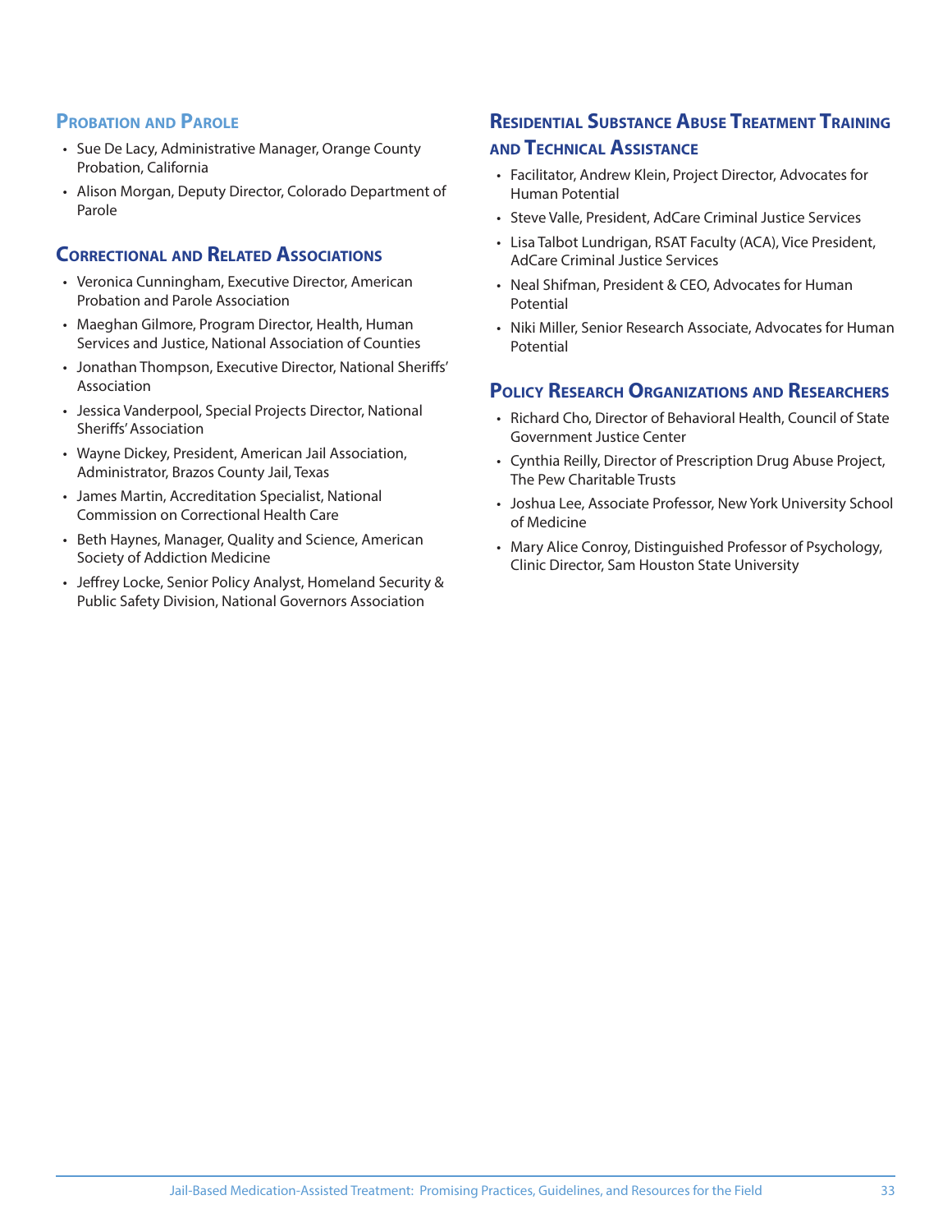### Probation and Parole

- Sue De Lacy, Administrative Manager, Orange County Probation, California
- Alison Morgan, Deputy Director, Colorado Department of Parole

### Correctional and Related Associations

- Veronica Cunningham, Executive Director, American Probation and Parole Association
- Maeghan Gilmore, Program Director, Health, Human Services and Justice, National Association of Counties
- Jonathan Thompson, Executive Director, National Sheriffs' Association
- Jessica Vanderpool, Special Projects Director, National Sheriffs' Association
- Wayne Dickey, President, American Jail Association, Administrator, Brazos County Jail, Texas
- James Martin, Accreditation Specialist, National Commission on Correctional Health Care
- Beth Haynes, Manager, Quality and Science, American Society of Addiction Medicine
- Jeffrey Locke, Senior Policy Analyst, Homeland Security & Public Safety Division, National Governors Association

### Residential Substance Abuse Treatment Training and Technical Assistance

- Facilitator, Andrew Klein, Project Director, Advocates for Human Potential
- Steve Valle, President, AdCare Criminal Justice Services
- Lisa Talbot Lundrigan, RSAT Faculty (ACA), Vice President, AdCare Criminal Justice Services
- Neal Shifman, President & CEO, Advocates for Human Potential
- Niki Miller, Senior Research Associate, Advocates for Human Potential

### Policy Research Organizations and Researchers

- Richard Cho, Director of Behavioral Health, Council of State Government Justice Center
- Cynthia Reilly, Director of Prescription Drug Abuse Project, The Pew Charitable Trusts
- Joshua Lee, Associate Professor, New York University School of Medicine
- Mary Alice Conroy, Distinguished Professor of Psychology, Clinic Director, Sam Houston State University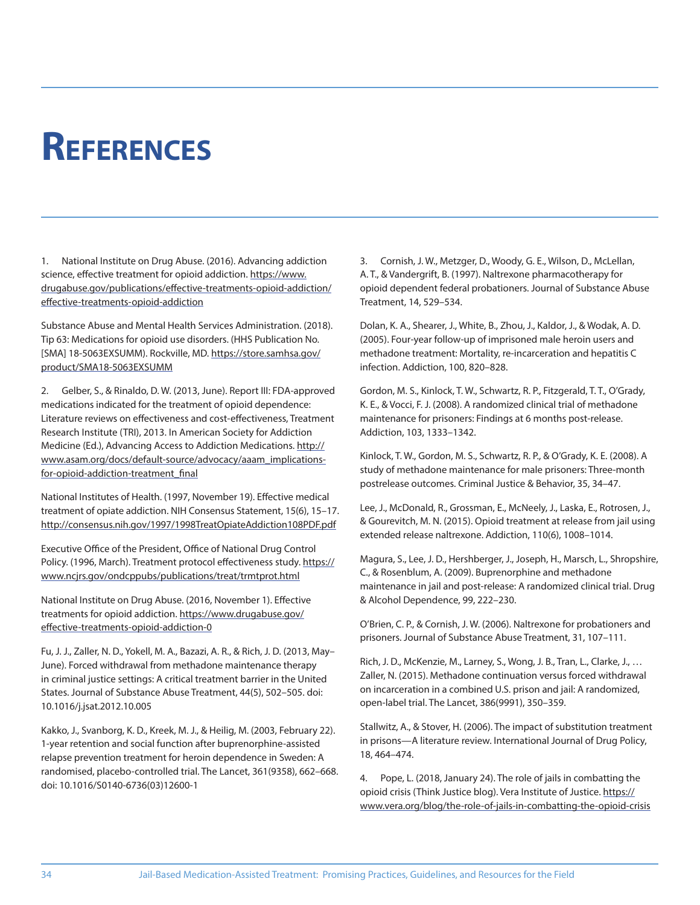# References

1. National Institute on Drug Abuse. (2016). Advancing addiction science, effective treatment for opioid addiction. https://www.drugabuse.gov/publications/effective-treatments-opioid-addiction/effective-treatments-opioid-addiction

Substance Abuse and Mental Health Services Administration. (2018). Tip 63: Medications for opioid use disorders. (HHS Publication No. [SMA] 18-5063EXSUMM). Rockville, MD. https://store.samhsa.gov/product/SMA18-5063EXSUMM

2. Gelber, S., & Rinaldo, D. W. (2013, June). Report III: FDA-approved medications indicated for the treatment of opioid dependence: Literature reviews on effectiveness and cost-effectiveness, Treatment Research Institute (TRI), 2013. In American Society for Addiction Medicine (Ed.), Advancing Access to Addiction Medications. http://www.asam.org/docs/default-source/advocacy/aaam_implications-for-opioid-addiction-treatment_final

National Institutes of Health. (1997, November 19). Effective medical treatment of opiate addiction. NIH Consensus Statement, 15(6), 15–17. http://consensus.nih.gov/1997/1998TreatOpiateAddiction108PDF.pdf

Executive Office of the President, Office of National Drug Control Policy. (1996, March). Treatment protocol effectiveness study. https://www.ncjrs.gov/ondcppubs/publications/treat/trmtprot.html

National Institute on Drug Abuse. (2016, November 1). Effective treatments for opioid addiction. https://www.drugabuse.gov/effective-treatments-opioid-addiction-0

Fu, J. J., Zaller, N. D., Yokell, M. A., Bazazi, A. R., & Rich, J. D. (2013, May–June). Forced withdrawal from methadone maintenance therapy in criminal justice settings: A critical treatment barrier in the United States. Journal of Substance Abuse Treatment, 44(5), 502–505. doi: 10.1016/j.jsat.2012.10.005

Kakko, J., Svanborg, K. D., Kreek, M. J., & Heilig, M. (2003, February 22). 1-year retention and social function after buprenorphine-assisted relapse prevention treatment for heroin dependence in Sweden: A randomised, placebo-controlled trial. The Lancet, 361(9358), 662–668. doi: 10.1016/S0140-6736(03)12600-1

3. Cornish, J. W., Metzger, D., Woody, G. E., Wilson, D., McLellan, A. T., & Vandergrift, B. (1997). Naltrexone pharmacotherapy for opioid dependent federal probationers. Journal of Substance Abuse Treatment, 14, 529–534.

Dolan, K. A., Shearer, J., White, B., Zhou, J., Kaldor, J., & Wodak, A. D. (2005). Four-year follow-up of imprisoned male heroin users and methadone treatment: Mortality, re-incarceration and hepatitis C infection. Addiction, 100, 820–828.

Gordon, M. S., Kinlock, T. W., Schwartz, R. P., Fitzgerald, T. T., O'Grady, K. E., & Vocci, F. J. (2008). A randomized clinical trial of methadone maintenance for prisoners: Findings at 6 months post-release. Addiction, 103, 1333–1342.

Kinlock, T. W., Gordon, M. S., Schwartz, R. P., & O'Grady, K. E. (2008). A study of methadone maintenance for male prisoners: Three-month postrelease outcomes. Criminal Justice & Behavior, 35, 34–47.

Lee, J., McDonald, R., Grossman, E., McNeely, J., Laska, E., Rotrosen, J., & Gourevitch, M. N. (2015). Opioid treatment at release from jail using extended release naltrexone. Addiction, 110(6), 1008–1014.

Magura, S., Lee, J. D., Hershberger, J., Joseph, H., Marsch, L., Shropshire, C., & Rosenblum, A. (2009). Buprenorphine and methadone maintenance in jail and post-release: A randomized clinical trial. Drug & Alcohol Dependence, 99, 222–230.

O'Brien, C. P., & Cornish, J. W. (2006). Naltrexone for probationers and prisoners. Journal of Substance Abuse Treatment, 31, 107–111.

Rich, J. D., McKenzie, M., Larney, S., Wong, J. B., Tran, L., Clarke, J., … Zaller, N. (2015). Methadone continuation versus forced withdrawal on incarceration in a combined U.S. prison and jail: A randomized, open-label trial. The Lancet, 386(9991), 350–359.

Stallwitz, A., & Stover, H. (2006). The impact of substitution treatment in prisons—A literature review. International Journal of Drug Policy, 18, 464–474.

4. Pope, L. (2018, January 24). The role of jails in combatting the opioid crisis (Think Justice blog). Vera Institute of Justice. https://www.vera.org/blog/the-role-of-jails-in-combatting-the-opioid-crisis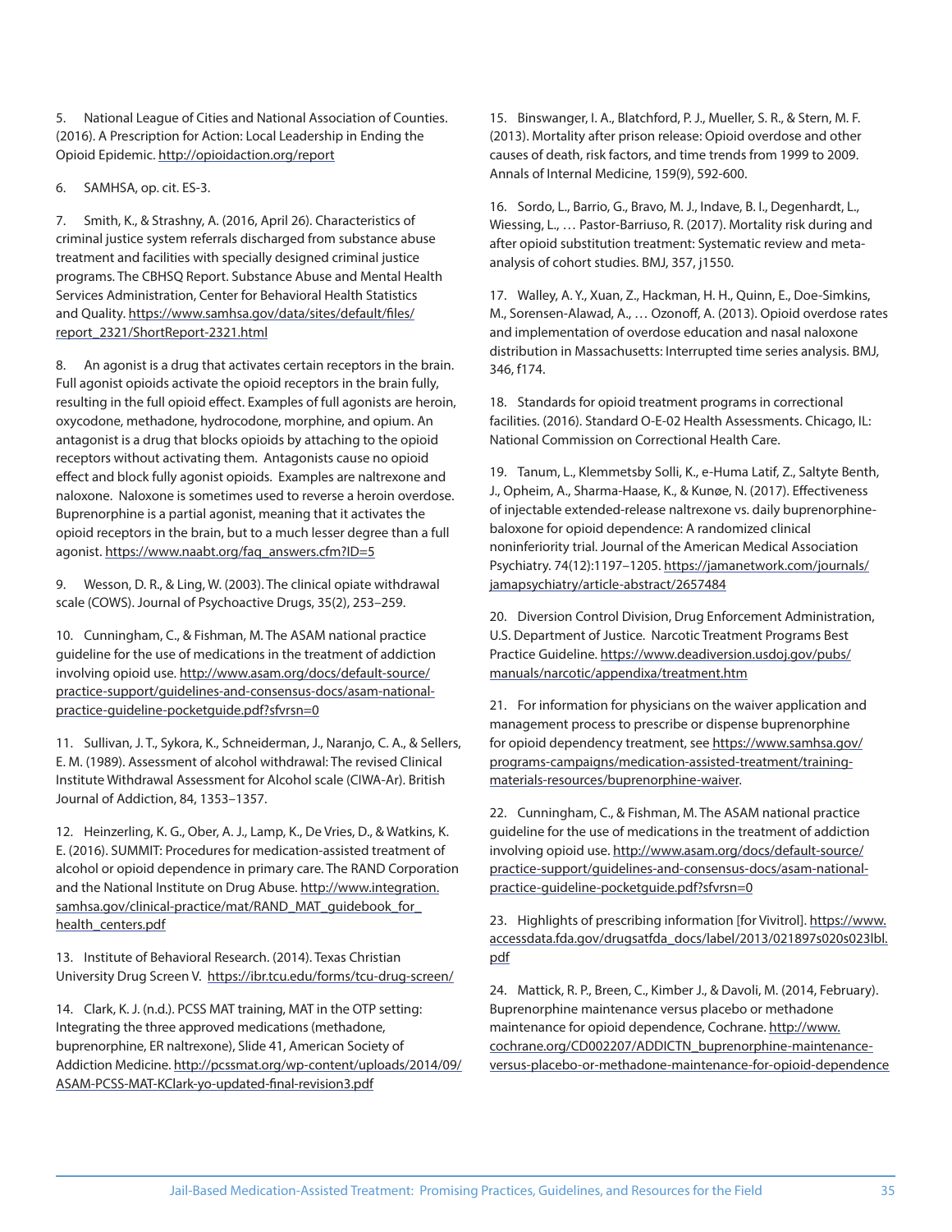5. National League of Cities and National Association of Counties. (2016). A Prescription for Action: Local Leadership in Ending the Opioid Epidemic. http://opioidaction.org/report

6. SAMHSA, op. cit. ES-3.

7. Smith, K., & Strashny, A. (2016, April 26). Characteristics of criminal justice system referrals discharged from substance abuse treatment and facilities with specially designed criminal justice programs. The CBHSQ Report. Substance Abuse and Mental Health Services Administration, Center for Behavioral Health Statistics and Quality. https://www.samhsa.gov/data/sites/default/files/report_2321/ShortReport-2321.html

8. An agonist is a drug that activates certain receptors in the brain. Full agonist opioids activate the opioid receptors in the brain fully, resulting in the full opioid effect. Examples of full agonists are heroin, oxycodone, methadone, hydrocodone, morphine, and opium. An antagonist is a drug that blocks opioids by attaching to the opioid receptors without activating them. Antagonists cause no opioid effect and block fully agonist opioids. Examples are naltrexone and naloxone. Naloxone is sometimes used to reverse a heroin overdose. Buprenorphine is a partial agonist, meaning that it activates the opioid receptors in the brain, but to a much lesser degree than a full agonist. https://www.naabt.org/faq_answers.cfm?ID=5

9. Wesson, D. R., & Ling, W. (2003). The clinical opiate withdrawal scale (COWS). Journal of Psychoactive Drugs, 35(2), 253–259.

10. Cunningham, C., & Fishman, M. The ASAM national practice guideline for the use of medications in the treatment of addiction involving opioid use. http://www.asam.org/docs/default-source/practice-support/guidelines-and-consensus-docs/asam-national-practice-guideline-pocketguide.pdf?sfvrsn=0

11. Sullivan, J. T., Sykora, K., Schneiderman, J., Naranjo, C. A., & Sellers, E. M. (1989). Assessment of alcohol withdrawal: The revised Clinical Institute Withdrawal Assessment for Alcohol scale (CIWA-Ar). British Journal of Addiction, 84, 1353–1357.

12. Heinzerling, K. G., Ober, A. J., Lamp, K., De Vries, D., & Watkins, K. E. (2016). SUMMIT: Procedures for medication-assisted treatment of alcohol or opioid dependence in primary care. The RAND Corporation and the National Institute on Drug Abuse. http://www.integration.samhsa.gov/clinical-practice/mat/RAND_MAT_guidebook_for_health_centers.pdf

13. Institute of Behavioral Research. (2014). Texas Christian University Drug Screen V. https://ibr.tcu.edu/forms/tcu-drug-screen/

14. Clark, K. J. (n.d.). PCSS MAT training, MAT in the OTP setting: Integrating the three approved medications (methadone, buprenorphine, ER naltrexone), Slide 41, American Society of Addiction Medicine. http://pcssmat.org/wp-content/uploads/2014/09/ASAM-PCSS-MAT-KClark-yo-updated-final-revision3.pdf

15. Binswanger, I. A., Blatchford, P. J., Mueller, S. R., & Stern, M. F. (2013). Mortality after prison release: Opioid overdose and other causes of death, risk factors, and time trends from 1999 to 2009. Annals of Internal Medicine, 159(9), 592-600.

16. Sordo, L., Barrio, G., Bravo, M. J., Indave, B. I., Degenhardt, L., Wiessing, L., … Pastor-Barriuso, R. (2017). Mortality risk during and after opioid substitution treatment: Systematic review and meta-analysis of cohort studies. BMJ, 357, j1550.

17. Walley, A. Y., Xuan, Z., Hackman, H. H., Quinn, E., Doe-Simkins, M., Sorensen-Alawad, A., … Ozonoff, A. (2013). Opioid overdose rates and implementation of overdose education and nasal naloxone distribution in Massachusetts: Interrupted time series analysis. BMJ, 346, f174.

18. Standards for opioid treatment programs in correctional facilities. (2016). Standard O-E-02 Health Assessments. Chicago, IL: National Commission on Correctional Health Care.

19. Tanum, L., Klemmetsby Solli, K., e-Huma Latif, Z., Saltyte Benth, J., Opheim, A., Sharma-Haase, K., & Kunøe, N. (2017). Effectiveness of injectable extended-release naltrexone vs. daily buprenorphine-baloxone for opioid dependence: A randomized clinical noninferiority trial. Journal of the American Medical Association Psychiatry. 74(12):1197–1205. https://jamanetwork.com/journals/jamapsychiatry/article-abstract/2657484

20. Diversion Control Division, Drug Enforcement Administration, U.S. Department of Justice. Narcotic Treatment Programs Best Practice Guideline. https://www.deadiversion.usdoj.gov/pubs/manuals/narcotic/appendixa/treatment.htm

21. For information for physicians on the waiver application and management process to prescribe or dispense buprenorphine for opioid dependency treatment, see https://www.samhsa.gov/programs-campaigns/medication-assisted-treatment/training-materials-resources/buprenorphine-waiver.

22. Cunningham, C., & Fishman, M. The ASAM national practice guideline for the use of medications in the treatment of addiction involving opioid use. http://www.asam.org/docs/default-source/practice-support/guidelines-and-consensus-docs/asam-national-practice-guideline-pocketguide.pdf?sfvrsn=0

23. Highlights of prescribing information [for Vivitrol]. https://www.accessdata.fda.gov/drugsatfda_docs/label/2013/021897s020s023lbl.pdf

24. Mattick, R. P., Breen, C., Kimber J., & Davoli, M. (2014, February). Buprenorphine maintenance versus placebo or methadone maintenance for opioid dependence, Cochrane. http://www.cochrane.org/CD002207/ADDICTN_buprenorphine-maintenance-versus-placebo-or-methadone-maintenance-for-opioid-dependence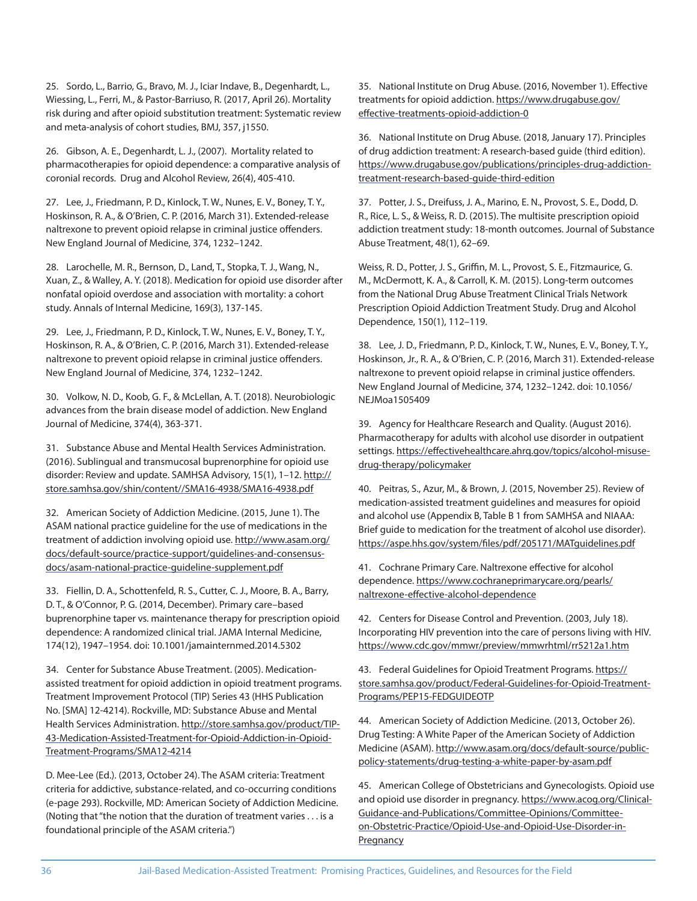25. Sordo, L., Barrio, G., Bravo, M. J., Iciar Indave, B., Degenhardt, L., Wiessing, L., Ferri, M., & Pastor-Barriuso, R. (2017, April 26). Mortality risk during and after opioid substitution treatment: Systematic review and meta-analysis of cohort studies, BMJ, 357, j1550.

26. Gibson, A. E., Degenhardt, L. J., (2007). Mortality related to pharmacotherapies for opioid dependence: a comparative analysis of coronial records. Drug and Alcohol Review, 26(4), 405-410.

27. Lee, J., Friedmann, P. D., Kinlock, T. W., Nunes, E. V., Boney, T. Y., Hoskinson, R. A., & O'Brien, C. P. (2016, March 31). Extended-release naltrexone to prevent opioid relapse in criminal justice offenders. New England Journal of Medicine, 374, 1232–1242.

28. Larochelle, M. R., Bernson, D., Land, T., Stopka, T. J., Wang, N., Xuan, Z., & Walley, A. Y. (2018). Medication for opioid use disorder after nonfatal opioid overdose and association with mortality: a cohort study. Annals of Internal Medicine, 169(3), 137-145.

29. Lee, J., Friedmann, P. D., Kinlock, T. W., Nunes, E. V., Boney, T. Y., Hoskinson, R. A., & O'Brien, C. P. (2016, March 31). Extended-release naltrexone to prevent opioid relapse in criminal justice offenders. New England Journal of Medicine, 374, 1232–1242.

30. Volkow, N. D., Koob, G. F., & McLellan, A. T. (2018). Neurobiologic advances from the brain disease model of addiction. New England Journal of Medicine, 374(4), 363-371.

31. Substance Abuse and Mental Health Services Administration. (2016). Sublingual and transmucosal buprenorphine for opioid use disorder: Review and update. SAMHSA Advisory, 15(1), 1–12. http://store.samhsa.gov/shin/content//SMA16-4938/SMA16-4938.pdf

32. American Society of Addiction Medicine. (2015, June 1). The ASAM national practice guideline for the use of medications in the treatment of addiction involving opioid use. http://www.asam.org/docs/default-source/practice-support/guidelines-and-consensus-docs/asam-national-practice-guideline-supplement.pdf

33. Fiellin, D. A., Schottenfeld, R. S., Cutter, C. J., Moore, B. A., Barry, D. T., & O'Connor, P. G. (2014, December). Primary care–based buprenorphine taper vs. maintenance therapy for prescription opioid dependence: A randomized clinical trial. JAMA Internal Medicine, 174(12), 1947–1954. doi: 10.1001/jamainternmed.2014.5302

34. Center for Substance Abuse Treatment. (2005). Medication-assisted treatment for opioid addiction in opioid treatment programs. Treatment Improvement Protocol (TIP) Series 43 (HHS Publication No. [SMA] 12-4214). Rockville, MD: Substance Abuse and Mental Health Services Administration. http://store.samhsa.gov/product/TIP-43-Medication-Assisted-Treatment-for-Opioid-Addiction-in-Opioid-Treatment-Programs/SMA12-4214

D. Mee-Lee (Ed.). (2013, October 24). The ASAM criteria: Treatment criteria for addictive, substance-related, and co-occurring conditions (e-page 293). Rockville, MD: American Society of Addiction Medicine. (Noting that "the notion that the duration of treatment varies . . . is a foundational principle of the ASAM criteria.")

35. National Institute on Drug Abuse. (2016, November 1). Effective treatments for opioid addiction. https://www.drugabuse.gov/effective-treatments-opioid-addiction-0

36. National Institute on Drug Abuse. (2018, January 17). Principles of drug addiction treatment: A research-based guide (third edition). https://www.drugabuse.gov/publications/principles-drug-addiction-treatment-research-based-guide-third-edition

37. Potter, J. S., Dreifuss, J. A., Marino, E. N., Provost, S. E., Dodd, D. R., Rice, L. S., & Weiss, R. D. (2015). The multisite prescription opioid addiction treatment study: 18-month outcomes. Journal of Substance Abuse Treatment, 48(1), 62–69.

Weiss, R. D., Potter, J. S., Griffin, M. L., Provost, S. E., Fitzmaurice, G. M., McDermott, K. A., & Carroll, K. M. (2015). Long-term outcomes from the National Drug Abuse Treatment Clinical Trials Network Prescription Opioid Addiction Treatment Study. Drug and Alcohol Dependence, 150(1), 112–119.

38. Lee, J. D., Friedmann, P. D., Kinlock, T. W., Nunes, E. V., Boney, T. Y., Hoskinson, Jr., R. A., & O'Brien, C. P. (2016, March 31). Extended-release naltrexone to prevent opioid relapse in criminal justice offenders. New England Journal of Medicine, 374, 1232–1242. doi: 10.1056/NEJMoa1505409

39. Agency for Healthcare Research and Quality. (August 2016). Pharmacotherapy for adults with alcohol use disorder in outpatient settings. https://effectivehealthcare.ahrq.gov/topics/alcohol-misuse-drug-therapy/policymaker

40. Peitras, S., Azur, M., & Brown, J. (2015, November 25). Review of medication-assisted treatment guidelines and measures for opioid and alcohol use (Appendix B, Table B 1 from SAMHSA and NIAAA: Brief guide to medication for the treatment of alcohol use disorder). https://aspe.hhs.gov/system/files/pdf/205171/MATguidelines.pdf

41. Cochrane Primary Care. Naltrexone effective for alcohol dependence. https://www.cochraneprimarycare.org/pearls/naltrexone-effective-alcohol-dependence

42. Centers for Disease Control and Prevention. (2003, July 18). Incorporating HIV prevention into the care of persons living with HIV. https://www.cdc.gov/mmwr/preview/mmwrhtml/rr5212a1.htm

43. Federal Guidelines for Opioid Treatment Programs. https://store.samhsa.gov/product/Federal-Guidelines-for-Opioid-Treatment-Programs/PEP15-FEDGUIDEOTP

44. American Society of Addiction Medicine. (2013, October 26). Drug Testing: A White Paper of the American Society of Addiction Medicine (ASAM). http://www.asam.org/docs/default-source/public-policy-statements/drug-testing-a-white-paper-by-asam.pdf

45. American College of Obstetricians and Gynecologists. Opioid use and opioid use disorder in pregnancy. https://www.acog.org/Clinical-Guidance-and-Publications/Committee-Opinions/Committee-on-Obstetric-Practice/Opioid-Use-and-Opioid-Use-Disorder-in-Pregnancy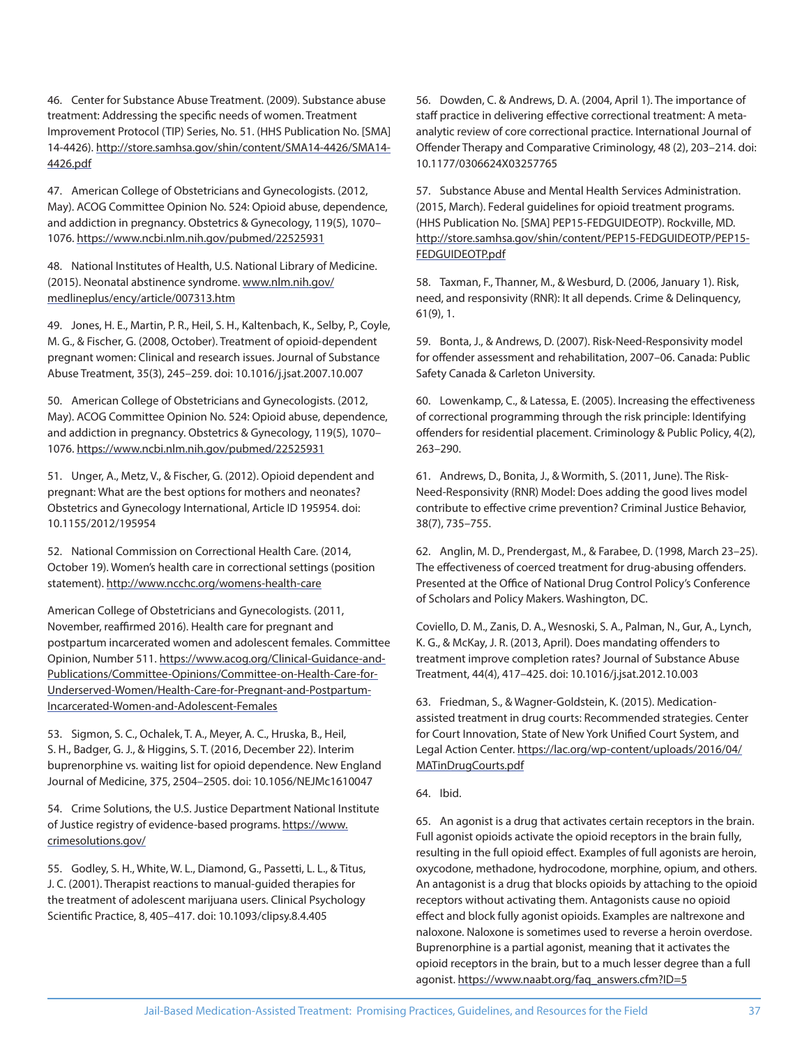46. Center for Substance Abuse Treatment. (2009). Substance abuse treatment: Addressing the specific needs of women. Treatment Improvement Protocol (TIP) Series, No. 51. (HHS Publication No. [SMA] 14-4426). http://store.samhsa.gov/shin/content/SMA14-4426/SMA14-4426.pdf

47. American College of Obstetricians and Gynecologists. (2012, May). ACOG Committee Opinion No. 524: Opioid abuse, dependence, and addiction in pregnancy. Obstetrics & Gynecology, 119(5), 1070–1076. https://www.ncbi.nlm.nih.gov/pubmed/22525931

48. National Institutes of Health, U.S. National Library of Medicine. (2015). Neonatal abstinence syndrome. www.nlm.nih.gov/medlineplus/ency/article/007313.htm

49. Jones, H. E., Martin, P. R., Heil, S. H., Kaltenbach, K., Selby, P., Coyle, M. G., & Fischer, G. (2008, October). Treatment of opioid-dependent pregnant women: Clinical and research issues. Journal of Substance Abuse Treatment, 35(3), 245–259. doi: 10.1016/j.jsat.2007.10.007

50. American College of Obstetricians and Gynecologists. (2012, May). ACOG Committee Opinion No. 524: Opioid abuse, dependence, and addiction in pregnancy. Obstetrics & Gynecology, 119(5), 1070–1076. https://www.ncbi.nlm.nih.gov/pubmed/22525931

51. Unger, A., Metz, V., & Fischer, G. (2012). Opioid dependent and pregnant: What are the best options for mothers and neonates? Obstetrics and Gynecology International, Article ID 195954. doi: 10.1155/2012/195954

52. National Commission on Correctional Health Care. (2014, October 19). Women's health care in correctional settings (position statement). http://www.ncchc.org/womens-health-care

American College of Obstetricians and Gynecologists. (2011, November, reaffirmed 2016). Health care for pregnant and postpartum incarcerated women and adolescent females. Committee Opinion, Number 511. https://www.acog.org/Clinical-Guidance-and-Publications/Committee-Opinions/Committee-on-Health-Care-for-Underserved-Women/Health-Care-for-Pregnant-and-Postpartum-Incarcerated-Women-and-Adolescent-Females

53. Sigmon, S. C., Ochalek, T. A., Meyer, A. C., Hruska, B., Heil, S. H., Badger, G. J., & Higgins, S. T. (2016, December 22). Interim buprenorphine vs. waiting list for opioid dependence. New England Journal of Medicine, 375, 2504–2505. doi: 10.1056/NEJMc1610047

54. Crime Solutions, the U.S. Justice Department National Institute of Justice registry of evidence-based programs. https://www.crimesolutions.gov/

55. Godley, S. H., White, W. L., Diamond, G., Passetti, L. L., & Titus, J. C. (2001). Therapist reactions to manual-guided therapies for the treatment of adolescent marijuana users. Clinical Psychology Scientific Practice, 8, 405–417. doi: 10.1093/clipsy.8.4.405

56. Dowden, C. & Andrews, D. A. (2004, April 1). The importance of staff practice in delivering effective correctional treatment: A meta-analytic review of core correctional practice. International Journal of Offender Therapy and Comparative Criminology, 48 (2), 203–214. doi: 10.1177/0306624X03257765

57. Substance Abuse and Mental Health Services Administration. (2015, March). Federal guidelines for opioid treatment programs. (HHS Publication No. [SMA] PEP15-FEDGUIDEOTP). Rockville, MD. http://store.samhsa.gov/shin/content/PEP15-FEDGUIDEOTP/PEP15-FEDGUIDEOTP.pdf

58. Taxman, F., Thanner, M., & Wesburd, D. (2006, January 1). Risk, need, and responsivity (RNR): It all depends. Crime & Delinquency, 61(9), 1.

59. Bonta, J., & Andrews, D. (2007). Risk-Need-Responsivity model for offender assessment and rehabilitation, 2007–06. Canada: Public Safety Canada & Carleton University.

60. Lowenkamp, C., & Latessa, E. (2005). Increasing the effectiveness of correctional programming through the risk principle: Identifying offenders for residential placement. Criminology & Public Policy, 4(2), 263–290.

61. Andrews, D., Bonita, J., & Wormith, S. (2011, June). The Risk-Need-Responsivity (RNR) Model: Does adding the good lives model contribute to effective crime prevention? Criminal Justice Behavior, 38(7), 735–755.

62. Anglin, M. D., Prendergast, M., & Farabee, D. (1998, March 23–25). The effectiveness of coerced treatment for drug-abusing offenders. Presented at the Office of National Drug Control Policy's Conference of Scholars and Policy Makers. Washington, DC.

Coviello, D. M., Zanis, D. A., Wesnoski, S. A., Palman, N., Gur, A., Lynch, K. G., & McKay, J. R. (2013, April). Does mandating offenders to treatment improve completion rates? Journal of Substance Abuse Treatment, 44(4), 417–425. doi: 10.1016/j.jsat.2012.10.003

63. Friedman, S., & Wagner-Goldstein, K. (2015). Medication-assisted treatment in drug courts: Recommended strategies. Center for Court Innovation, State of New York Unified Court System, and Legal Action Center. https://lac.org/wp-content/uploads/2016/04/MATinDrugCourts.pdf

64. Ibid.

65. An agonist is a drug that activates certain receptors in the brain. Full agonist opioids activate the opioid receptors in the brain fully, resulting in the full opioid effect. Examples of full agonists are heroin, oxycodone, methadone, hydrocodone, morphine, opium, and others. An antagonist is a drug that blocks opioids by attaching to the opioid receptors without activating them. Antagonists cause no opioid effect and block fully agonist opioids. Examples are naltrexone and naloxone. Naloxone is sometimes used to reverse a heroin overdose. Buprenorphine is a partial agonist, meaning that it activates the opioid receptors in the brain, but to a much lesser degree than a full agonist. https://www.naabt.org/faq_answers.cfm?ID=5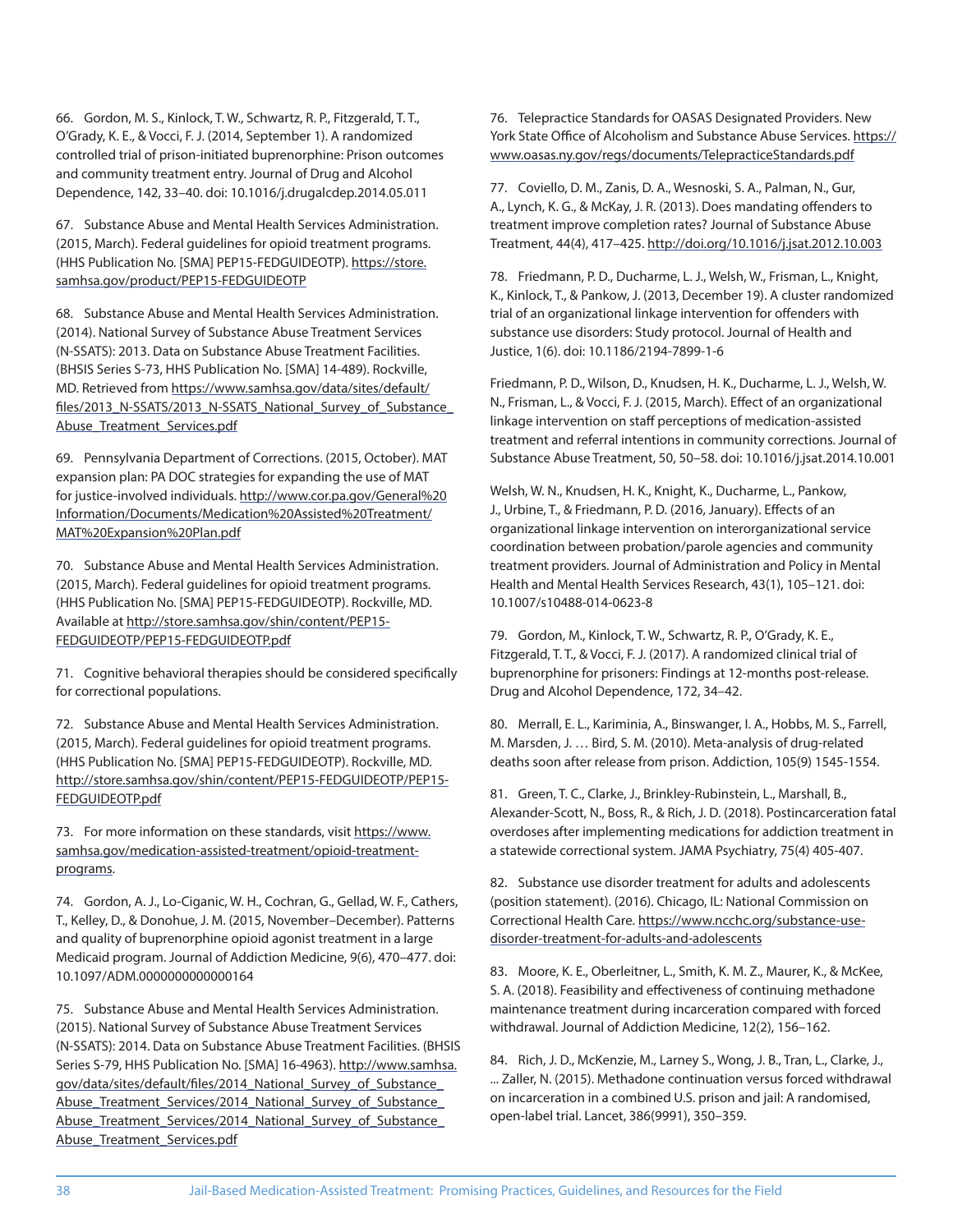66. Gordon, M. S., Kinlock, T. W., Schwartz, R. P., Fitzgerald, T. T., O'Grady, K. E., & Vocci, F. J. (2014, September 1). A randomized controlled trial of prison-initiated buprenorphine: Prison outcomes and community treatment entry. Journal of Drug and Alcohol Dependence, 142, 33–40. doi: 10.1016/j.drugalcdep.2014.05.011

67. Substance Abuse and Mental Health Services Administration. (2015, March). Federal guidelines for opioid treatment programs. (HHS Publication No. [SMA] PEP15-FEDGUIDEOTP). https://store.samhsa.gov/product/PEP15-FEDGUIDEOTP

68. Substance Abuse and Mental Health Services Administration. (2014). National Survey of Substance Abuse Treatment Services (N-SSATS): 2013. Data on Substance Abuse Treatment Facilities. (BHSIS Series S-73, HHS Publication No. [SMA] 14-489). Rockville, MD. Retrieved from https://www.samhsa.gov/data/sites/default/files/2013_N-SSATS/2013_N-SSATS_National_Survey_of_Substance_Abuse_Treatment_Services.pdf

69. Pennsylvania Department of Corrections. (2015, October). MAT expansion plan: PA DOC strategies for expanding the use of MAT for justice-involved individuals. http://www.cor.pa.gov/General%20Information/Documents/Medication%20Assisted%20Treatment/MAT%20Expansion%20Plan.pdf

70. Substance Abuse and Mental Health Services Administration. (2015, March). Federal guidelines for opioid treatment programs. (HHS Publication No. [SMA] PEP15-FEDGUIDEOTP). Rockville, MD. Available at http://store.samhsa.gov/shin/content/PEP15-FEDGUIDEOTP/PEP15-FEDGUIDEOTP.pdf

71. Cognitive behavioral therapies should be considered specifically for correctional populations.

72. Substance Abuse and Mental Health Services Administration. (2015, March). Federal guidelines for opioid treatment programs. (HHS Publication No. [SMA] PEP15-FEDGUIDEOTP). Rockville, MD. http://store.samhsa.gov/shin/content/PEP15-FEDGUIDEOTP/PEP15-FEDGUIDEOTP.pdf

73. For more information on these standards, visit https://www.samhsa.gov/medication-assisted-treatment/opioid-treatment-programs.

74. Gordon, A. J., Lo-Ciganic, W. H., Cochran, G., Gellad, W. F., Cathers, T., Kelley, D., & Donohue, J. M. (2015, November–December). Patterns and quality of buprenorphine opioid agonist treatment in a large Medicaid program. Journal of Addiction Medicine, 9(6), 470–477. doi: 10.1097/ADM.0000000000000164

75. Substance Abuse and Mental Health Services Administration. (2015). National Survey of Substance Abuse Treatment Services (N-SSATS): 2014. Data on Substance Abuse Treatment Facilities. (BHSIS Series S-79, HHS Publication No. [SMA] 16-4963). http://www.samhsa.gov/data/sites/default/files/2014_National_Survey_of_Substance_Abuse_Treatment_Services/2014_National_Survey_of_Substance_Abuse_Treatment_Services/2014_National_Survey_of_Substance_Abuse_Treatment_Services.pdf

76. Telepractice Standards for OASAS Designated Providers. New York State Office of Alcoholism and Substance Abuse Services. https://www.oasas.ny.gov/regs/documents/TelepracticeStandards.pdf

77. Coviello, D. M., Zanis, D. A., Wesnoski, S. A., Palman, N., Gur, A., Lynch, K. G., & McKay, J. R. (2013). Does mandating offenders to treatment improve completion rates? Journal of Substance Abuse Treatment, 44(4), 417–425. http://doi.org/10.1016/j.jsat.2012.10.003

78. Friedmann, P. D., Ducharme, L. J., Welsh, W., Frisman, L., Knight, K., Kinlock, T., & Pankow, J. (2013, December 19). A cluster randomized trial of an organizational linkage intervention for offenders with substance use disorders: Study protocol. Journal of Health and Justice, 1(6). doi: 10.1186/2194-7899-1-6

Friedmann, P. D., Wilson, D., Knudsen, H. K., Ducharme, L. J., Welsh, W. N., Frisman, L., & Vocci, F. J. (2015, March). Effect of an organizational linkage intervention on staff perceptions of medication-assisted treatment and referral intentions in community corrections. Journal of Substance Abuse Treatment, 50, 50–58. doi: 10.1016/j.jsat.2014.10.001

Welsh, W. N., Knudsen, H. K., Knight, K., Ducharme, L., Pankow, J., Urbine, T., & Friedmann, P. D. (2016, January). Effects of an organizational linkage intervention on interorganizational service coordination between probation/parole agencies and community treatment providers. Journal of Administration and Policy in Mental Health and Mental Health Services Research, 43(1), 105–121. doi: 10.1007/s10488-014-0623-8

79. Gordon, M., Kinlock, T. W., Schwartz, R. P., O'Grady, K. E., Fitzgerald, T. T., & Vocci, F. J. (2017). A randomized clinical trial of buprenorphine for prisoners: Findings at 12-months post-release. Drug and Alcohol Dependence, 172, 34–42.

80. Merrall, E. L., Kariminia, A., Binswanger, I. A., Hobbs, M. S., Farrell, M. Marsden, J. … Bird, S. M. (2010). Meta-analysis of drug-related deaths soon after release from prison. Addiction, 105(9) 1545-1554.

81. Green, T. C., Clarke, J., Brinkley-Rubinstein, L., Marshall, B., Alexander-Scott, N., Boss, R., & Rich, J. D. (2018). Postincarceration fatal overdoses after implementing medications for addiction treatment in a statewide correctional system. JAMA Psychiatry, 75(4) 405-407.

82. Substance use disorder treatment for adults and adolescents (position statement). (2016). Chicago, IL: National Commission on Correctional Health Care. https://www.ncchc.org/substance-use-disorder-treatment-for-adults-and-adolescents

83. Moore, K. E., Oberleitner, L., Smith, K. M. Z., Maurer, K., & McKee, S. A. (2018). Feasibility and effectiveness of continuing methadone maintenance treatment during incarceration compared with forced withdrawal. Journal of Addiction Medicine, 12(2), 156–162.

84. Rich, J. D., McKenzie, M., Larney S., Wong, J. B., Tran, L., Clarke, J., ... Zaller, N. (2015). Methadone continuation versus forced withdrawal on incarceration in a combined U.S. prison and jail: A randomised, open-label trial. Lancet, 386(9991), 350–359.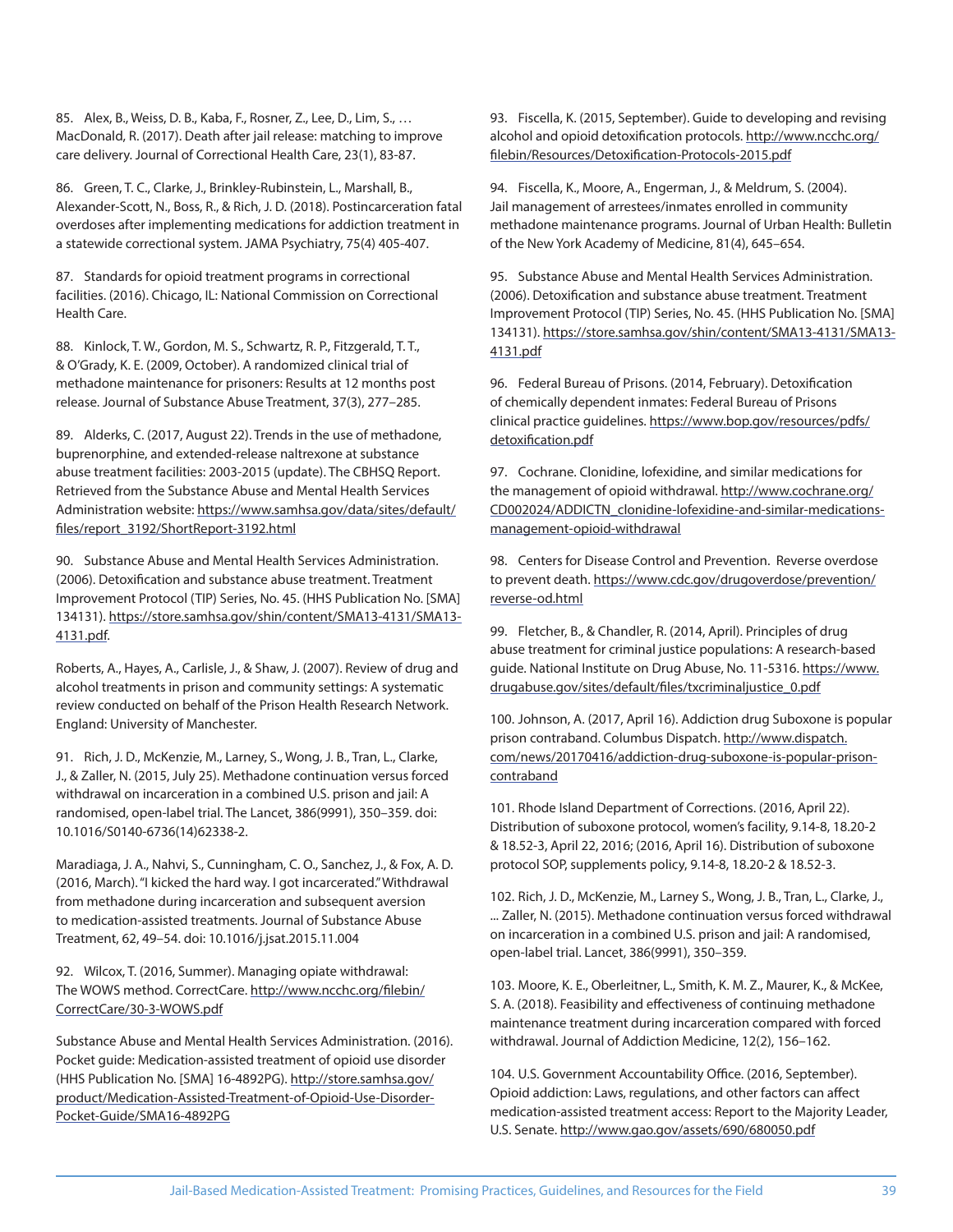85. Alex, B., Weiss, D. B., Kaba, F., Rosner, Z., Lee, D., Lim, S., … MacDonald, R. (2017). Death after jail release: matching to improve care delivery. Journal of Correctional Health Care, 23(1), 83-87.

86. Green, T. C., Clarke, J., Brinkley-Rubinstein, L., Marshall, B., Alexander-Scott, N., Boss, R., & Rich, J. D. (2018). Postincarceration fatal overdoses after implementing medications for addiction treatment in a statewide correctional system. JAMA Psychiatry, 75(4) 405-407.

87. Standards for opioid treatment programs in correctional facilities. (2016). Chicago, IL: National Commission on Correctional Health Care.

88. Kinlock, T. W., Gordon, M. S., Schwartz, R. P., Fitzgerald, T. T., & O'Grady, K. E. (2009, October). A randomized clinical trial of methadone maintenance for prisoners: Results at 12 months post release. Journal of Substance Abuse Treatment, 37(3), 277–285.

89. Alderks, C. (2017, August 22). Trends in the use of methadone, buprenorphine, and extended-release naltrexone at substance abuse treatment facilities: 2003-2015 (update). The CBHSQ Report. Retrieved from the Substance Abuse and Mental Health Services Administration website: https://www.samhsa.gov/data/sites/default/files/report_3192/ShortReport-3192.html

90. Substance Abuse and Mental Health Services Administration. (2006). Detoxification and substance abuse treatment. Treatment Improvement Protocol (TIP) Series, No. 45. (HHS Publication No. [SMA] 134131). https://store.samhsa.gov/shin/content/SMA13-4131/SMA13-4131.pdf.

Roberts, A., Hayes, A., Carlisle, J., & Shaw, J. (2007). Review of drug and alcohol treatments in prison and community settings: A systematic review conducted on behalf of the Prison Health Research Network. England: University of Manchester.

91. Rich, J. D., McKenzie, M., Larney, S., Wong, J. B., Tran, L., Clarke, J., & Zaller, N. (2015, July 25). Methadone continuation versus forced withdrawal on incarceration in a combined U.S. prison and jail: A randomised, open-label trial. The Lancet, 386(9991), 350–359. doi: 10.1016/S0140-6736(14)62338-2.

Maradiaga, J. A., Nahvi, S., Cunningham, C. O., Sanchez, J., & Fox, A. D. (2016, March). "I kicked the hard way. I got incarcerated." Withdrawal from methadone during incarceration and subsequent aversion to medication-assisted treatments. Journal of Substance Abuse Treatment, 62, 49–54. doi: 10.1016/j.jsat.2015.11.004

92. Wilcox, T. (2016, Summer). Managing opiate withdrawal: The WOWS method. CorrectCare. http://www.ncchc.org/filebin/CorrectCare/30-3-WOWS.pdf

Substance Abuse and Mental Health Services Administration. (2016). Pocket guide: Medication-assisted treatment of opioid use disorder (HHS Publication No. [SMA] 16-4892PG). http://store.samhsa.gov/product/Medication-Assisted-Treatment-of-Opioid-Use-Disorder-Pocket-Guide/SMA16-4892PG

93. Fiscella, K. (2015, September). Guide to developing and revising alcohol and opioid detoxification protocols. http://www.ncchc.org/filebin/Resources/Detoxification-Protocols-2015.pdf

94. Fiscella, K., Moore, A., Engerman, J., & Meldrum, S. (2004). Jail management of arrestees/inmates enrolled in community methadone maintenance programs. Journal of Urban Health: Bulletin of the New York Academy of Medicine, 81(4), 645–654.

95. Substance Abuse and Mental Health Services Administration. (2006). Detoxification and substance abuse treatment. Treatment Improvement Protocol (TIP) Series, No. 45. (HHS Publication No. [SMA] 134131). https://store.samhsa.gov/shin/content/SMA13-4131/SMA13-4131.pdf

96. Federal Bureau of Prisons. (2014, February). Detoxification of chemically dependent inmates: Federal Bureau of Prisons clinical practice guidelines. https://www.bop.gov/resources/pdfs/detoxification.pdf

97. Cochrane. Clonidine, lofexidine, and similar medications for the management of opioid withdrawal. http://www.cochrane.org/CD002024/ADDICTN_clonidine-lofexidine-and-similar-medications-management-opioid-withdrawal

98. Centers for Disease Control and Prevention. Reverse overdose to prevent death. https://www.cdc.gov/drugoverdose/prevention/reverse-od.html

99. Fletcher, B., & Chandler, R. (2014, April). Principles of drug abuse treatment for criminal justice populations: A research-based guide. National Institute on Drug Abuse, No. 11-5316. https://www.drugabuse.gov/sites/default/files/txcriminaljustice_0.pdf

100. Johnson, A. (2017, April 16). Addiction drug Suboxone is popular prison contraband. Columbus Dispatch. http://www.dispatch.com/news/20170416/addiction-drug-suboxone-is-popular-prison-contraband

101. Rhode Island Department of Corrections. (2016, April 22). Distribution of suboxone protocol, women's facility, 9.14-8, 18.20-2 & 18.52-3, April 22, 2016; (2016, April 16). Distribution of suboxone protocol SOP, supplements policy, 9.14-8, 18.20-2 & 18.52-3.

102. Rich, J. D., McKenzie, M., Larney S., Wong, J. B., Tran, L., Clarke, J., ... Zaller, N. (2015). Methadone continuation versus forced withdrawal on incarceration in a combined U.S. prison and jail: A randomised, open-label trial. Lancet, 386(9991), 350–359.

103. Moore, K. E., Oberleitner, L., Smith, K. M. Z., Maurer, K., & McKee, S. A. (2018). Feasibility and effectiveness of continuing methadone maintenance treatment during incarceration compared with forced withdrawal. Journal of Addiction Medicine, 12(2), 156–162.

104. U.S. Government Accountability Office. (2016, September). Opioid addiction: Laws, regulations, and other factors can affect medication-assisted treatment access: Report to the Majority Leader, U.S. Senate. http://www.gao.gov/assets/690/680050.pdf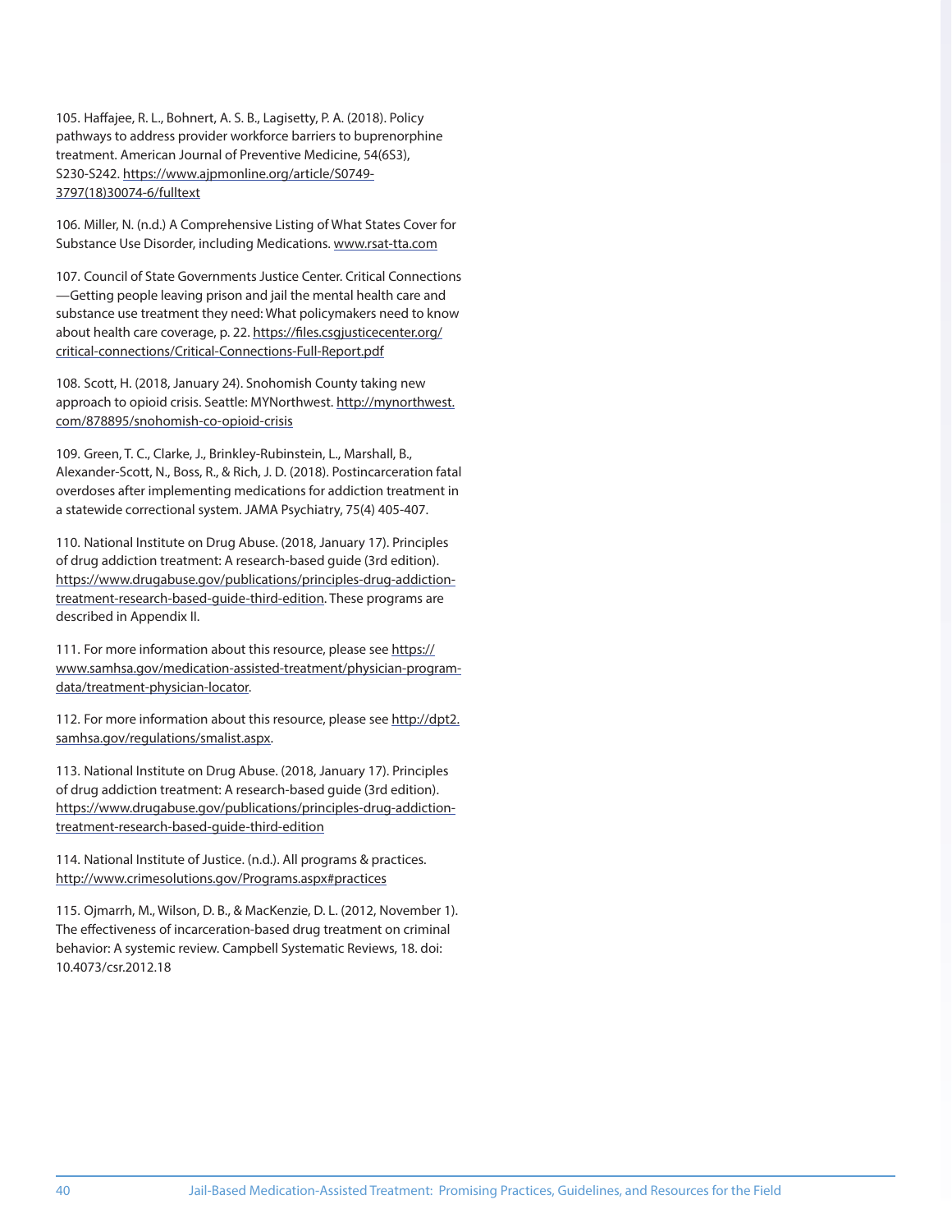105. Haffajee, R. L., Bohnert, A. S. B., Lagisetty, P. A. (2018). Policy pathways to address provider workforce barriers to buprenorphine treatment. American Journal of Preventive Medicine, 54(6S3), S230-S242. https://www.ajpmonline.org/article/S0749-3797(18)30074-6/fulltext

106. Miller, N. (n.d.) A Comprehensive Listing of What States Cover for Substance Use Disorder, including Medications. www.rsat-tta.com

107. Council of State Governments Justice Center. Critical Connections —Getting people leaving prison and jail the mental health care and substance use treatment they need: What policymakers need to know about health care coverage, p. 22. https://files.csgjusticecenter.org/critical-connections/Critical-Connections-Full-Report.pdf

108. Scott, H. (2018, January 24). Snohomish County taking new approach to opioid crisis. Seattle: MYNorthwest. http://mynorthwest.com/878895/snohomish-co-opioid-crisis

109. Green, T. C., Clarke, J., Brinkley-Rubinstein, L., Marshall, B., Alexander-Scott, N., Boss, R., & Rich, J. D. (2018). Postincarceration fatal overdoses after implementing medications for addiction treatment in a statewide correctional system. JAMA Psychiatry, 75(4) 405-407.

110. National Institute on Drug Abuse. (2018, January 17). Principles of drug addiction treatment: A research-based guide (3rd edition). https://www.drugabuse.gov/publications/principles-drug-addiction-treatment-research-based-guide-third-edition. These programs are described in Appendix II.

111. For more information about this resource, please see https://www.samhsa.gov/medication-assisted-treatment/physician-program-data/treatment-physician-locator.

112. For more information about this resource, please see http://dpt2.samhsa.gov/regulations/smalist.aspx.

113. National Institute on Drug Abuse. (2018, January 17). Principles of drug addiction treatment: A research-based guide (3rd edition). https://www.drugabuse.gov/publications/principles-drug-addiction-treatment-research-based-guide-third-edition

114. National Institute of Justice. (n.d.). All programs & practices. http://www.crimesolutions.gov/Programs.aspx#practices

115. Ojmarrh, M., Wilson, D. B., & MacKenzie, D. L. (2012, November 1). The effectiveness of incarceration-based drug treatment on criminal behavior: A systemic review. Campbell Systematic Reviews, 18. doi: 10.4073/csr.2012.18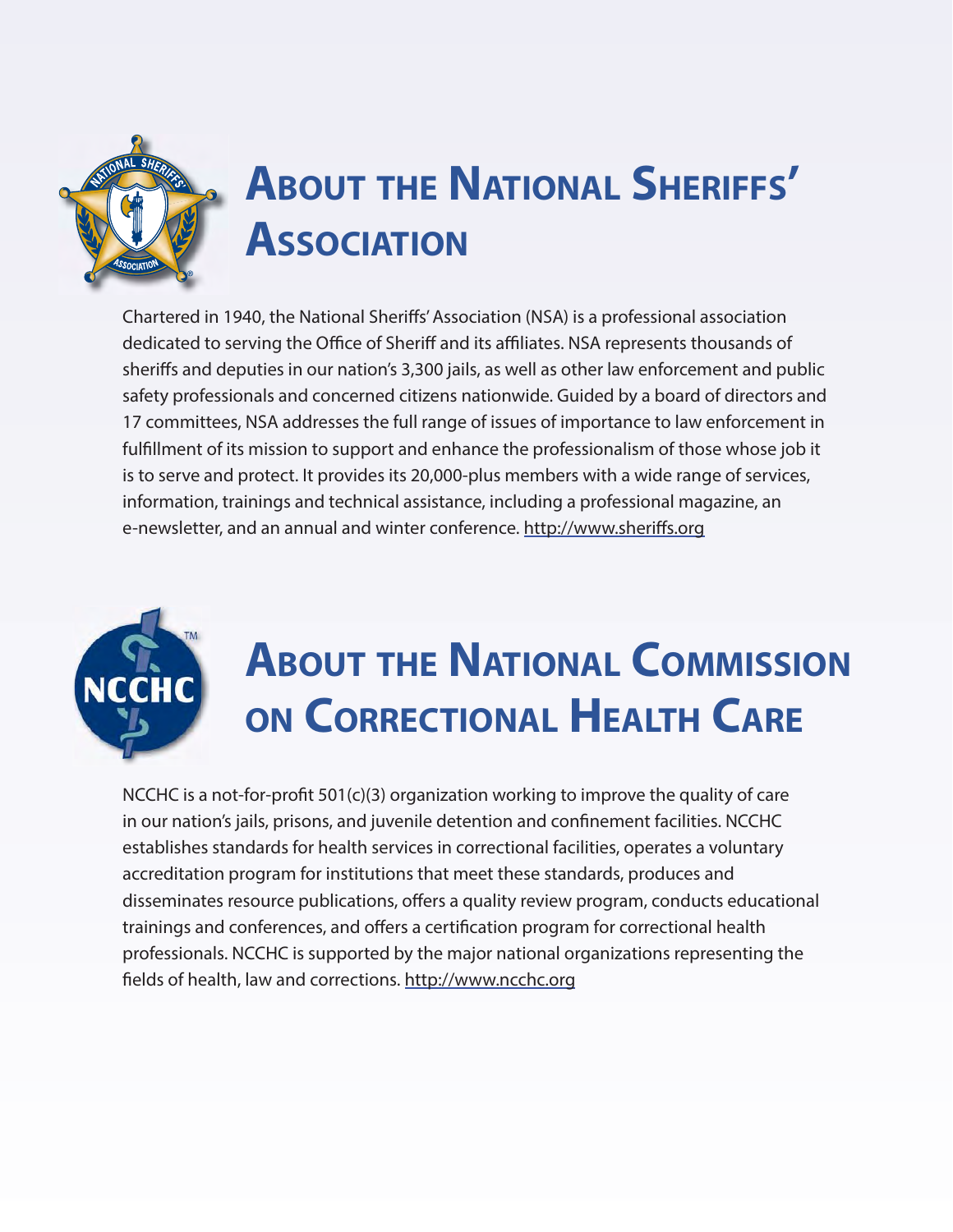# About the National Sheriffs' Association

Chartered in 1940, the National Sheriffs' Association (NSA) is a professional association dedicated to serving the Office of Sheriff and its affiliates. NSA represents thousands of sheriffs and deputies in our nation's 3,300 jails, as well as other law enforcement and public safety professionals and concerned citizens nationwide. Guided by a board of directors and 17 committees, NSA addresses the full range of issues of importance to law enforcement in fulfillment of its mission to support and enhance the professionalism of those whose job it is to serve and protect. It provides its 20,000-plus members with a wide range of services, information, trainings and technical assistance, including a professional magazine, an e-newsletter, and an annual and winter conference. http://www.sheriffs.org

# About the National Commission on Correctional Health Care

NCCHC is a not-for-profit 501(c)(3) organization working to improve the quality of care in our nation's jails, prisons, and juvenile detention and confinement facilities. NCCHC establishes standards for health services in correctional facilities, operates a voluntary accreditation program for institutions that meet these standards, produces and disseminates resource publications, offers a quality review program, conducts educational trainings and conferences, and offers a certification program for correctional health professionals. NCCHC is supported by the major national organizations representing the fields of health, law and corrections. http://www.ncchc.org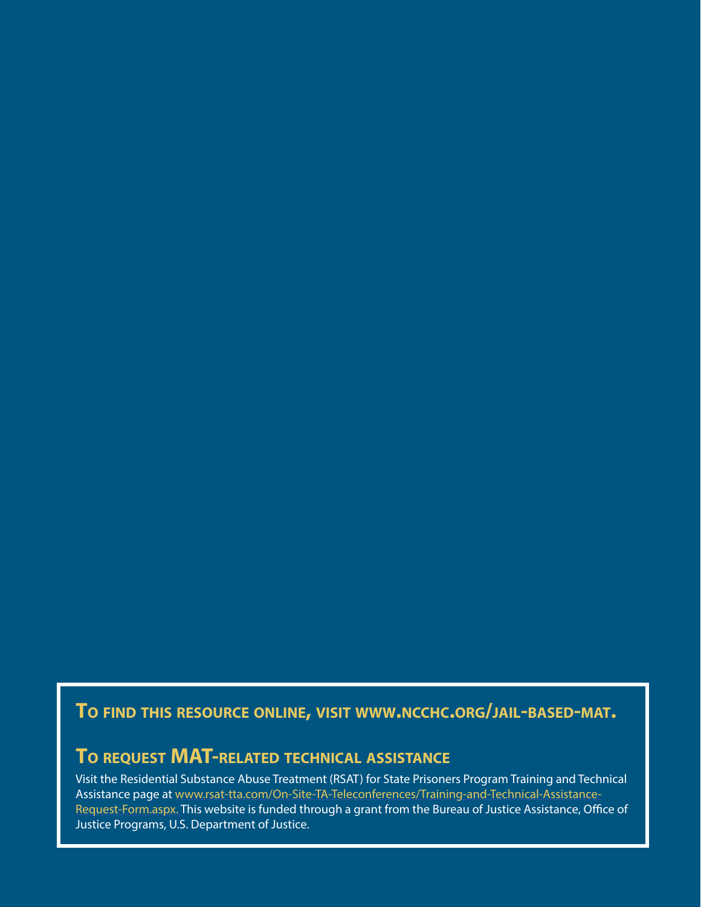## To find this resource online, visit www.ncchc.org/jail-based-mat.

## To request MAT-related technical assistance

Visit the Residential Substance Abuse Treatment (RSAT) for State Prisoners Program Training and Technical Assistance page at www.rsat-tta.com/On-Site-TA-Teleconferences/Training-and-Technical-Assistance-Request-Form.aspx. This website is funded through a grant from the Bureau of Justice Assistance, Office of Justice Programs, U.S. Department of Justice.